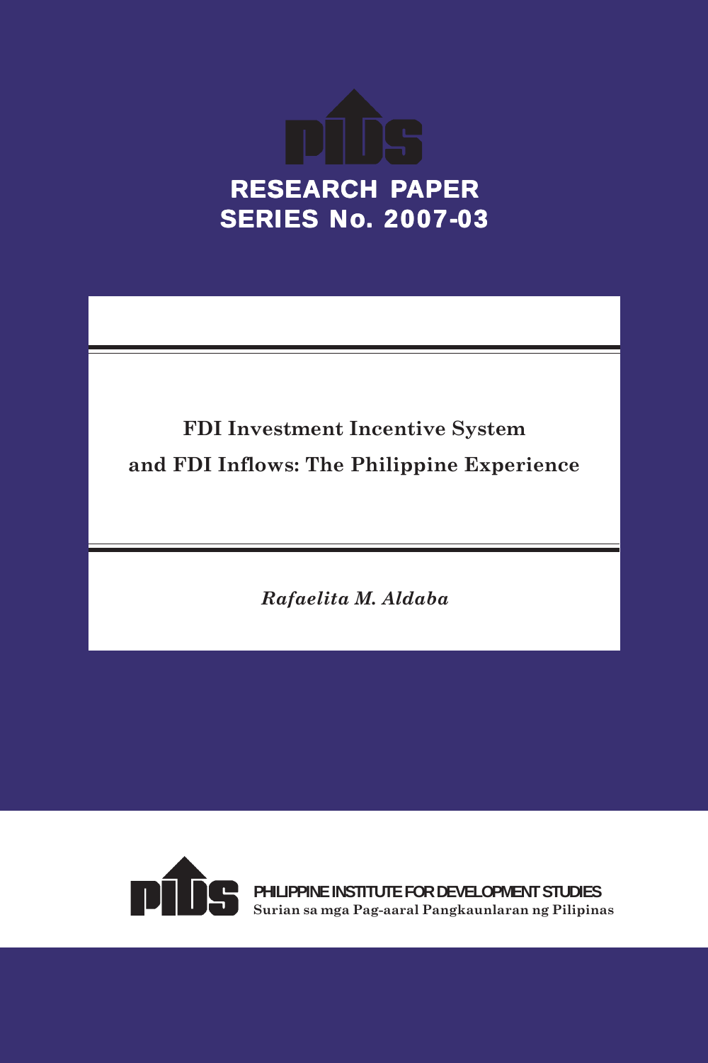PIDS

**RESEARCH PAPER SERIES No. 2007-03**

# FDI Investment Incentive System and FDI Inflows: The Philippine Experience

*Rafaelita M. Aldaba*

PHILIPPINE INSTITUTE FOR DEVELOPMENT STUDIES

Surian sa mga Pag-aaral Pangkaunlaran ng Pilipinas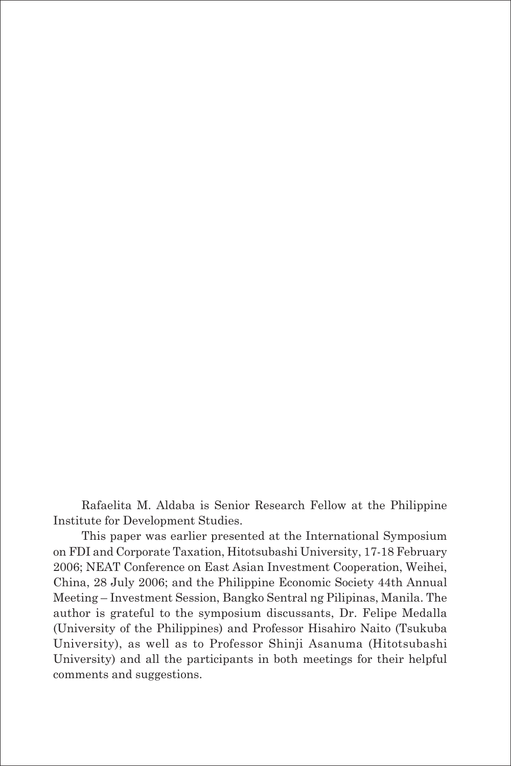Rafaelita M. Aldaba is Senior Research Fellow at the Philippine Institute for Development Studies.

This paper was earlier presented at the International Symposium on FDI and Corporate Taxation, Hitotsubashi University, 17-18 February 2006; NEAT Conference on East Asian Investment Cooperation, Weihei, China, 28 July 2006; and the Philippine Economic Society 44th Annual Meeting – Investment Session, Bangko Sentral ng Pilipinas, Manila. The author is grateful to the symposium discussants, Dr. Felipe Medalla (University of the Philippines) and Professor Hisahiro Naito (Tsukuba University), as well as to Professor Shinji Asanuma (Hitotsubashi University) and all the participants in both meetings for their helpful comments and suggestions.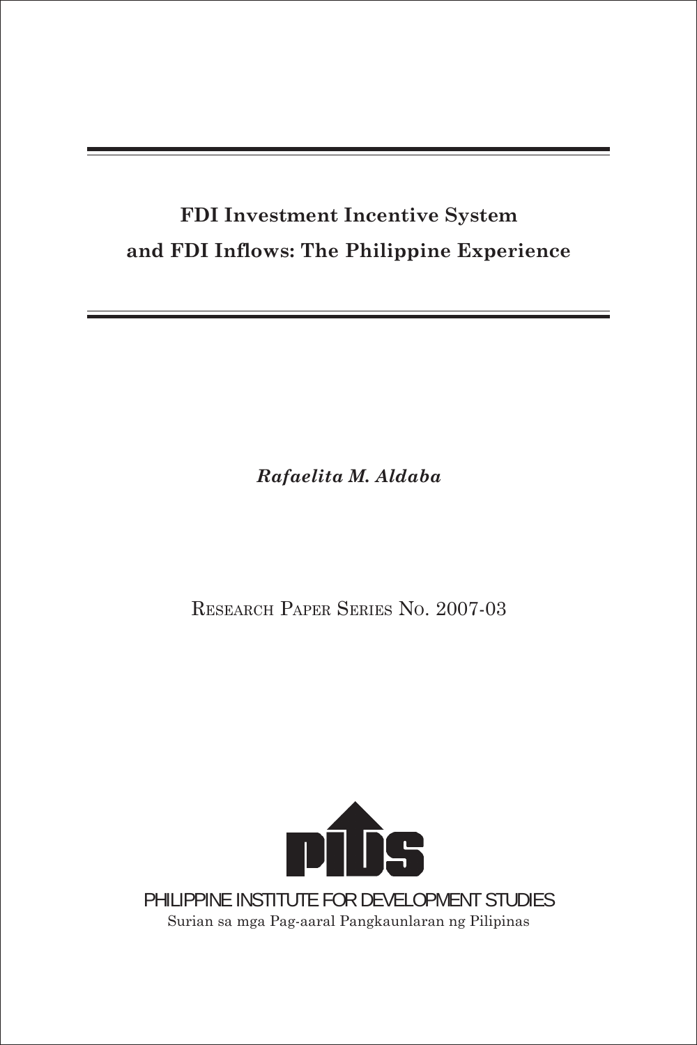# FDI Investment Incentive System and FDI Inflows: The Philippine Experience

***Rafaelita M. Aldaba***

Research Paper Series No. 2007-03

PIDS

PHILIPPINE INSTITUTE FOR DEVELOPMENT STUDIES

Surian sa mga Pag-aaral Pangkaunlaran ng Pilipinas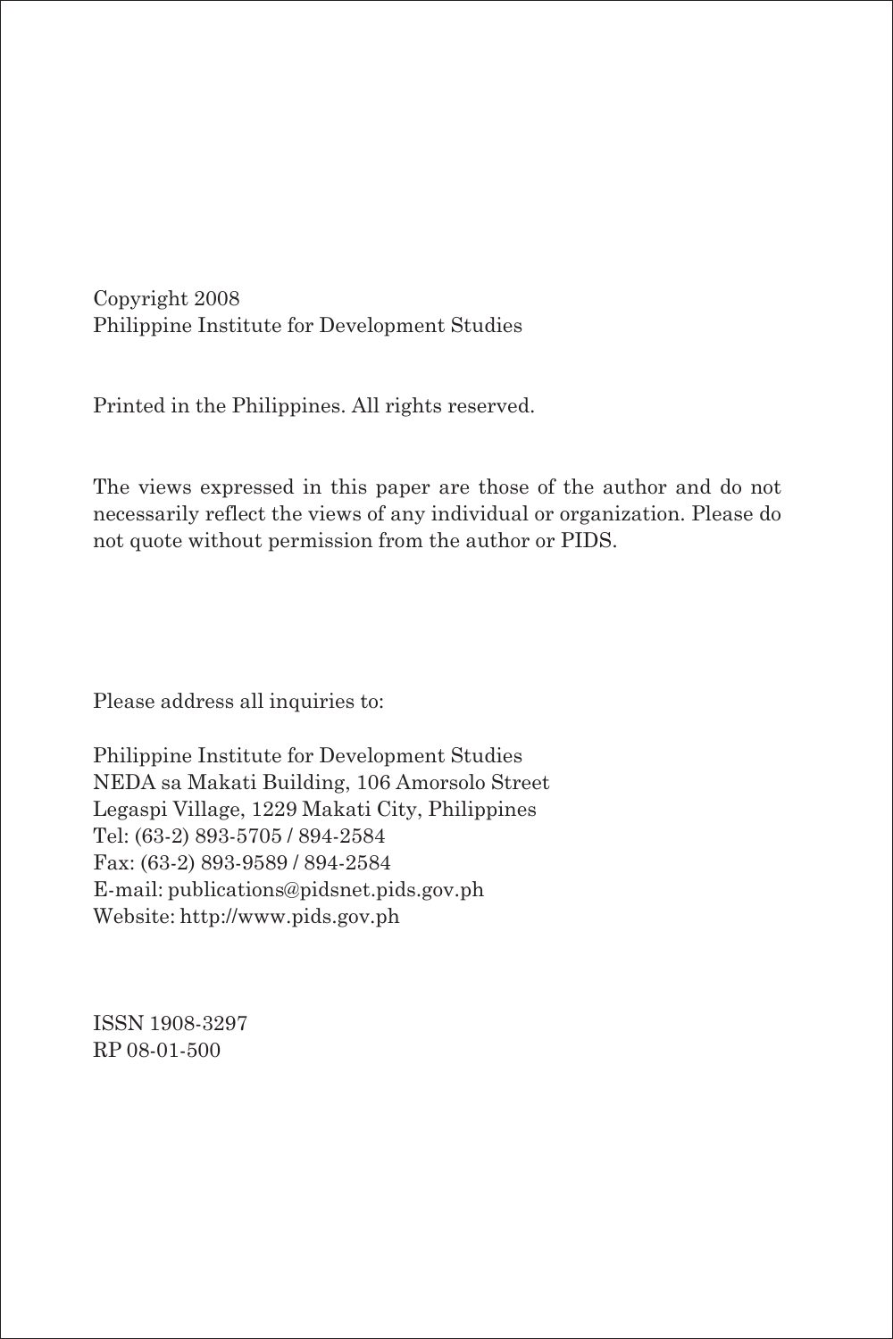Copyright 2008
Philippine Institute for Development Studies

Printed in the Philippines. All rights reserved.

The views expressed in this paper are those of the author and do not necessarily reflect the views of any individual or organization. Please do not quote without permission from the author or PIDS.

Please address all inquiries to:

Philippine Institute for Development Studies
NEDA sa Makati Building, 106 Amorsolo Street
Legaspi Village, 1229 Makati City, Philippines
Tel: (63-2) 893-5705 / 894-2584
Fax: (63-2) 893-9589 / 894-2584
E-mail: publications@pidsnet.pids.gov.ph
Website: http://www.pids.gov.ph

ISSN 1908-3297
RP 08-01-500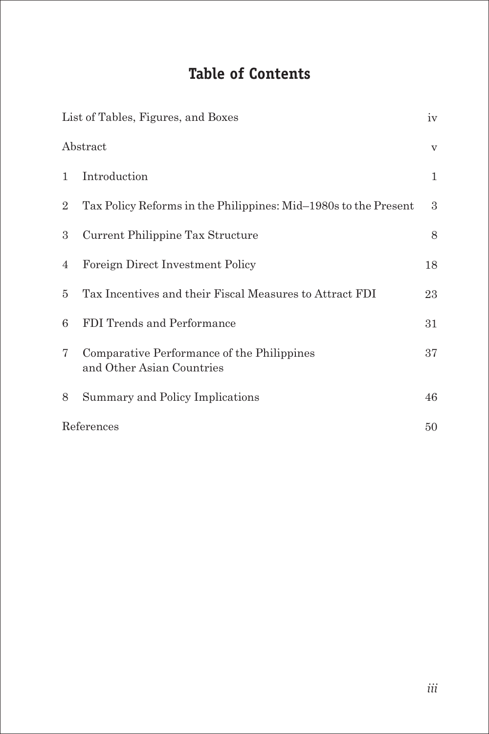# Table of Contents

| | |
|---|---|
| List of Tables, Figures, and Boxes | iv |
| Abstract | v |
| 1 Introduction | 1 |
| 2 Tax Policy Reforms in the Philippines: Mid–1980s to the Present | 3 |
| 3 Current Philippine Tax Structure | 8 |
| 4 Foreign Direct Investment Policy | 18 |
| 5 Tax Incentives and their Fiscal Measures to Attract FDI | 23 |
| 6 FDI Trends and Performance | 31 |
| 7 Comparative Performance of the Philippines and Other Asian Countries | 37 |
| 8 Summary and Policy Implications | 46 |
| References | 50 |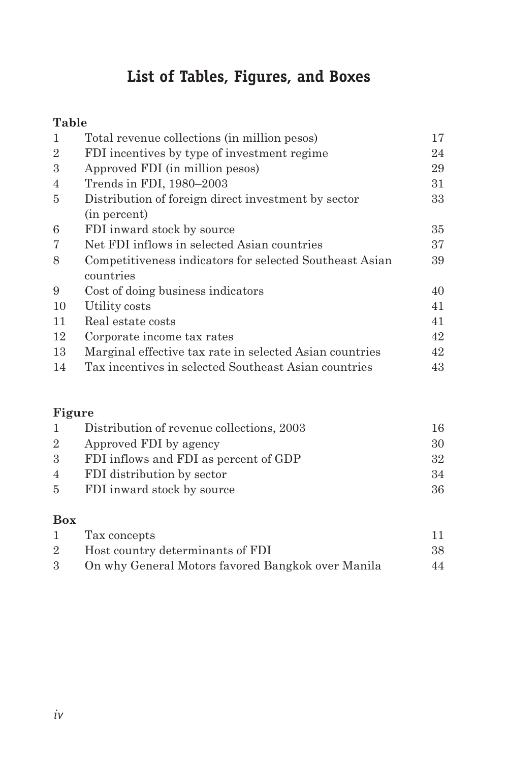# List of Tables, Figures, and Boxes

**Table**

| | | |
|---|---|---|
| 1 | Total revenue collections (in million pesos) | 17 |
| 2 | FDI incentives by type of investment regime | 24 |
| 3 | Approved FDI (in million pesos) | 29 |
| 4 | Trends in FDI, 1980–2003 | 31 |
| 5 | Distribution of foreign direct investment by sector (in percent) | 33 |
| 6 | FDI inward stock by source | 35 |
| 7 | Net FDI inflows in selected Asian countries | 37 |
| 8 | Competitiveness indicators for selected Southeast Asian countries | 39 |
| 9 | Cost of doing business indicators | 40 |
| 10 | Utility costs | 41 |
| 11 | Real estate costs | 41 |
| 12 | Corporate income tax rates | 42 |
| 13 | Marginal effective tax rate in selected Asian countries | 42 |
| 14 | Tax incentives in selected Southeast Asian countries | 43 |

**Figure**

| | | |
|---|---|---|
| 1 | Distribution of revenue collections, 2003 | 16 |
| 2 | Approved FDI by agency | 30 |
| 3 | FDI inflows and FDI as percent of GDP | 32 |
| 4 | FDI distribution by sector | 34 |
| 5 | FDI inward stock by source | 36 |

**Box**

| | | |
|---|---|---|
| 1 | Tax concepts | 11 |
| 2 | Host country determinants of FDI | 38 |
| 3 | On why General Motors favored Bangkok over Manila | 44 |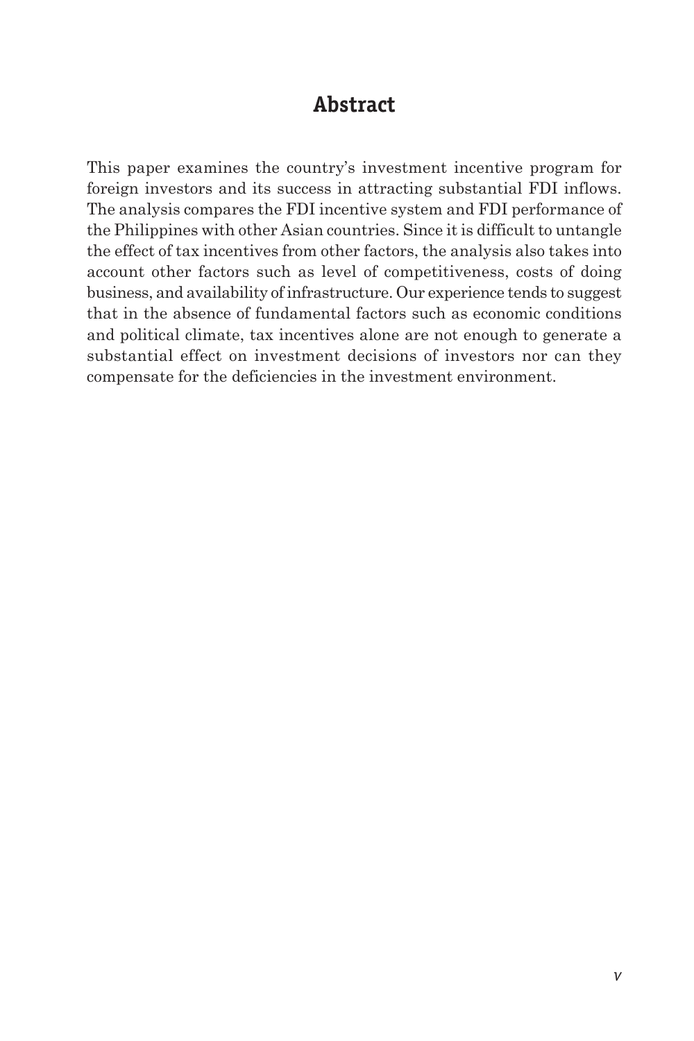## Abstract

This paper examines the country's investment incentive program for foreign investors and its success in attracting substantial FDI inflows. The analysis compares the FDI incentive system and FDI performance of the Philippines with other Asian countries. Since it is difficult to untangle the effect of tax incentives from other factors, the analysis also takes into account other factors such as level of competitiveness, costs of doing business, and availability of infrastructure. Our experience tends to suggest that in the absence of fundamental factors such as economic conditions and political climate, tax incentives alone are not enough to generate a substantial effect on investment decisions of investors nor can they compensate for the deficiencies in the investment environment.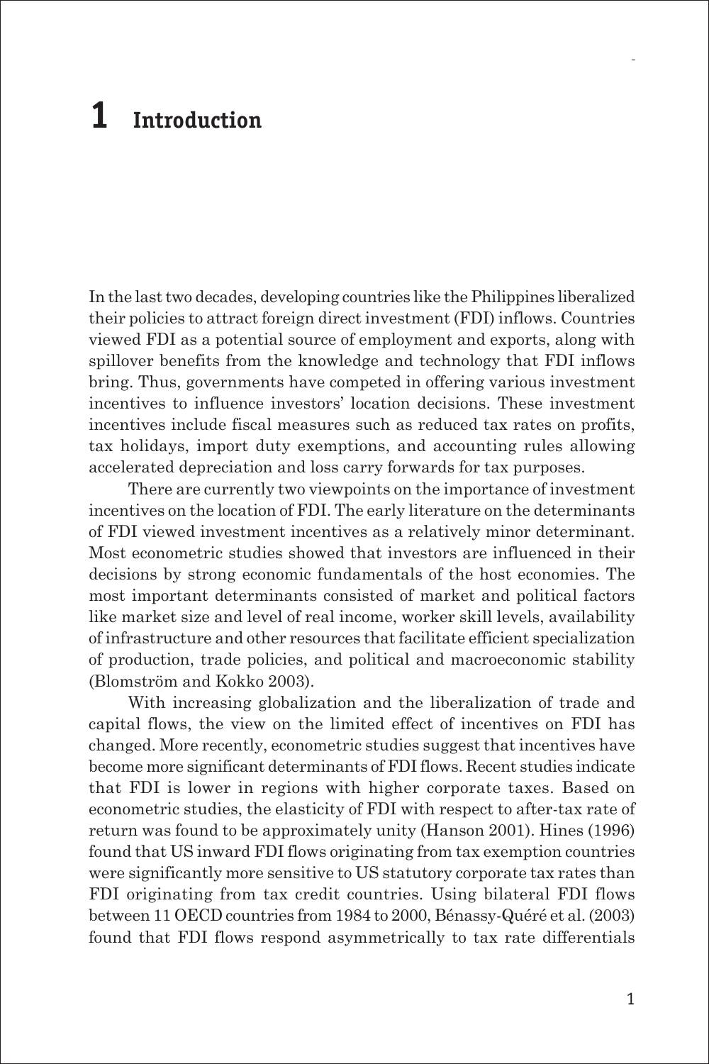# 1 Introduction

In the last two decades, developing countries like the Philippines liberalized their policies to attract foreign direct investment (FDI) inflows. Countries viewed FDI as a potential source of employment and exports, along with spillover benefits from the knowledge and technology that FDI inflows bring. Thus, governments have competed in offering various investment incentives to influence investors' location decisions. These investment incentives include fiscal measures such as reduced tax rates on profits, tax holidays, import duty exemptions, and accounting rules allowing accelerated depreciation and loss carry forwards for tax purposes.

There are currently two viewpoints on the importance of investment incentives on the location of FDI. The early literature on the determinants of FDI viewed investment incentives as a relatively minor determinant. Most econometric studies showed that investors are influenced in their decisions by strong economic fundamentals of the host economies. The most important determinants consisted of market and political factors like market size and level of real income, worker skill levels, availability of infrastructure and other resources that facilitate efficient specialization of production, trade policies, and political and macroeconomic stability (Blomström and Kokko 2003).

With increasing globalization and the liberalization of trade and capital flows, the view on the limited effect of incentives on FDI has changed. More recently, econometric studies suggest that incentives have become more significant determinants of FDI flows. Recent studies indicate that FDI is lower in regions with higher corporate taxes. Based on econometric studies, the elasticity of FDI with respect to after-tax rate of return was found to be approximately unity (Hanson 2001). Hines (1996) found that US inward FDI flows originating from tax exemption countries were significantly more sensitive to US statutory corporate tax rates than FDI originating from tax credit countries. Using bilateral FDI flows between 11 OECD countries from 1984 to 2000, Bénassy-Quéré et al. (2003) found that FDI flows respond asymmetrically to tax rate differentials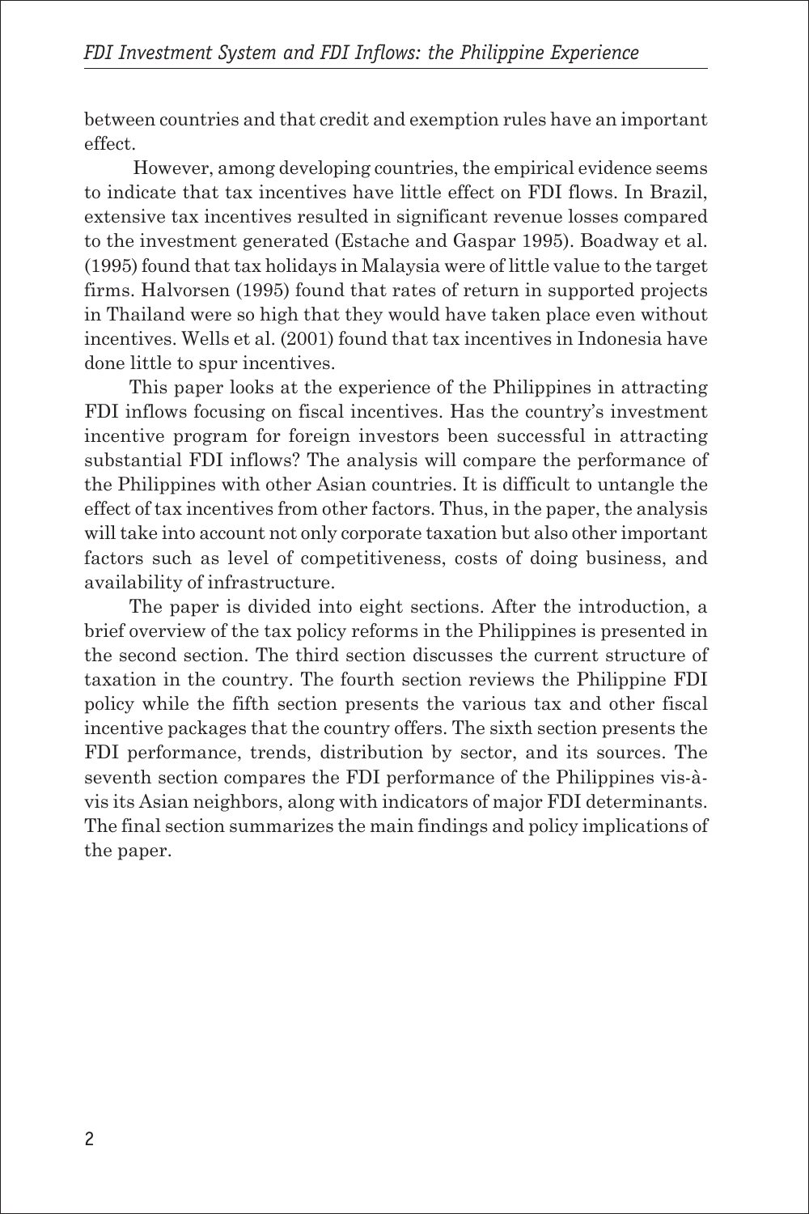between countries and that credit and exemption rules have an important effect.

However, among developing countries, the empirical evidence seems to indicate that tax incentives have little effect on FDI flows. In Brazil, extensive tax incentives resulted in significant revenue losses compared to the investment generated (Estache and Gaspar 1995). Boadway et al. (1995) found that tax holidays in Malaysia were of little value to the target firms. Halvorsen (1995) found that rates of return in supported projects in Thailand were so high that they would have taken place even without incentives. Wells et al. (2001) found that tax incentives in Indonesia have done little to spur incentives.

This paper looks at the experience of the Philippines in attracting FDI inflows focusing on fiscal incentives. Has the country's investment incentive program for foreign investors been successful in attracting substantial FDI inflows? The analysis will compare the performance of the Philippines with other Asian countries. It is difficult to untangle the effect of tax incentives from other factors. Thus, in the paper, the analysis will take into account not only corporate taxation but also other important factors such as level of competitiveness, costs of doing business, and availability of infrastructure.

The paper is divided into eight sections. After the introduction, a brief overview of the tax policy reforms in the Philippines is presented in the second section. The third section discusses the current structure of taxation in the country. The fourth section reviews the Philippine FDI policy while the fifth section presents the various tax and other fiscal incentive packages that the country offers. The sixth section presents the FDI performance, trends, distribution by sector, and its sources. The seventh section compares the FDI performance of the Philippines vis-à-vis its Asian neighbors, along with indicators of major FDI determinants. The final section summarizes the main findings and policy implications of the paper.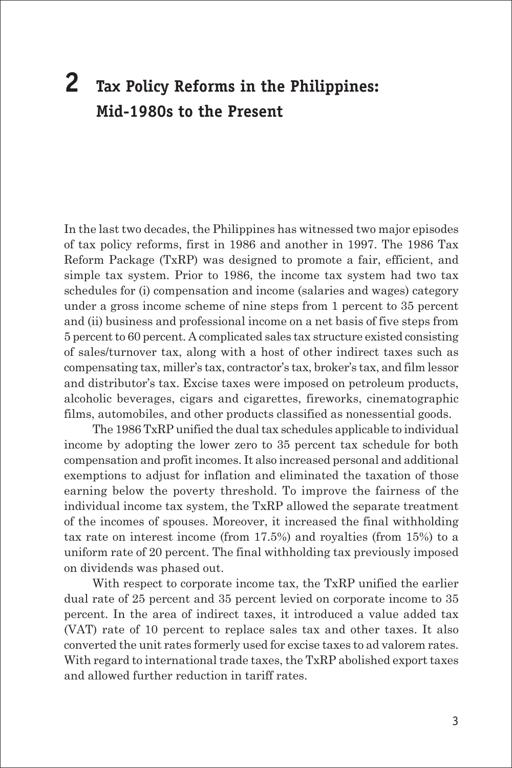# 2 Tax Policy Reforms in the Philippines: Mid-1980s to the Present

In the last two decades, the Philippines has witnessed two major episodes of tax policy reforms, first in 1986 and another in 1997. The 1986 Tax Reform Package (TxRP) was designed to promote a fair, efficient, and simple tax system. Prior to 1986, the income tax system had two tax schedules for (i) compensation and income (salaries and wages) category under a gross income scheme of nine steps from 1 percent to 35 percent and (ii) business and professional income on a net basis of five steps from 5 percent to 60 percent. A complicated sales tax structure existed consisting of sales/turnover tax, along with a host of other indirect taxes such as compensating tax, miller's tax, contractor's tax, broker's tax, and film lessor and distributor's tax. Excise taxes were imposed on petroleum products, alcoholic beverages, cigars and cigarettes, fireworks, cinematographic films, automobiles, and other products classified as nonessential goods.

The 1986 TxRP unified the dual tax schedules applicable to individual income by adopting the lower zero to 35 percent tax schedule for both compensation and profit incomes. It also increased personal and additional exemptions to adjust for inflation and eliminated the taxation of those earning below the poverty threshold. To improve the fairness of the individual income tax system, the TxRP allowed the separate treatment of the incomes of spouses. Moreover, it increased the final withholding tax rate on interest income (from 17.5%) and royalties (from 15%) to a uniform rate of 20 percent. The final withholding tax previously imposed on dividends was phased out.

With respect to corporate income tax, the TxRP unified the earlier dual rate of 25 percent and 35 percent levied on corporate income to 35 percent. In the area of indirect taxes, it introduced a value added tax (VAT) rate of 10 percent to replace sales tax and other taxes. It also converted the unit rates formerly used for excise taxes to ad valorem rates. With regard to international trade taxes, the TxRP abolished export taxes and allowed further reduction in tariff rates.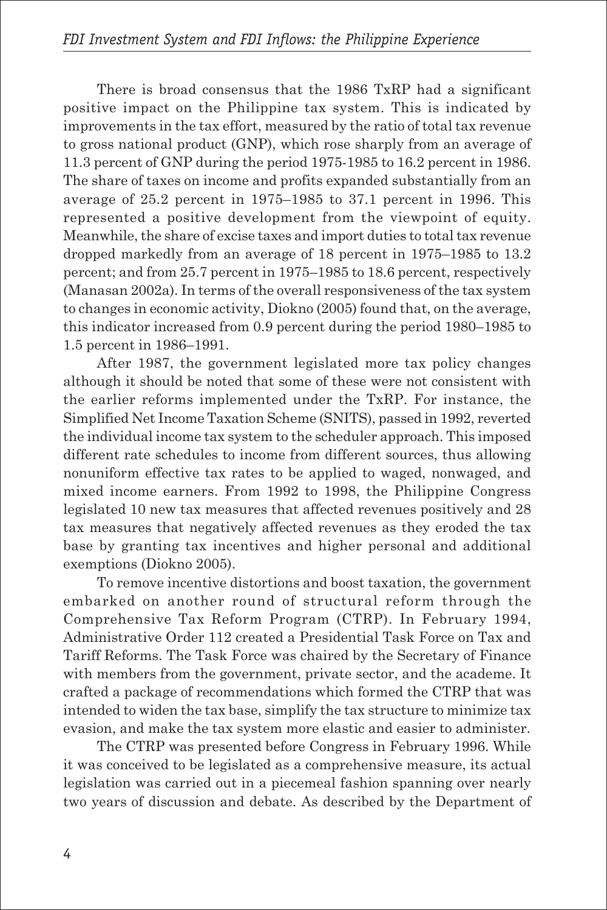There is broad consensus that the 1986 TxRP had a significant positive impact on the Philippine tax system. This is indicated by improvements in the tax effort, measured by the ratio of total tax revenue to gross national product (GNP), which rose sharply from an average of 11.3 percent of GNP during the period 1975-1985 to 16.2 percent in 1986. The share of taxes on income and profits expanded substantially from an average of 25.2 percent in 1975–1985 to 37.1 percent in 1996. This represented a positive development from the viewpoint of equity. Meanwhile, the share of excise taxes and import duties to total tax revenue dropped markedly from an average of 18 percent in 1975–1985 to 13.2 percent; and from 25.7 percent in 1975–1985 to 18.6 percent, respectively (Manasan 2002a). In terms of the overall responsiveness of the tax system to changes in economic activity, Diokno (2005) found that, on the average, this indicator increased from 0.9 percent during the period 1980–1985 to 1.5 percent in 1986–1991.

After 1987, the government legislated more tax policy changes although it should be noted that some of these were not consistent with the earlier reforms implemented under the TxRP. For instance, the Simplified Net Income Taxation Scheme (SNITS), passed in 1992, reverted the individual income tax system to the scheduler approach. This imposed different rate schedules to income from different sources, thus allowing nonuniform effective tax rates to be applied to waged, nonwaged, and mixed income earners. From 1992 to 1998, the Philippine Congress legislated 10 new tax measures that affected revenues positively and 28 tax measures that negatively affected revenues as they eroded the tax base by granting tax incentives and higher personal and additional exemptions (Diokno 2005).

To remove incentive distortions and boost taxation, the government embarked on another round of structural reform through the Comprehensive Tax Reform Program (CTRP). In February 1994, Administrative Order 112 created a Presidential Task Force on Tax and Tariff Reforms. The Task Force was chaired by the Secretary of Finance with members from the government, private sector, and the academe. It crafted a package of recommendations which formed the CTRP that was intended to widen the tax base, simplify the tax structure to minimize tax evasion, and make the tax system more elastic and easier to administer.

The CTRP was presented before Congress in February 1996. While it was conceived to be legislated as a comprehensive measure, its actual legislation was carried out in a piecemeal fashion spanning over nearly two years of discussion and debate. As described by the Department of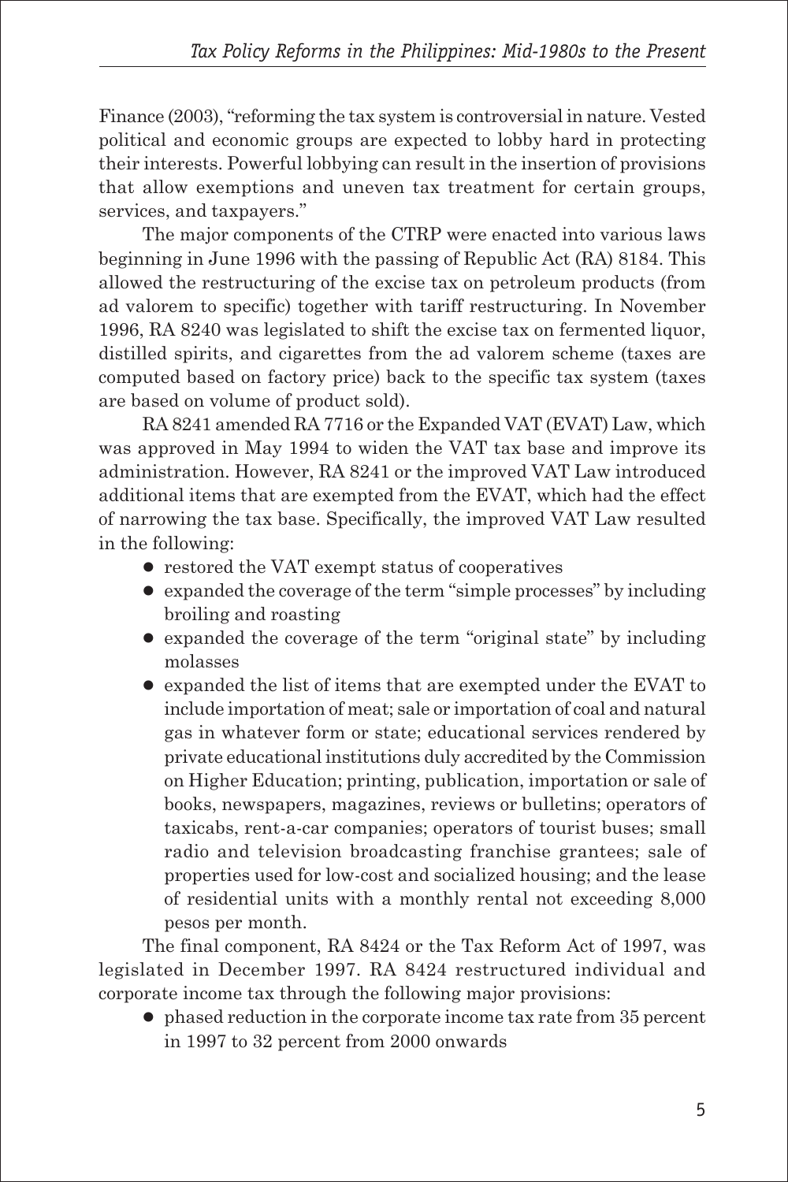Finance (2003), "reforming the tax system is controversial in nature. Vested political and economic groups are expected to lobby hard in protecting their interests. Powerful lobbying can result in the insertion of provisions that allow exemptions and uneven tax treatment for certain groups, services, and taxpayers."

The major components of the CTRP were enacted into various laws beginning in June 1996 with the passing of Republic Act (RA) 8184. This allowed the restructuring of the excise tax on petroleum products (from ad valorem to specific) together with tariff restructuring. In November 1996, RA 8240 was legislated to shift the excise tax on fermented liquor, distilled spirits, and cigarettes from the ad valorem scheme (taxes are computed based on factory price) back to the specific tax system (taxes are based on volume of product sold).

RA 8241 amended RA 7716 or the Expanded VAT (EVAT) Law, which was approved in May 1994 to widen the VAT tax base and improve its administration. However, RA 8241 or the improved VAT Law introduced additional items that are exempted from the EVAT, which had the effect of narrowing the tax base. Specifically, the improved VAT Law resulted in the following:

- restored the VAT exempt status of cooperatives
- expanded the coverage of the term "simple processes" by including broiling and roasting
- expanded the coverage of the term "original state" by including molasses
- expanded the list of items that are exempted under the EVAT to include importation of meat; sale or importation of coal and natural gas in whatever form or state; educational services rendered by private educational institutions duly accredited by the Commission on Higher Education; printing, publication, importation or sale of books, newspapers, magazines, reviews or bulletins; operators of taxicabs, rent-a-car companies; operators of tourist buses; small radio and television broadcasting franchise grantees; sale of properties used for low-cost and socialized housing; and the lease of residential units with a monthly rental not exceeding 8,000 pesos per month.

The final component, RA 8424 or the Tax Reform Act of 1997, was legislated in December 1997. RA 8424 restructured individual and corporate income tax through the following major provisions:

- phased reduction in the corporate income tax rate from 35 percent in 1997 to 32 percent from 2000 onwards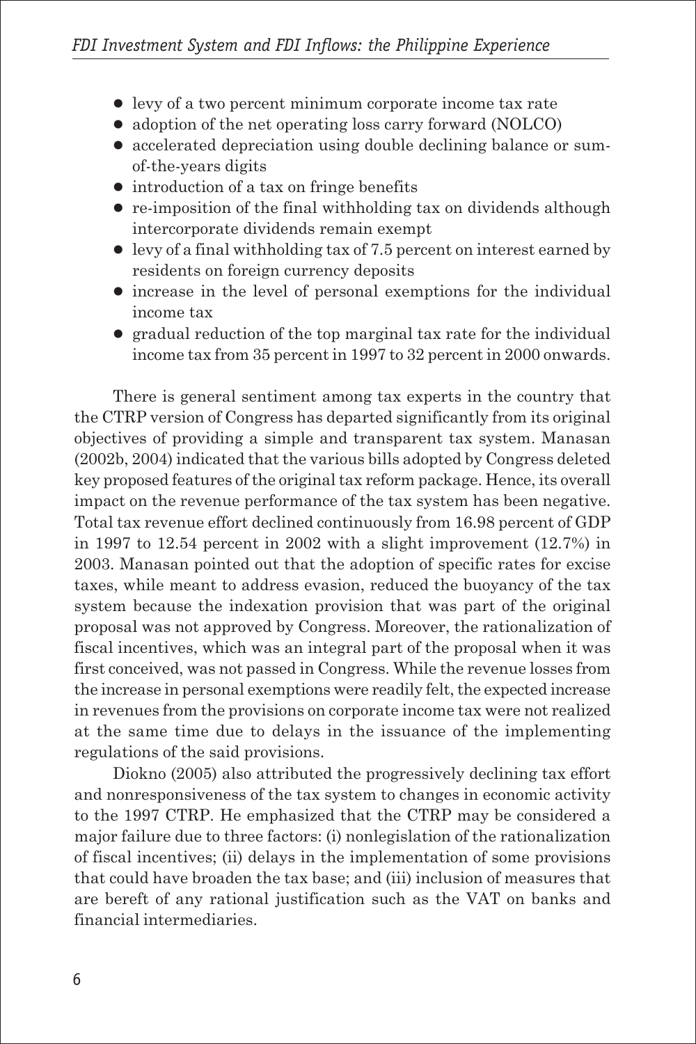- levy of a two percent minimum corporate income tax rate
- adoption of the net operating loss carry forward (NOLCO)
- accelerated depreciation using double declining balance or sum-of-the-years digits
- introduction of a tax on fringe benefits
- re-imposition of the final withholding tax on dividends although intercorporate dividends remain exempt
- levy of a final withholding tax of 7.5 percent on interest earned by residents on foreign currency deposits
- increase in the level of personal exemptions for the individual income tax
- gradual reduction of the top marginal tax rate for the individual income tax from 35 percent in 1997 to 32 percent in 2000 onwards.

There is general sentiment among tax experts in the country that the CTRP version of Congress has departed significantly from its original objectives of providing a simple and transparent tax system. Manasan (2002b, 2004) indicated that the various bills adopted by Congress deleted key proposed features of the original tax reform package. Hence, its overall impact on the revenue performance of the tax system has been negative. Total tax revenue effort declined continuously from 16.98 percent of GDP in 1997 to 12.54 percent in 2002 with a slight improvement (12.7%) in 2003. Manasan pointed out that the adoption of specific rates for excise taxes, while meant to address evasion, reduced the buoyancy of the tax system because the indexation provision that was part of the original proposal was not approved by Congress. Moreover, the rationalization of fiscal incentives, which was an integral part of the proposal when it was first conceived, was not passed in Congress. While the revenue losses from the increase in personal exemptions were readily felt, the expected increase in revenues from the provisions on corporate income tax were not realized at the same time due to delays in the issuance of the implementing regulations of the said provisions.

Diokno (2005) also attributed the progressively declining tax effort and nonresponsiveness of the tax system to changes in economic activity to the 1997 CTRP. He emphasized that the CTRP may be considered a major failure due to three factors: (i) nonlegislation of the rationalization of fiscal incentives; (ii) delays in the implementation of some provisions that could have broaden the tax base; and (iii) inclusion of measures that are bereft of any rational justification such as the VAT on banks and financial intermediaries.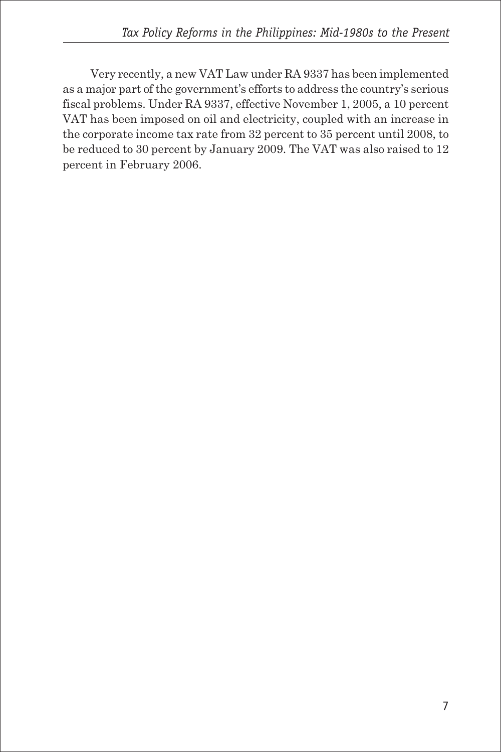Very recently, a new VAT Law under RA 9337 has been implemented as a major part of the government's efforts to address the country's serious fiscal problems. Under RA 9337, effective November 1, 2005, a 10 percent VAT has been imposed on oil and electricity, coupled with an increase in the corporate income tax rate from 32 percent to 35 percent until 2008, to be reduced to 30 percent by January 2009. The VAT was also raised to 12 percent in February 2006.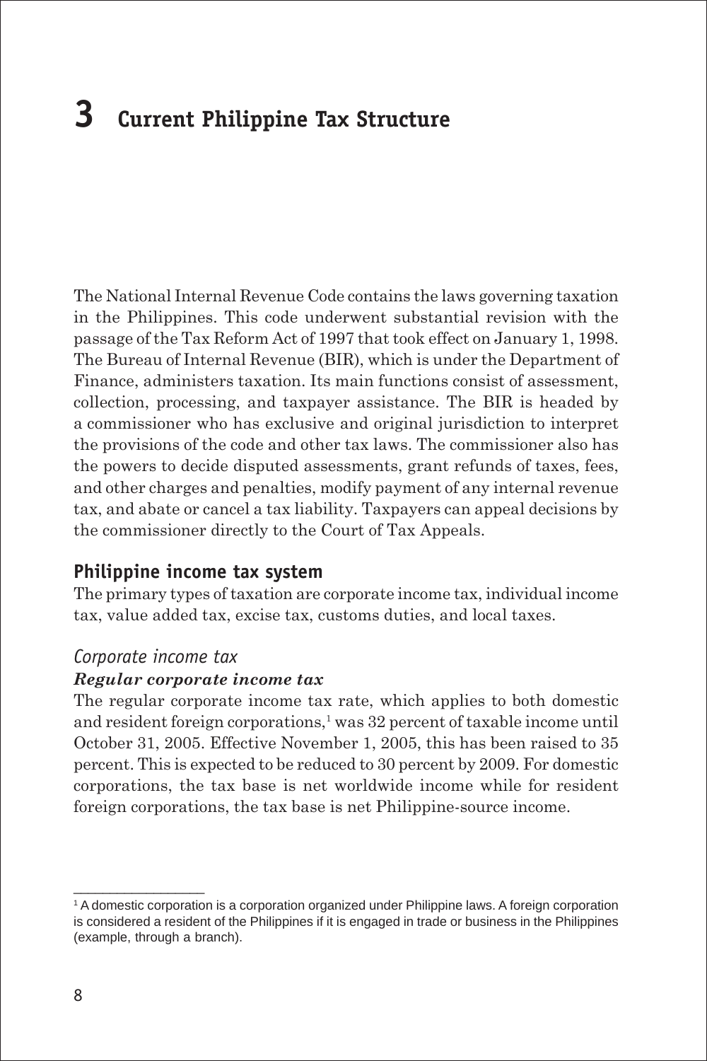# 3 Current Philippine Tax Structure

The National Internal Revenue Code contains the laws governing taxation in the Philippines. This code underwent substantial revision with the passage of the Tax Reform Act of 1997 that took effect on January 1, 1998. The Bureau of Internal Revenue (BIR), which is under the Department of Finance, administers taxation. Its main functions consist of assessment, collection, processing, and taxpayer assistance. The BIR is headed by a commissioner who has exclusive and original jurisdiction to interpret the provisions of the code and other tax laws. The commissioner also has the powers to decide disputed assessments, grant refunds of taxes, fees, and other charges and penalties, modify payment of any internal revenue tax, and abate or cancel a tax liability. Taxpayers can appeal decisions by the commissioner directly to the Court of Tax Appeals.

## Philippine income tax system

The primary types of taxation are corporate income tax, individual income tax, value added tax, excise tax, customs duties, and local taxes.

### *Corporate income tax*

#### ***Regular corporate income tax***

The regular corporate income tax rate, which applies to both domestic and resident foreign corporations,[1] was 32 percent of taxable income until October 31, 2005. Effective November 1, 2005, this has been raised to 35 percent. This is expected to be reduced to 30 percent by 2009. For domestic corporations, the tax base is net worldwide income while for resident foreign corporations, the tax base is net Philippine-source income.

---

[1] A domestic corporation is a corporation organized under Philippine laws. A foreign corporation is considered a resident of the Philippines if it is engaged in trade or business in the Philippines (example, through a branch).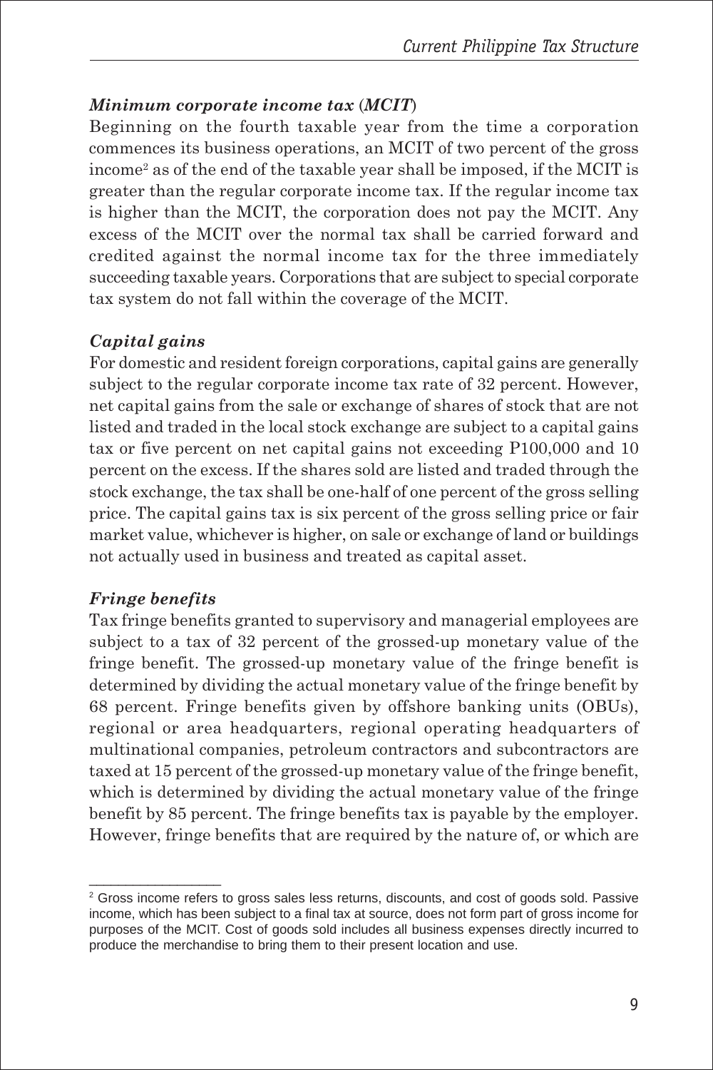### *Minimum corporate income tax (MCIT)*

Beginning on the fourth taxable year from the time a corporation commences its business operations, an MCIT of two percent of the gross income[2] as of the end of the taxable year shall be imposed, if the MCIT is greater than the regular corporate income tax. If the regular income tax is higher than the MCIT, the corporation does not pay the MCIT. Any excess of the MCIT over the normal tax shall be carried forward and credited against the normal income tax for the three immediately succeeding taxable years. Corporations that are subject to special corporate tax system do not fall within the coverage of the MCIT.

### *Capital gains*

For domestic and resident foreign corporations, capital gains are generally subject to the regular corporate income tax rate of 32 percent. However, net capital gains from the sale or exchange of shares of stock that are not listed and traded in the local stock exchange are subject to a capital gains tax or five percent on net capital gains not exceeding P100,000 and 10 percent on the excess. If the shares sold are listed and traded through the stock exchange, the tax shall be one-half of one percent of the gross selling price. The capital gains tax is six percent of the gross selling price or fair market value, whichever is higher, on sale or exchange of land or buildings not actually used in business and treated as capital asset.

### *Fringe benefits*

Tax fringe benefits granted to supervisory and managerial employees are subject to a tax of 32 percent of the grossed-up monetary value of the fringe benefit. The grossed-up monetary value of the fringe benefit is determined by dividing the actual monetary value of the fringe benefit by 68 percent. Fringe benefits given by offshore banking units (OBUs), regional or area headquarters, regional operating headquarters of multinational companies, petroleum contractors and subcontractors are taxed at 15 percent of the grossed-up monetary value of the fringe benefit, which is determined by dividing the actual monetary value of the fringe benefit by 85 percent. The fringe benefits tax is payable by the employer. However, fringe benefits that are required by the nature of, or which are

---

[2] Gross income refers to gross sales less returns, discounts, and cost of goods sold. Passive income, which has been subject to a final tax at source, does not form part of gross income for purposes of the MCIT. Cost of goods sold includes all business expenses directly incurred to produce the merchandise to bring them to their present location and use.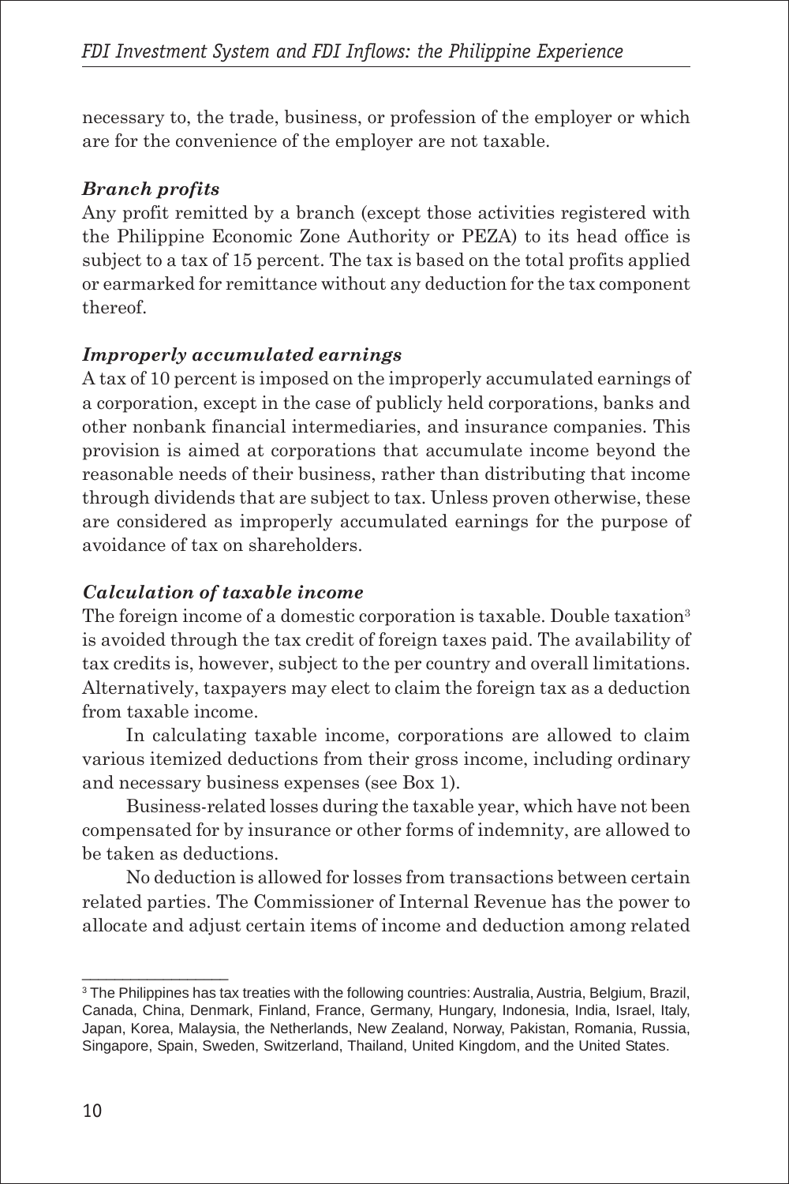necessary to, the trade, business, or profession of the employer or which are for the convenience of the employer are not taxable.

***Branch profits***

Any profit remitted by a branch (except those activities registered with the Philippine Economic Zone Authority or PEZA) to its head office is subject to a tax of 15 percent. The tax is based on the total profits applied or earmarked for remittance without any deduction for the tax component thereof.

***Improperly accumulated earnings***

A tax of 10 percent is imposed on the improperly accumulated earnings of a corporation, except in the case of publicly held corporations, banks and other nonbank financial intermediaries, and insurance companies. This provision is aimed at corporations that accumulate income beyond the reasonable needs of their business, rather than distributing that income through dividends that are subject to tax. Unless proven otherwise, these are considered as improperly accumulated earnings for the purpose of avoidance of tax on shareholders.

***Calculation of taxable income***

The foreign income of a domestic corporation is taxable. Double taxation[3] is avoided through the tax credit of foreign taxes paid. The availability of tax credits is, however, subject to the per country and overall limitations. Alternatively, taxpayers may elect to claim the foreign tax as a deduction from taxable income.

In calculating taxable income, corporations are allowed to claim various itemized deductions from their gross income, including ordinary and necessary business expenses (see Box 1).

Business-related losses during the taxable year, which have not been compensated for by insurance or other forms of indemnity, are allowed to be taken as deductions.

No deduction is allowed for losses from transactions between certain related parties. The Commissioner of Internal Revenue has the power to allocate and adjust certain items of income and deduction among related

---

[3] The Philippines has tax treaties with the following countries: Australia, Austria, Belgium, Brazil, Canada, China, Denmark, Finland, France, Germany, Hungary, Indonesia, India, Israel, Italy, Japan, Korea, Malaysia, the Netherlands, New Zealand, Norway, Pakistan, Romania, Russia, Singapore, Spain, Sweden, Switzerland, Thailand, United Kingdom, and the United States.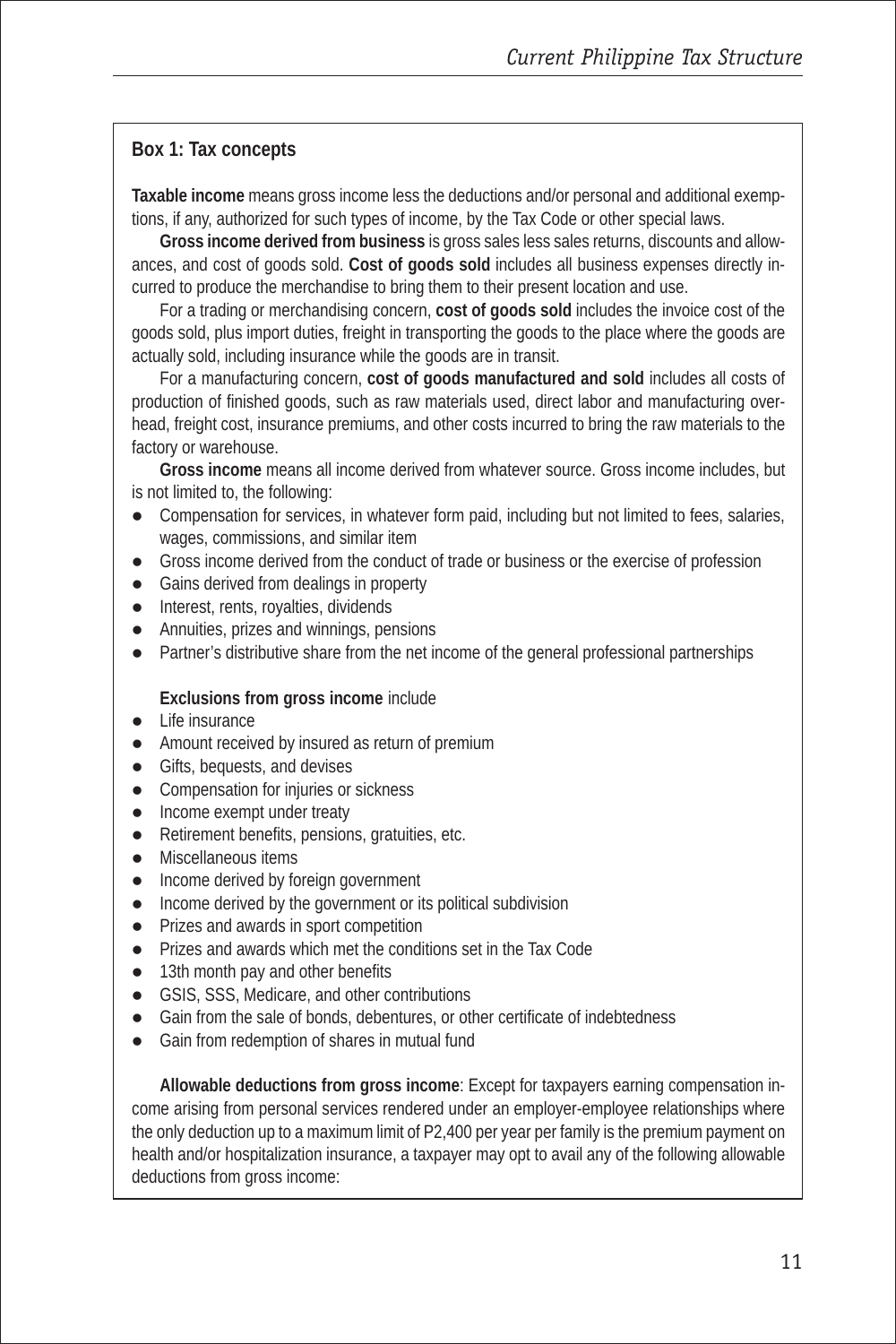### Box 1: Tax concepts

**Taxable income** means gross income less the deductions and/or personal and additional exemptions, if any, authorized for such types of income, by the Tax Code or other special laws.

**Gross income derived from business** is gross sales less sales returns, discounts and allowances, and cost of goods sold. **Cost of goods sold** includes all business expenses directly incurred to produce the merchandise to bring them to their present location and use.

For a trading or merchandising concern, **cost of goods sold** includes the invoice cost of the goods sold, plus import duties, freight in transporting the goods to the place where the goods are actually sold, including insurance while the goods are in transit.

For a manufacturing concern, **cost of goods manufactured and sold** includes all costs of production of finished goods, such as raw materials used, direct labor and manufacturing overhead, freight cost, insurance premiums, and other costs incurred to bring the raw materials to the factory or warehouse.

**Gross income** means all income derived from whatever source. Gross income includes, but is not limited to, the following:

- Compensation for services, in whatever form paid, including but not limited to fees, salaries, wages, commissions, and similar item
- Gross income derived from the conduct of trade or business or the exercise of profession
- Gains derived from dealings in property
- Interest, rents, royalties, dividends
- Annuities, prizes and winnings, pensions
- Partner's distributive share from the net income of the general professional partnerships

**Exclusions from gross income** include

- Life insurance
- Amount received by insured as return of premium
- Gifts, bequests, and devises
- Compensation for injuries or sickness
- Income exempt under treaty
- Retirement benefits, pensions, gratuities, etc.
- Miscellaneous items
- Income derived by foreign government
- Income derived by the government or its political subdivision
- Prizes and awards in sport competition
- Prizes and awards which met the conditions set in the Tax Code
- 13th month pay and other benefits
- GSIS, SSS, Medicare, and other contributions
- Gain from the sale of bonds, debentures, or other certificate of indebtedness
- Gain from redemption of shares in mutual fund

**Allowable deductions from gross income**: Except for taxpayers earning compensation income arising from personal services rendered under an employer-employee relationships where the only deduction up to a maximum limit of P2,400 per year per family is the premium payment on health and/or hospitalization insurance, a taxpayer may opt to avail any of the following allowable deductions from gross income: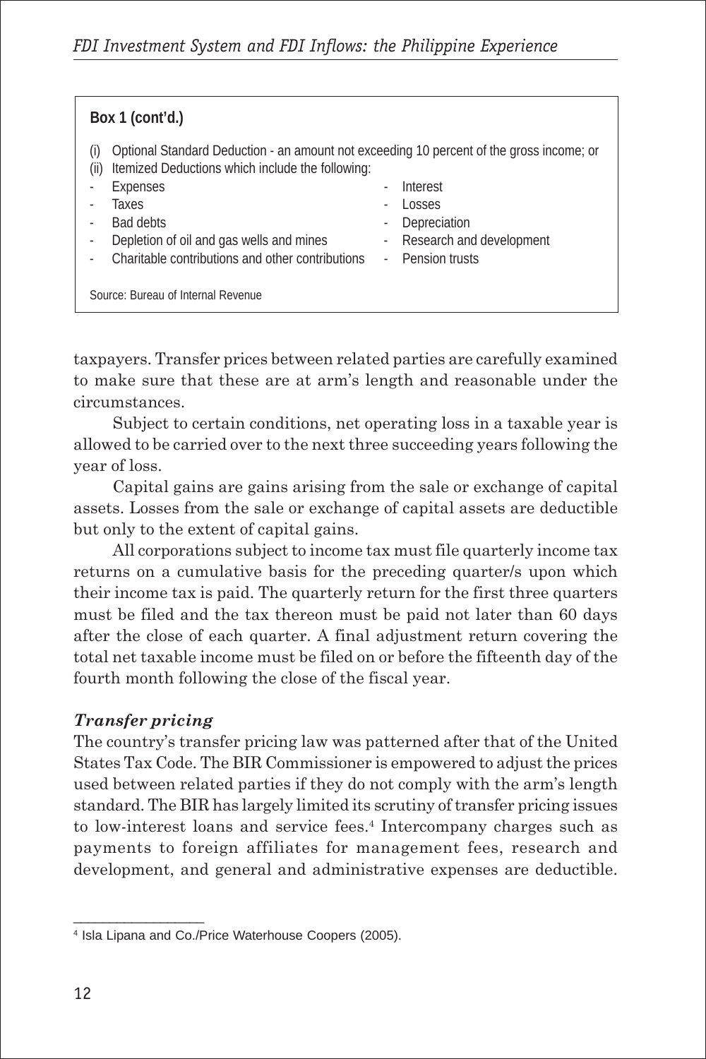**Box 1 (cont'd.)**

(i) Optional Standard Deduction - an amount not exceeding 10 percent of the gross income; or
(ii) Itemized Deductions which include the following:

- Expenses
- Taxes
- Bad debts
- Depletion of oil and gas wells and mines
- Charitable contributions and other contributions
- Interest
- Losses
- Depreciation
- Research and development
- Pension trusts

Source: Bureau of Internal Revenue

taxpayers. Transfer prices between related parties are carefully examined to make sure that these are at arm's length and reasonable under the circumstances.

Subject to certain conditions, net operating loss in a taxable year is allowed to be carried over to the next three succeeding years following the year of loss.

Capital gains are gains arising from the sale or exchange of capital assets. Losses from the sale or exchange of capital assets are deductible but only to the extent of capital gains.

All corporations subject to income tax must file quarterly income tax returns on a cumulative basis for the preceding quarter/s upon which their income tax is paid. The quarterly return for the first three quarters must be filed and the tax thereon must be paid not later than 60 days after the close of each quarter. A final adjustment return covering the total net taxable income must be filed on or before the fifteenth day of the fourth month following the close of the fiscal year.

***Transfer pricing***

The country's transfer pricing law was patterned after that of the United States Tax Code. The BIR Commissioner is empowered to adjust the prices used between related parties if they do not comply with the arm's length standard. The BIR has largely limited its scrutiny of transfer pricing issues to low-interest loans and service fees.[4] Intercompany charges such as payments to foreign affiliates for management fees, research and development, and general and administrative expenses are deductible.

---

[4] Isla Lipana and Co./Price Waterhouse Coopers (2005).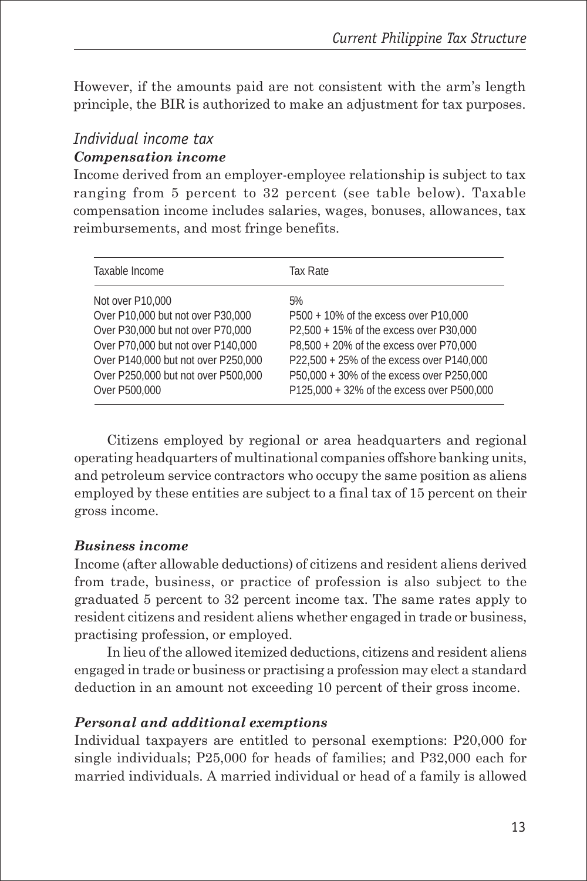However, if the amounts paid are not consistent with the arm's length principle, the BIR is authorized to make an adjustment for tax purposes.

## *Individual income tax*

### ***Compensation income***

Income derived from an employer-employee relationship is subject to tax ranging from 5 percent to 32 percent (see table below). Taxable compensation income includes salaries, wages, bonuses, allowances, tax reimbursements, and most fringe benefits.

| Taxable Income | Tax Rate |
|---|---|
| Not over P10,000 | 5% |
| Over P10,000 but not over P30,000 | P500 + 10% of the excess over P10,000 |
| Over P30,000 but not over P70,000 | P2,500 + 15% of the excess over P30,000 |
| Over P70,000 but not over P140,000 | P8,500 + 20% of the excess over P70,000 |
| Over P140,000 but not over P250,000 | P22,500 + 25% of the excess over P140,000 |
| Over P250,000 but not over P500,000 | P50,000 + 30% of the excess over P250,000 |
| Over P500,000 | P125,000 + 32% of the excess over P500,000 |

Citizens employed by regional or area headquarters and regional operating headquarters of multinational companies offshore banking units, and petroleum service contractors who occupy the same position as aliens employed by these entities are subject to a final tax of 15 percent on their gross income.

### ***Business income***

Income (after allowable deductions) of citizens and resident aliens derived from trade, business, or practice of profession is also subject to the graduated 5 percent to 32 percent income tax. The same rates apply to resident citizens and resident aliens whether engaged in trade or business, practising profession, or employed.

In lieu of the allowed itemized deductions, citizens and resident aliens engaged in trade or business or practising a profession may elect a standard deduction in an amount not exceeding 10 percent of their gross income.

### ***Personal and additional exemptions***

Individual taxpayers are entitled to personal exemptions: P20,000 for single individuals; P25,000 for heads of families; and P32,000 each for married individuals. A married individual or head of a family is allowed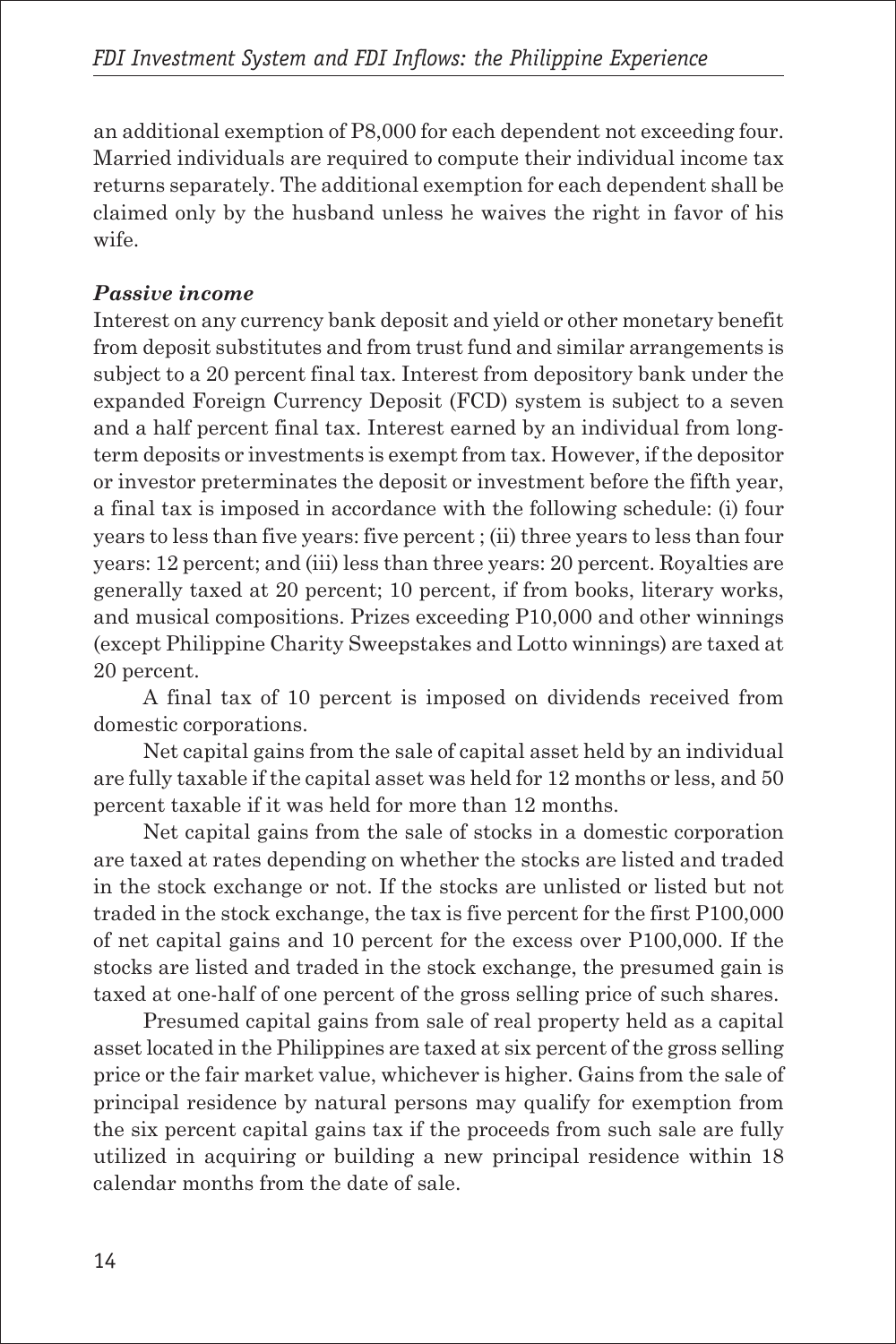an additional exemption of P8,000 for each dependent not exceeding four. Married individuals are required to compute their individual income tax returns separately. The additional exemption for each dependent shall be claimed only by the husband unless he waives the right in favor of his wife.

***Passive income***

Interest on any currency bank deposit and yield or other monetary benefit from deposit substitutes and from trust fund and similar arrangements is subject to a 20 percent final tax. Interest from depository bank under the expanded Foreign Currency Deposit (FCD) system is subject to a seven and a half percent final tax. Interest earned by an individual from long-term deposits or investments is exempt from tax. However, if the depositor or investor preterminates the deposit or investment before the fifth year, a final tax is imposed in accordance with the following schedule: (i) four years to less than five years: five percent ; (ii) three years to less than four years: 12 percent; and (iii) less than three years: 20 percent. Royalties are generally taxed at 20 percent; 10 percent, if from books, literary works, and musical compositions. Prizes exceeding P10,000 and other winnings (except Philippine Charity Sweepstakes and Lotto winnings) are taxed at 20 percent.

A final tax of 10 percent is imposed on dividends received from domestic corporations.

Net capital gains from the sale of capital asset held by an individual are fully taxable if the capital asset was held for 12 months or less, and 50 percent taxable if it was held for more than 12 months.

Net capital gains from the sale of stocks in a domestic corporation are taxed at rates depending on whether the stocks are listed and traded in the stock exchange or not. If the stocks are unlisted or listed but not traded in the stock exchange, the tax is five percent for the first P100,000 of net capital gains and 10 percent for the excess over P100,000. If the stocks are listed and traded in the stock exchange, the presumed gain is taxed at one-half of one percent of the gross selling price of such shares.

Presumed capital gains from sale of real property held as a capital asset located in the Philippines are taxed at six percent of the gross selling price or the fair market value, whichever is higher. Gains from the sale of principal residence by natural persons may qualify for exemption from the six percent capital gains tax if the proceeds from such sale are fully utilized in acquiring or building a new principal residence within 18 calendar months from the date of sale.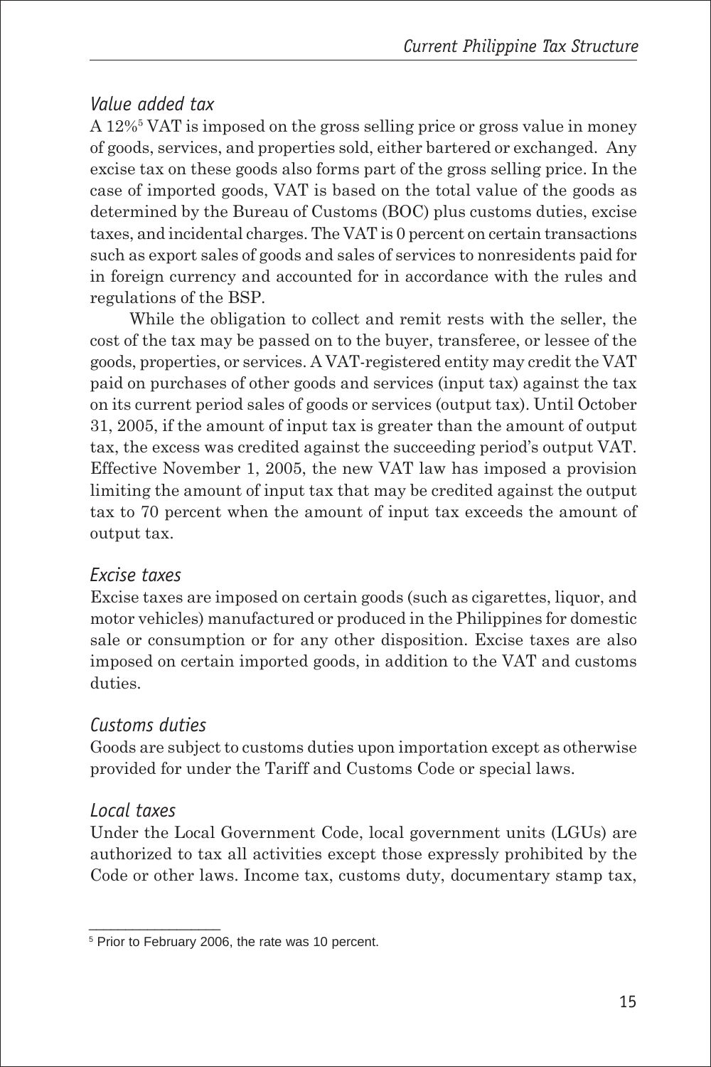### *Value added tax*

A 12%[5] VAT is imposed on the gross selling price or gross value in money of goods, services, and properties sold, either bartered or exchanged. Any excise tax on these goods also forms part of the gross selling price. In the case of imported goods, VAT is based on the total value of the goods as determined by the Bureau of Customs (BOC) plus customs duties, excise taxes, and incidental charges. The VAT is 0 percent on certain transactions such as export sales of goods and sales of services to nonresidents paid for in foreign currency and accounted for in accordance with the rules and regulations of the BSP.

While the obligation to collect and remit rests with the seller, the cost of the tax may be passed on to the buyer, transferee, or lessee of the goods, properties, or services. A VAT-registered entity may credit the VAT paid on purchases of other goods and services (input tax) against the tax on its current period sales of goods or services (output tax). Until October 31, 2005, if the amount of input tax is greater than the amount of output tax, the excess was credited against the succeeding period's output VAT. Effective November 1, 2005, the new VAT law has imposed a provision limiting the amount of input tax that may be credited against the output tax to 70 percent when the amount of input tax exceeds the amount of output tax.

### *Excise taxes*

Excise taxes are imposed on certain goods (such as cigarettes, liquor, and motor vehicles) manufactured or produced in the Philippines for domestic sale or consumption or for any other disposition. Excise taxes are also imposed on certain imported goods, in addition to the VAT and customs duties.

### *Customs duties*

Goods are subject to customs duties upon importation except as otherwise provided for under the Tariff and Customs Code or special laws.

### *Local taxes*

Under the Local Government Code, local government units (LGUs) are authorized to tax all activities except those expressly prohibited by the Code or other laws. Income tax, customs duty, documentary stamp tax,

---

[5] Prior to February 2006, the rate was 10 percent.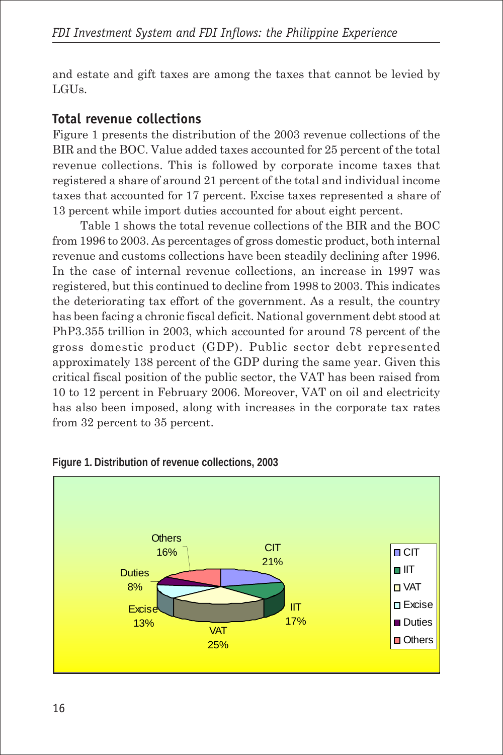and estate and gift taxes are among the taxes that cannot be levied by LGUs.

## Total revenue collections

Figure 1 presents the distribution of the 2003 revenue collections of the BIR and the BOC. Value added taxes accounted for 25 percent of the total revenue collections. This is followed by corporate income taxes that registered a share of around 21 percent of the total and individual income taxes that accounted for 17 percent. Excise taxes represented a share of 13 percent while import duties accounted for about eight percent.

Table 1 shows the total revenue collections of the BIR and the BOC from 1996 to 2003. As percentages of gross domestic product, both internal revenue and customs collections have been steadily declining after 1996. In the case of internal revenue collections, an increase in 1997 was registered, but this continued to decline from 1998 to 2003. This indicates the deteriorating tax effort of the government. As a result, the country has been facing a chronic fiscal deficit. National government debt stood at PhP3.355 trillion in 2003, which accounted for around 78 percent of the gross domestic product (GDP). Public sector debt represented approximately 138 percent of the GDP during the same year. Given this critical fiscal position of the public sector, the VAT has been raised from 10 to 12 percent in February 2006. Moreover, VAT on oil and electricity has also been imposed, along with increases in the corporate tax rates from 32 percent to 35 percent.

**Figure 1. Distribution of revenue collections, 2003**

| Category | Share |
|---|---|
| CIT | 21% |
| IIT | 17% |
| VAT | 25% |
| Excise | 13% |
| Duties | 8% |
| Others | 16% |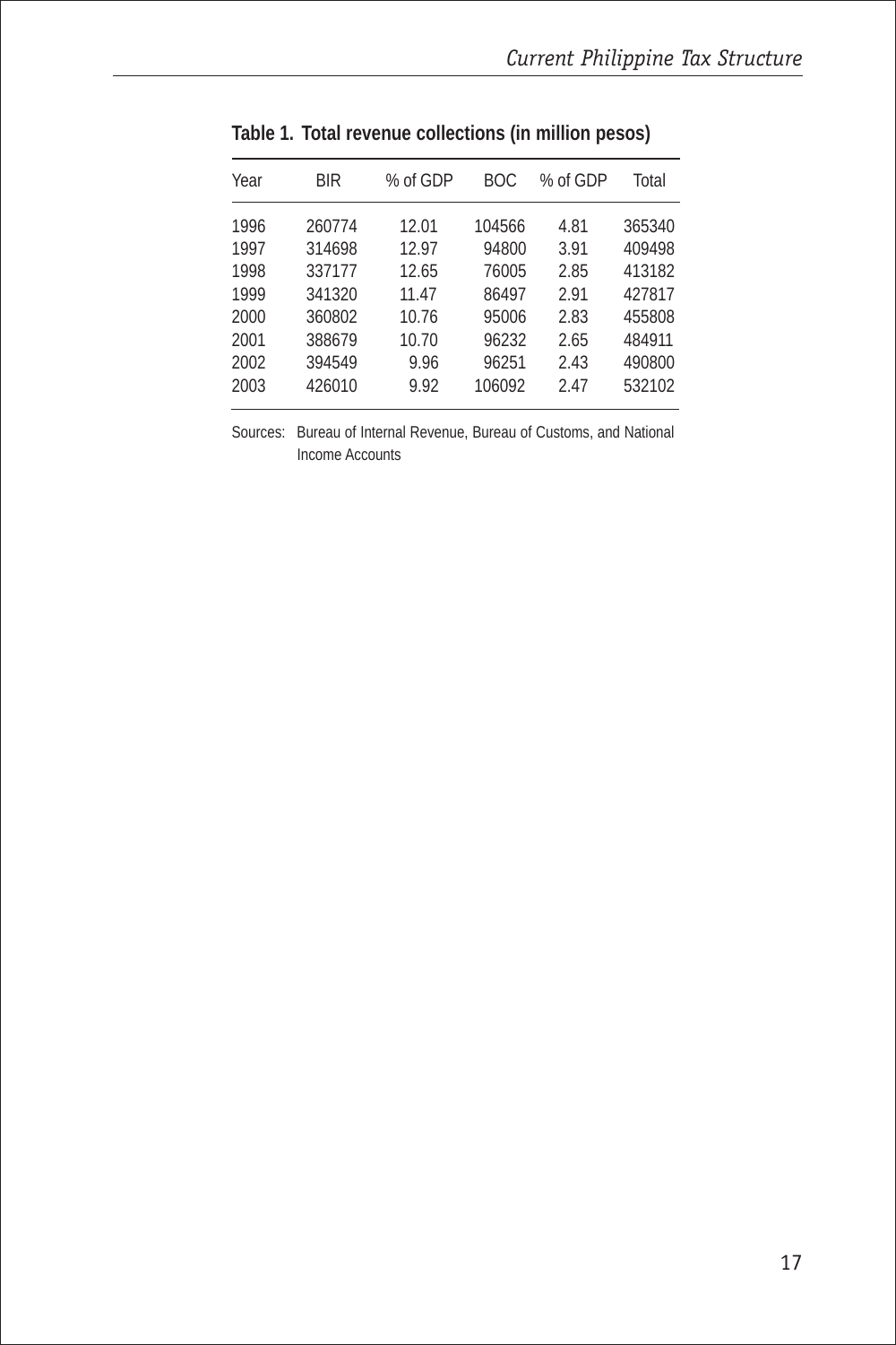**Table 1. Total revenue collections (in million pesos)**

| Year | BIR | % of GDP | BOC | % of GDP | Total |
|---|---|---|---|---|---|
| 1996 | 260774 | 12.01 | 104566 | 4.81 | 365340 |
| 1997 | 314698 | 12.97 | 94800 | 3.91 | 409498 |
| 1998 | 337177 | 12.65 | 76005 | 2.85 | 413182 |
| 1999 | 341320 | 11.47 | 86497 | 2.91 | 427817 |
| 2000 | 360802 | 10.76 | 95006 | 2.83 | 455808 |
| 2001 | 388679 | 10.70 | 96232 | 2.65 | 484911 |
| 2002 | 394549 | 9.96 | 96251 | 2.43 | 490800 |
| 2003 | 426010 | 9.92 | 106092 | 2.47 | 532102 |

Sources: Bureau of Internal Revenue, Bureau of Customs, and National Income Accounts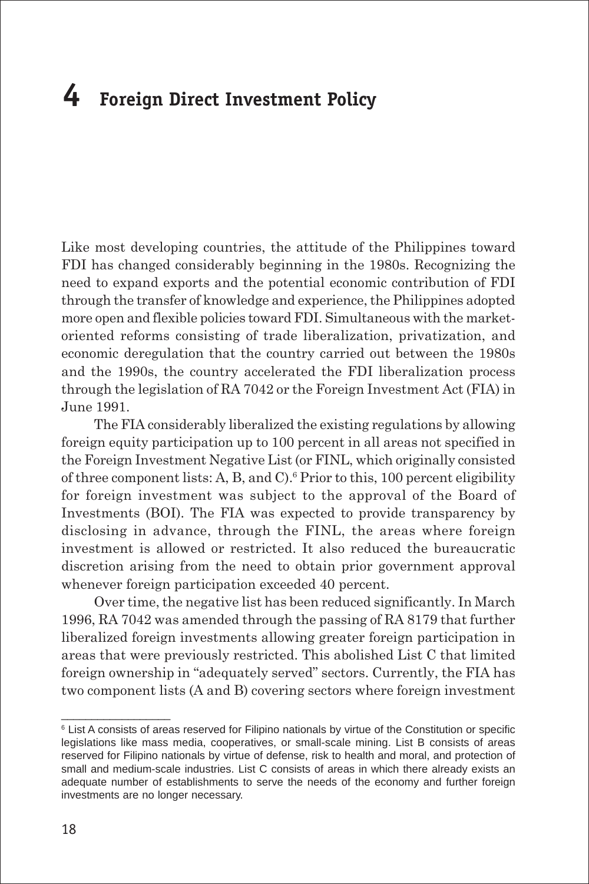# 4 Foreign Direct Investment Policy

Like most developing countries, the attitude of the Philippines toward FDI has changed considerably beginning in the 1980s. Recognizing the need to expand exports and the potential economic contribution of FDI through the transfer of knowledge and experience, the Philippines adopted more open and flexible policies toward FDI. Simultaneous with the market-oriented reforms consisting of trade liberalization, privatization, and economic deregulation that the country carried out between the 1980s and the 1990s, the country accelerated the FDI liberalization process through the legislation of RA 7042 or the Foreign Investment Act (FIA) in June 1991.

The FIA considerably liberalized the existing regulations by allowing foreign equity participation up to 100 percent in all areas not specified in the Foreign Investment Negative List (or FINL, which originally consisted of three component lists: A, B, and C).[6] Prior to this, 100 percent eligibility for foreign investment was subject to the approval of the Board of Investments (BOI). The FIA was expected to provide transparency by disclosing in advance, through the FINL, the areas where foreign investment is allowed or restricted. It also reduced the bureaucratic discretion arising from the need to obtain prior government approval whenever foreign participation exceeded 40 percent.

Over time, the negative list has been reduced significantly. In March 1996, RA 7042 was amended through the passing of RA 8179 that further liberalized foreign investments allowing greater foreign participation in areas that were previously restricted. This abolished List C that limited foreign ownership in "adequately served" sectors. Currently, the FIA has two component lists (A and B) covering sectors where foreign investment

---

[6] List A consists of areas reserved for Filipino nationals by virtue of the Constitution or specific legislations like mass media, cooperatives, or small-scale mining. List B consists of areas reserved for Filipino nationals by virtue of defense, risk to health and moral, and protection of small and medium-scale industries. List C consists of areas in which there already exists an adequate number of establishments to serve the needs of the economy and further foreign investments are no longer necessary.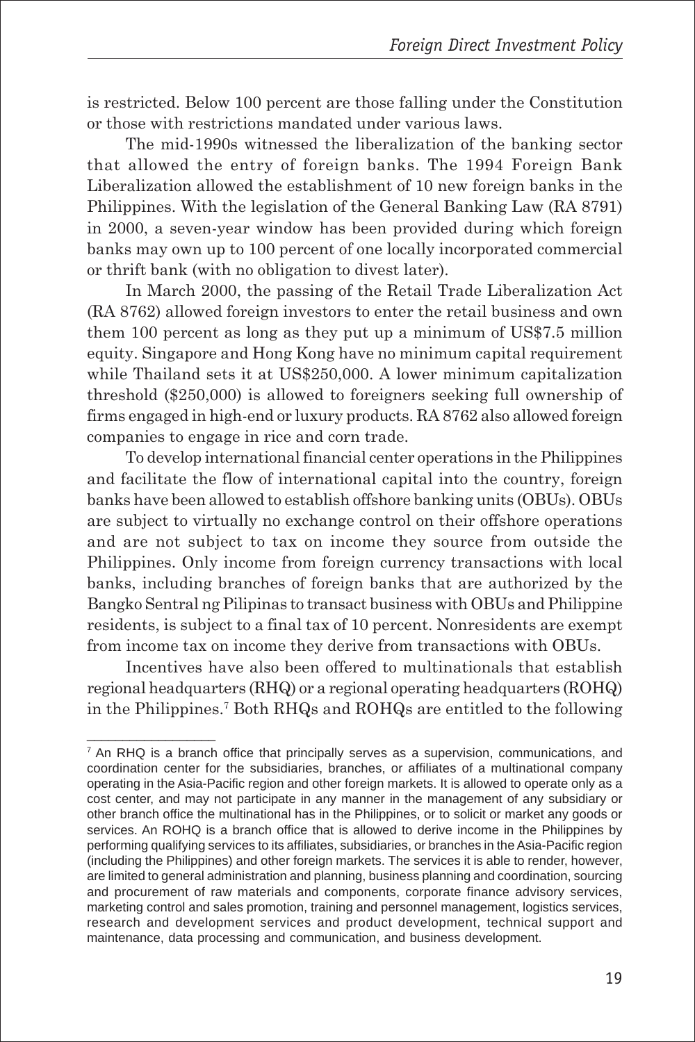is restricted. Below 100 percent are those falling under the Constitution or those with restrictions mandated under various laws.

The mid-1990s witnessed the liberalization of the banking sector that allowed the entry of foreign banks. The 1994 Foreign Bank Liberalization allowed the establishment of 10 new foreign banks in the Philippines. With the legislation of the General Banking Law (RA 8791) in 2000, a seven-year window has been provided during which foreign banks may own up to 100 percent of one locally incorporated commercial or thrift bank (with no obligation to divest later).

In March 2000, the passing of the Retail Trade Liberalization Act (RA 8762) allowed foreign investors to enter the retail business and own them 100 percent as long as they put up a minimum of US$7.5 million equity. Singapore and Hong Kong have no minimum capital requirement while Thailand sets it at US$250,000. A lower minimum capitalization threshold ($250,000) is allowed to foreigners seeking full ownership of firms engaged in high-end or luxury products. RA 8762 also allowed foreign companies to engage in rice and corn trade.

To develop international financial center operations in the Philippines and facilitate the flow of international capital into the country, foreign banks have been allowed to establish offshore banking units (OBUs). OBUs are subject to virtually no exchange control on their offshore operations and are not subject to tax on income they source from outside the Philippines. Only income from foreign currency transactions with local banks, including branches of foreign banks that are authorized by the Bangko Sentral ng Pilipinas to transact business with OBUs and Philippine residents, is subject to a final tax of 10 percent. Nonresidents are exempt from income tax on income they derive from transactions with OBUs.

Incentives have also been offered to multinationals that establish regional headquarters (RHQ) or a regional operating headquarters (ROHQ) in the Philippines.[7] Both RHQs and ROHQs are entitled to the following

---

[7] An RHQ is a branch office that principally serves as a supervision, communications, and coordination center for the subsidiaries, branches, or affiliates of a multinational company operating in the Asia-Pacific region and other foreign markets. It is allowed to operate only as a cost center, and may not participate in any manner in the management of any subsidiary or other branch office the multinational has in the Philippines, or to solicit or market any goods or services. An ROHQ is a branch office that is allowed to derive income in the Philippines by performing qualifying services to its affiliates, subsidiaries, or branches in the Asia-Pacific region (including the Philippines) and other foreign markets. The services it is able to render, however, are limited to general administration and planning, business planning and coordination, sourcing and procurement of raw materials and components, corporate finance advisory services, marketing control and sales promotion, training and personnel management, logistics services, research and development services and product development, technical support and maintenance, data processing and communication, and business development.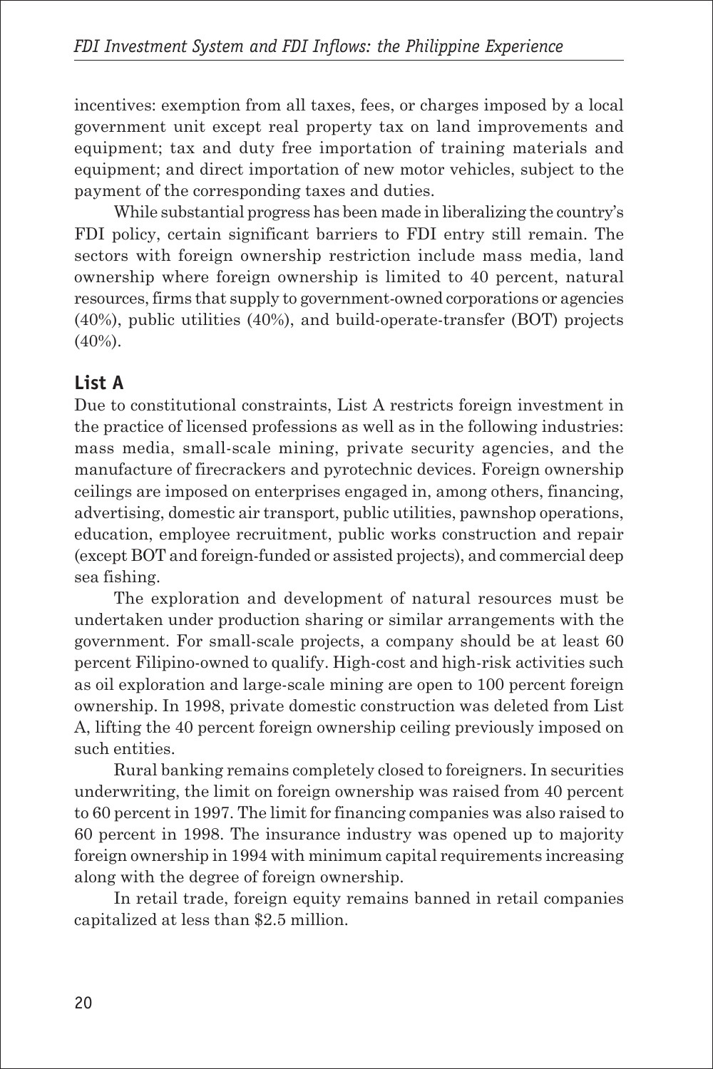incentives: exemption from all taxes, fees, or charges imposed by a local government unit except real property tax on land improvements and equipment; tax and duty free importation of training materials and equipment; and direct importation of new motor vehicles, subject to the payment of the corresponding taxes and duties.

While substantial progress has been made in liberalizing the country's FDI policy, certain significant barriers to FDI entry still remain. The sectors with foreign ownership restriction include mass media, land ownership where foreign ownership is limited to 40 percent, natural resources, firms that supply to government-owned corporations or agencies (40%), public utilities (40%), and build-operate-transfer (BOT) projects (40%).

## List A

Due to constitutional constraints, List A restricts foreign investment in the practice of licensed professions as well as in the following industries: mass media, small-scale mining, private security agencies, and the manufacture of firecrackers and pyrotechnic devices. Foreign ownership ceilings are imposed on enterprises engaged in, among others, financing, advertising, domestic air transport, public utilities, pawnshop operations, education, employee recruitment, public works construction and repair (except BOT and foreign-funded or assisted projects), and commercial deep sea fishing.

The exploration and development of natural resources must be undertaken under production sharing or similar arrangements with the government. For small-scale projects, a company should be at least 60 percent Filipino-owned to qualify. High-cost and high-risk activities such as oil exploration and large-scale mining are open to 100 percent foreign ownership. In 1998, private domestic construction was deleted from List A, lifting the 40 percent foreign ownership ceiling previously imposed on such entities.

Rural banking remains completely closed to foreigners. In securities underwriting, the limit on foreign ownership was raised from 40 percent to 60 percent in 1997. The limit for financing companies was also raised to 60 percent in 1998. The insurance industry was opened up to majority foreign ownership in 1994 with minimum capital requirements increasing along with the degree of foreign ownership.

In retail trade, foreign equity remains banned in retail companies capitalized at less than $2.5 million.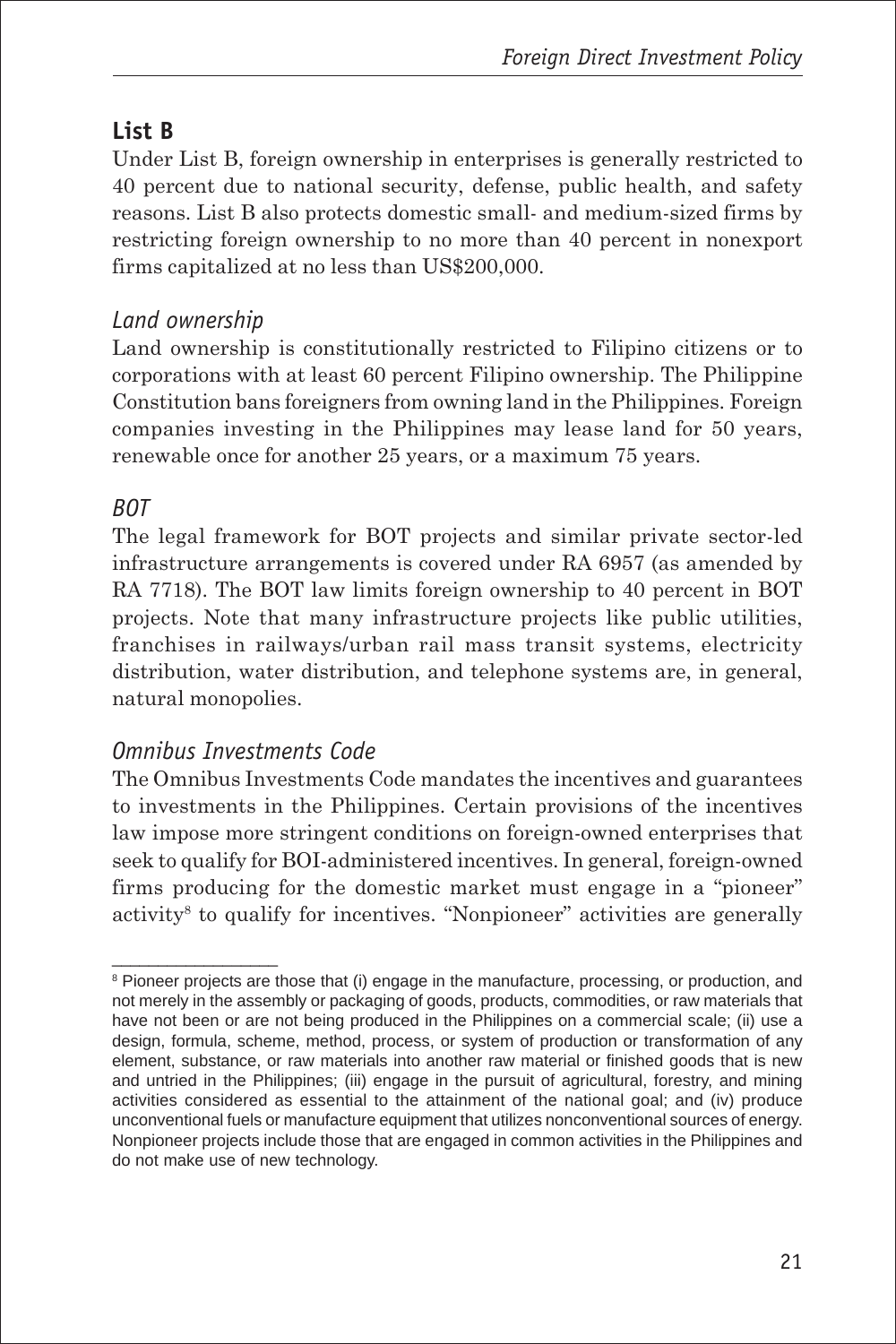## List B

Under List B, foreign ownership in enterprises is generally restricted to 40 percent due to national security, defense, public health, and safety reasons. List B also protects domestic small- and medium-sized firms by restricting foreign ownership to no more than 40 percent in nonexport firms capitalized at no less than US$200,000.

### *Land ownership*

Land ownership is constitutionally restricted to Filipino citizens or to corporations with at least 60 percent Filipino ownership. The Philippine Constitution bans foreigners from owning land in the Philippines. Foreign companies investing in the Philippines may lease land for 50 years, renewable once for another 25 years, or a maximum 75 years.

### *BOT*

The legal framework for BOT projects and similar private sector-led infrastructure arrangements is covered under RA 6957 (as amended by RA 7718). The BOT law limits foreign ownership to 40 percent in BOT projects. Note that many infrastructure projects like public utilities, franchises in railways/urban rail mass transit systems, electricity distribution, water distribution, and telephone systems are, in general, natural monopolies.

### *Omnibus Investments Code*

The Omnibus Investments Code mandates the incentives and guarantees to investments in the Philippines. Certain provisions of the incentives law impose more stringent conditions on foreign-owned enterprises that seek to qualify for BOI-administered incentives. In general, foreign-owned firms producing for the domestic market must engage in a "pioneer" activity[8] to qualify for incentives. "Nonpioneer" activities are generally

---

[8] Pioneer projects are those that (i) engage in the manufacture, processing, or production, and not merely in the assembly or packaging of goods, products, commodities, or raw materials that have not been or are not being produced in the Philippines on a commercial scale; (ii) use a design, formula, scheme, method, process, or system of production or transformation of any element, substance, or raw materials into another raw material or finished goods that is new and untried in the Philippines; (iii) engage in the pursuit of agricultural, forestry, and mining activities considered as essential to the attainment of the national goal; and (iv) produce unconventional fuels or manufacture equipment that utilizes nonconventional sources of energy. Nonpioneer projects include those that are engaged in common activities in the Philippines and do not make use of new technology.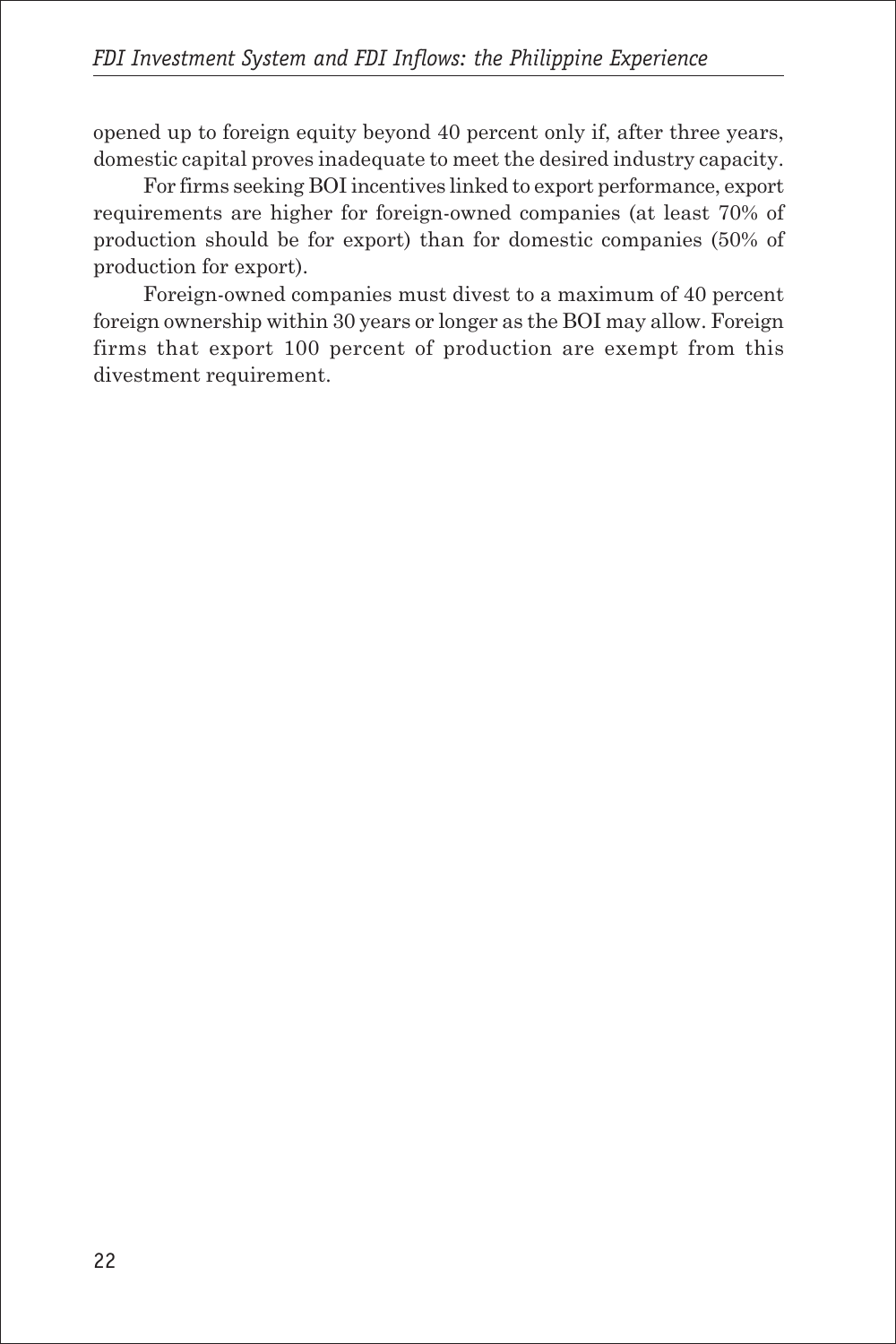opened up to foreign equity beyond 40 percent only if, after three years, domestic capital proves inadequate to meet the desired industry capacity.

For firms seeking BOI incentives linked to export performance, export requirements are higher for foreign-owned companies (at least 70% of production should be for export) than for domestic companies (50% of production for export).

Foreign-owned companies must divest to a maximum of 40 percent foreign ownership within 30 years or longer as the BOI may allow. Foreign firms that export 100 percent of production are exempt from this divestment requirement.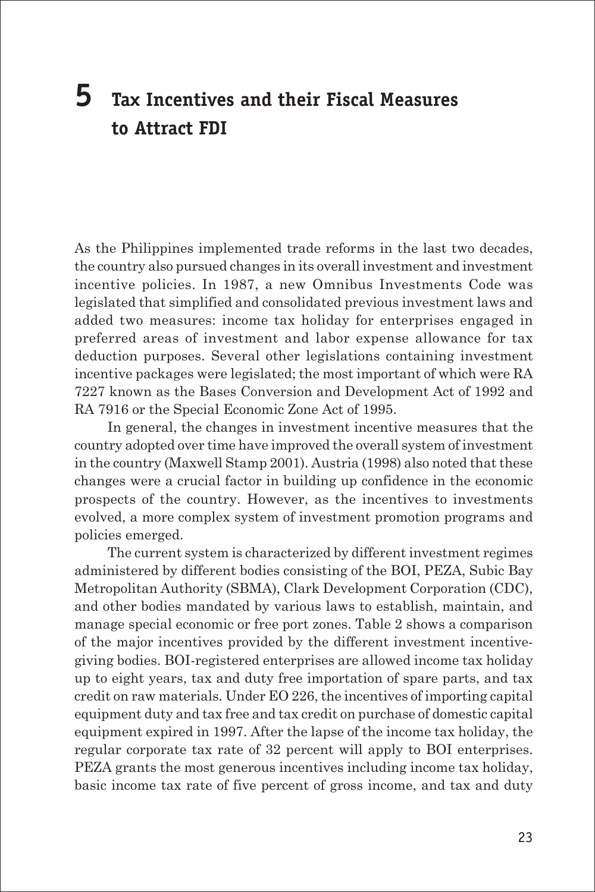# 5 Tax Incentives and their Fiscal Measures to Attract FDI

As the Philippines implemented trade reforms in the last two decades, the country also pursued changes in its overall investment and investment incentive policies. In 1987, a new Omnibus Investments Code was legislated that simplified and consolidated previous investment laws and added two measures: income tax holiday for enterprises engaged in preferred areas of investment and labor expense allowance for tax deduction purposes. Several other legislations containing investment incentive packages were legislated; the most important of which were RA 7227 known as the Bases Conversion and Development Act of 1992 and RA 7916 or the Special Economic Zone Act of 1995.

In general, the changes in investment incentive measures that the country adopted over time have improved the overall system of investment in the country (Maxwell Stamp 2001). Austria (1998) also noted that these changes were a crucial factor in building up confidence in the economic prospects of the country. However, as the incentives to investments evolved, a more complex system of investment promotion programs and policies emerged.

The current system is characterized by different investment regimes administered by different bodies consisting of the BOI, PEZA, Subic Bay Metropolitan Authority (SBMA), Clark Development Corporation (CDC), and other bodies mandated by various laws to establish, maintain, and manage special economic or free port zones. Table 2 shows a comparison of the major incentives provided by the different investment incentive-giving bodies. BOI-registered enterprises are allowed income tax holiday up to eight years, tax and duty free importation of spare parts, and tax credit on raw materials. Under EO 226, the incentives of importing capital equipment duty and tax free and tax credit on purchase of domestic capital equipment expired in 1997. After the lapse of the income tax holiday, the regular corporate tax rate of 32 percent will apply to BOI enterprises. PEZA grants the most generous incentives including income tax holiday, basic income tax rate of five percent of gross income, and tax and duty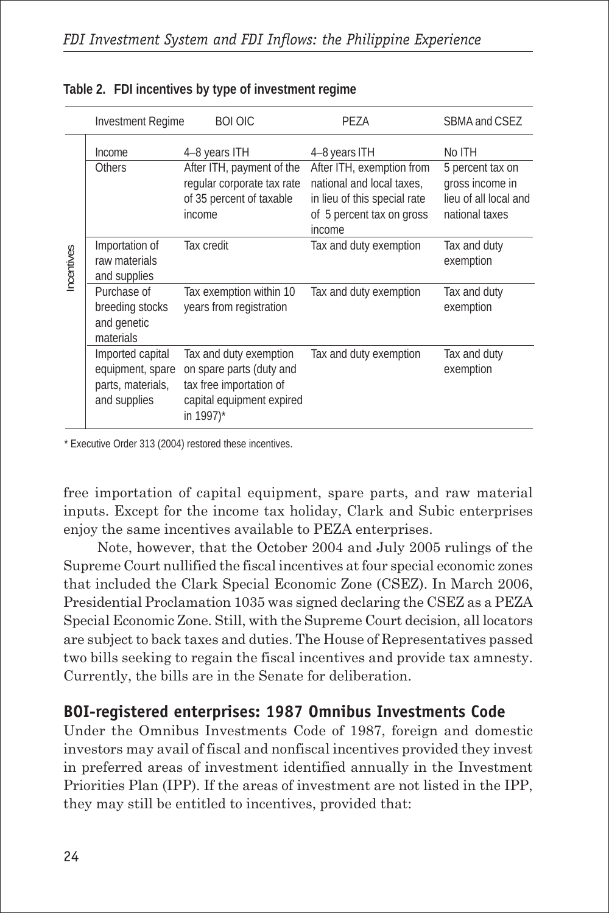**Table 2. FDI incentives by type of investment regime**

| | Investment Regime | BOI OIC | PEZA | SBMA and CSEZ |
|---|---|---|---|---|
| Incentives | Income | 4–8 years ITH | 4–8 years ITH | No ITH |
| | Others | After ITH, payment of the regular corporate tax rate of 35 percent of taxable income | After ITH, exemption from national and local taxes, in lieu of this special rate of 5 percent tax on gross income | 5 percent tax on gross income in lieu of all local and national taxes |
| | Importation of raw materials and supplies | Tax credit | Tax and duty exemption | Tax and duty exemption |
| | Purchase of breeding stocks and genetic materials | Tax exemption within 10 years from registration | Tax and duty exemption | Tax and duty exemption |
| | Imported capital equipment, spare parts, materials, and supplies | Tax and duty exemption on spare parts (duty and tax free importation of capital equipment expired in 1997)* | Tax and duty exemption | Tax and duty exemption |

* Executive Order 313 (2004) restored these incentives.

free importation of capital equipment, spare parts, and raw material inputs. Except for the income tax holiday, Clark and Subic enterprises enjoy the same incentives available to PEZA enterprises.

Note, however, that the October 2004 and July 2005 rulings of the Supreme Court nullified the fiscal incentives at four special economic zones that included the Clark Special Economic Zone (CSEZ). In March 2006, Presidential Proclamation 1035 was signed declaring the CSEZ as a PEZA Special Economic Zone. Still, with the Supreme Court decision, all locators are subject to back taxes and duties. The House of Representatives passed two bills seeking to regain the fiscal incentives and provide tax amnesty. Currently, the bills are in the Senate for deliberation.

## BOI-registered enterprises: 1987 Omnibus Investments Code

Under the Omnibus Investments Code of 1987, foreign and domestic investors may avail of fiscal and nonfiscal incentives provided they invest in preferred areas of investment identified annually in the Investment Priorities Plan (IPP). If the areas of investment are not listed in the IPP, they may still be entitled to incentives, provided that: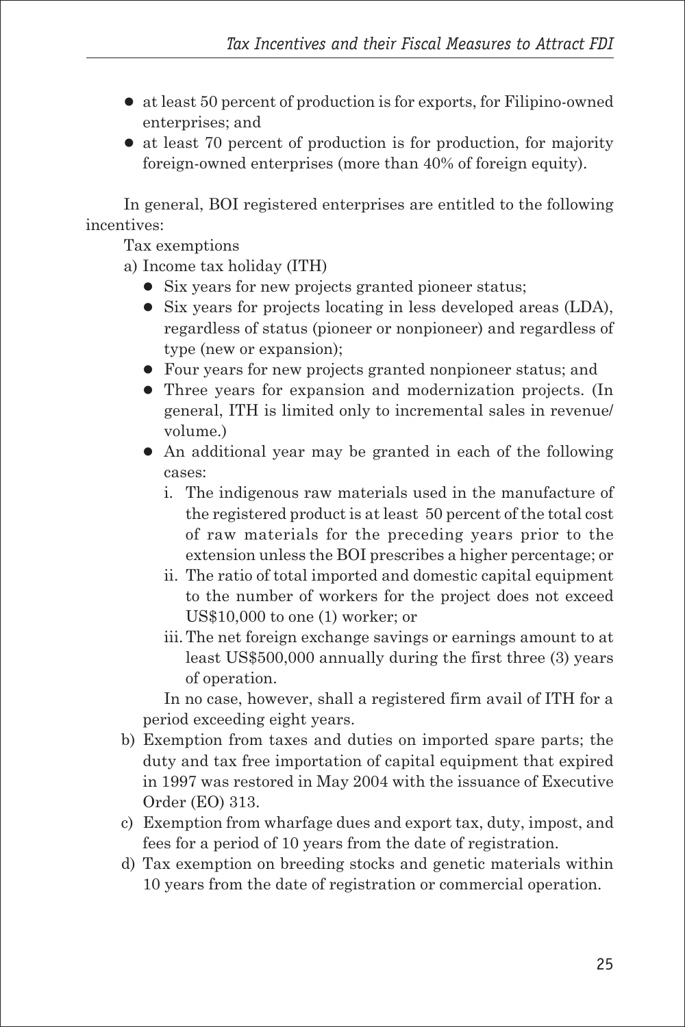- at least 50 percent of production is for exports, for Filipino-owned enterprises; and
- at least 70 percent of production is for production, for majority foreign-owned enterprises (more than 40% of foreign equity).

In general, BOI registered enterprises are entitled to the following incentives:

Tax exemptions

a) Income tax holiday (ITH)
   - Six years for new projects granted pioneer status;
   - Six years for projects locating in less developed areas (LDA), regardless of status (pioneer or nonpioneer) and regardless of type (new or expansion);
   - Four years for new projects granted nonpioneer status; and
   - Three years for expansion and modernization projects. (In general, ITH is limited only to incremental sales in revenue/ volume.)
   - An additional year may be granted in each of the following cases:
     i. The indigenous raw materials used in the manufacture of the registered product is at least 50 percent of the total cost of raw materials for the preceding years prior to the extension unless the BOI prescribes a higher percentage; or
     ii. The ratio of total imported and domestic capital equipment to the number of workers for the project does not exceed US$10,000 to one (1) worker; or
     iii. The net foreign exchange savings or earnings amount to at least US$500,000 annually during the first three (3) years of operation.

   In no case, however, shall a registered firm avail of ITH for a period exceeding eight years.

b) Exemption from taxes and duties on imported spare parts; the duty and tax free importation of capital equipment that expired in 1997 was restored in May 2004 with the issuance of Executive Order (EO) 313.

c) Exemption from wharfage dues and export tax, duty, impost, and fees for a period of 10 years from the date of registration.

d) Tax exemption on breeding stocks and genetic materials within 10 years from the date of registration or commercial operation.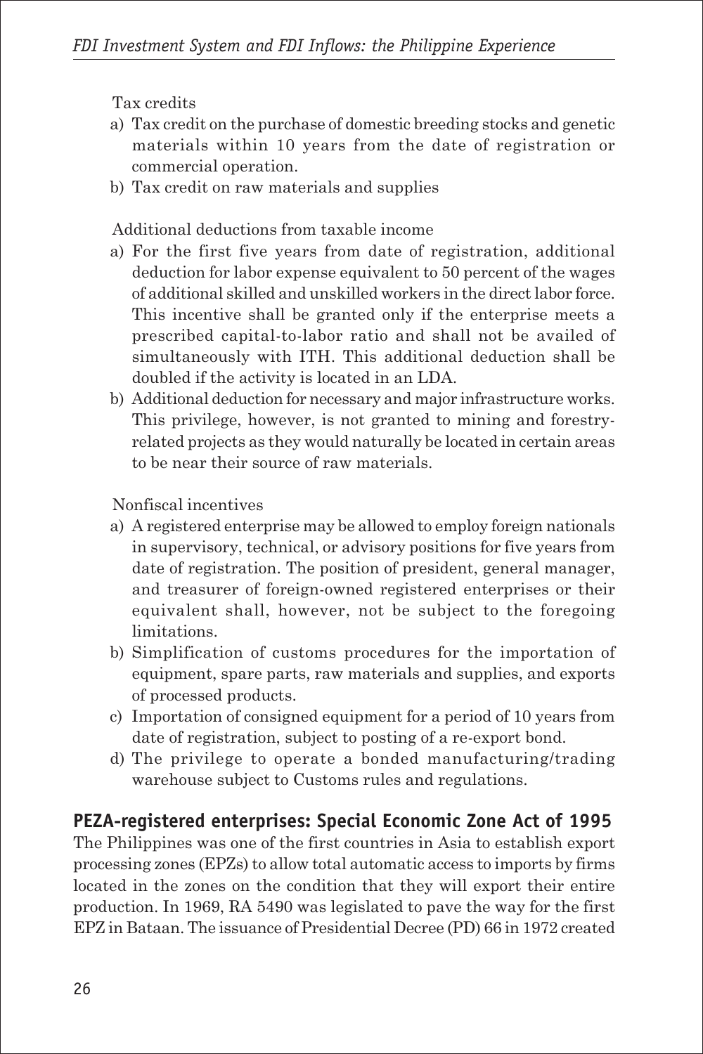Tax credits

a) Tax credit on the purchase of domestic breeding stocks and genetic materials within 10 years from the date of registration or commercial operation.
b) Tax credit on raw materials and supplies

Additional deductions from taxable income

a) For the first five years from date of registration, additional deduction for labor expense equivalent to 50 percent of the wages of additional skilled and unskilled workers in the direct labor force. This incentive shall be granted only if the enterprise meets a prescribed capital-to-labor ratio and shall not be availed of simultaneously with ITH. This additional deduction shall be doubled if the activity is located in an LDA.
b) Additional deduction for necessary and major infrastructure works. This privilege, however, is not granted to mining and forestry-related projects as they would naturally be located in certain areas to be near their source of raw materials.

Nonfiscal incentives

a) A registered enterprise may be allowed to employ foreign nationals in supervisory, technical, or advisory positions for five years from date of registration. The position of president, general manager, and treasurer of foreign-owned registered enterprises or their equivalent shall, however, not be subject to the foregoing limitations.
b) Simplification of customs procedures for the importation of equipment, spare parts, raw materials and supplies, and exports of processed products.
c) Importation of consigned equipment for a period of 10 years from date of registration, subject to posting of a re-export bond.
d) The privilege to operate a bonded manufacturing/trading warehouse subject to Customs rules and regulations.

## PEZA-registered enterprises: Special Economic Zone Act of 1995

The Philippines was one of the first countries in Asia to establish export processing zones (EPZs) to allow total automatic access to imports by firms located in the zones on the condition that they will export their entire production. In 1969, RA 5490 was legislated to pave the way for the first EPZ in Bataan. The issuance of Presidential Decree (PD) 66 in 1972 created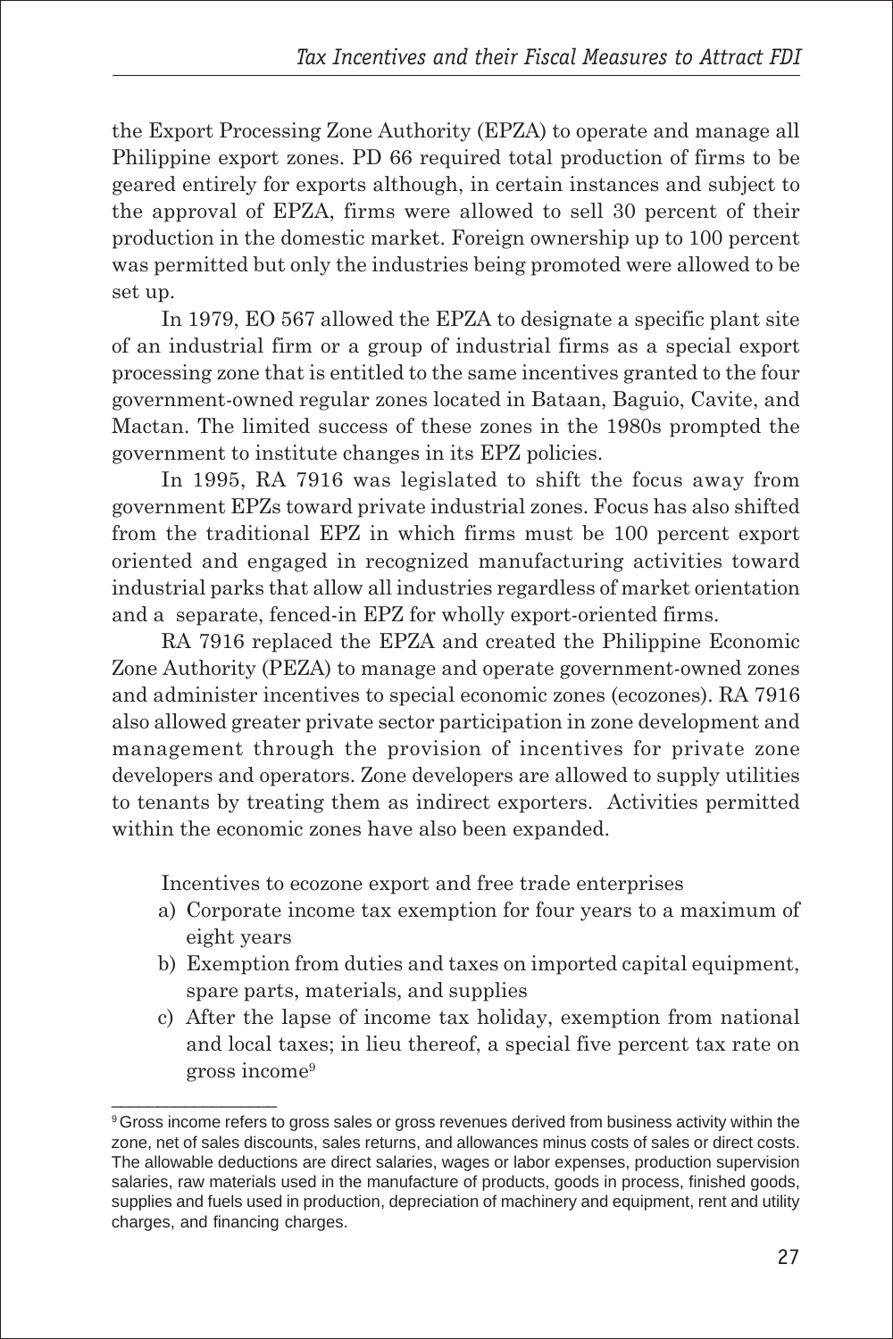the Export Processing Zone Authority (EPZA) to operate and manage all Philippine export zones. PD 66 required total production of firms to be geared entirely for exports although, in certain instances and subject to the approval of EPZA, firms were allowed to sell 30 percent of their production in the domestic market. Foreign ownership up to 100 percent was permitted but only the industries being promoted were allowed to be set up.

In 1979, EO 567 allowed the EPZA to designate a specific plant site of an industrial firm or a group of industrial firms as a special export processing zone that is entitled to the same incentives granted to the four government-owned regular zones located in Bataan, Baguio, Cavite, and Mactan. The limited success of these zones in the 1980s prompted the government to institute changes in its EPZ policies.

In 1995, RA 7916 was legislated to shift the focus away from government EPZs toward private industrial zones. Focus has also shifted from the traditional EPZ in which firms must be 100 percent export oriented and engaged in recognized manufacturing activities toward industrial parks that allow all industries regardless of market orientation and a separate, fenced-in EPZ for wholly export-oriented firms.

RA 7916 replaced the EPZA and created the Philippine Economic Zone Authority (PEZA) to manage and operate government-owned zones and administer incentives to special economic zones (ecozones). RA 7916 also allowed greater private sector participation in zone development and management through the provision of incentives for private zone developers and operators. Zone developers are allowed to supply utilities to tenants by treating them as indirect exporters. Activities permitted within the economic zones have also been expanded.

Incentives to ecozone export and free trade enterprises

a) Corporate income tax exemption for four years to a maximum of eight years
b) Exemption from duties and taxes on imported capital equipment, spare parts, materials, and supplies
c) After the lapse of income tax holiday, exemption from national and local taxes; in lieu thereof, a special five percent tax rate on gross income[9]

---

[9] Gross income refers to gross sales or gross revenues derived from business activity within the zone, net of sales discounts, sales returns, and allowances minus costs of sales or direct costs. The allowable deductions are direct salaries, wages or labor expenses, production supervision salaries, raw materials used in the manufacture of products, goods in process, finished goods, supplies and fuels used in production, depreciation of machinery and equipment, rent and utility charges, and financing charges.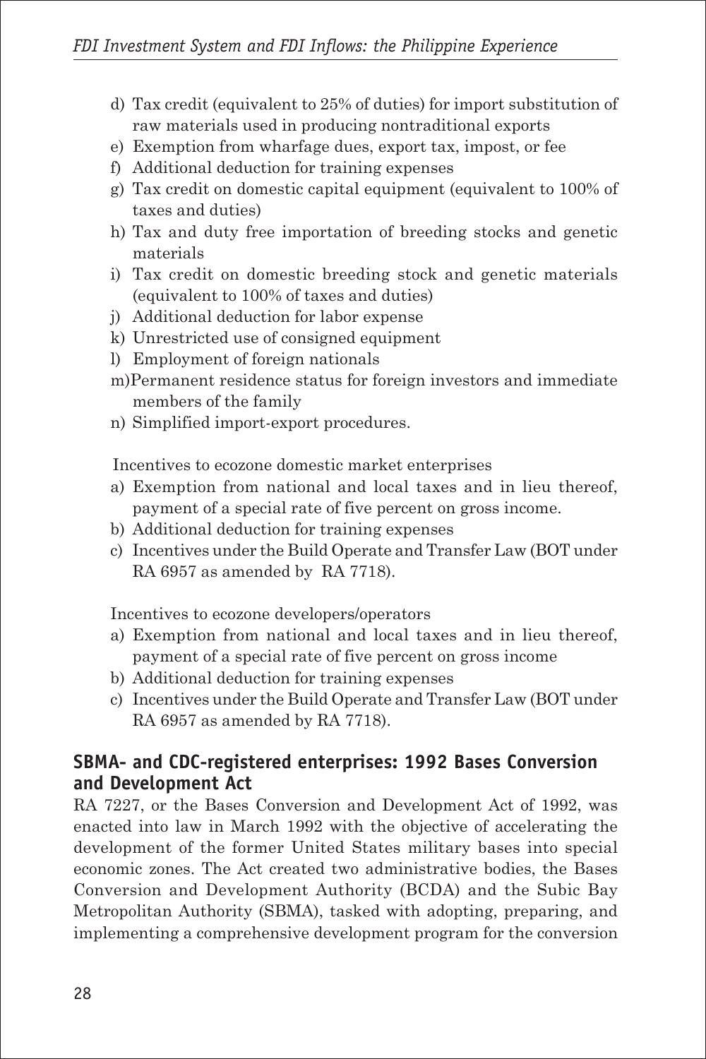d) Tax credit (equivalent to 25% of duties) for import substitution of raw materials used in producing nontraditional exports
e) Exemption from wharfage dues, export tax, impost, or fee
f) Additional deduction for training expenses
g) Tax credit on domestic capital equipment (equivalent to 100% of taxes and duties)
h) Tax and duty free importation of breeding stocks and genetic materials
i) Tax credit on domestic breeding stock and genetic materials (equivalent to 100% of taxes and duties)
j) Additional deduction for labor expense
k) Unrestricted use of consigned equipment
l) Employment of foreign nationals
m) Permanent residence status for foreign investors and immediate members of the family
n) Simplified import-export procedures.

Incentives to ecozone domestic market enterprises

a) Exemption from national and local taxes and in lieu thereof, payment of a special rate of five percent on gross income.
b) Additional deduction for training expenses
c) Incentives under the Build Operate and Transfer Law (BOT under RA 6957 as amended by RA 7718).

Incentives to ecozone developers/operators

a) Exemption from national and local taxes and in lieu thereof, payment of a special rate of five percent on gross income
b) Additional deduction for training expenses
c) Incentives under the Build Operate and Transfer Law (BOT under RA 6957 as amended by RA 7718).

## SBMA- and CDC-registered enterprises: 1992 Bases Conversion and Development Act

RA 7227, or the Bases Conversion and Development Act of 1992, was enacted into law in March 1992 with the objective of accelerating the development of the former United States military bases into special economic zones. The Act created two administrative bodies, the Bases Conversion and Development Authority (BCDA) and the Subic Bay Metropolitan Authority (SBMA), tasked with adopting, preparing, and implementing a comprehensive development program for the conversion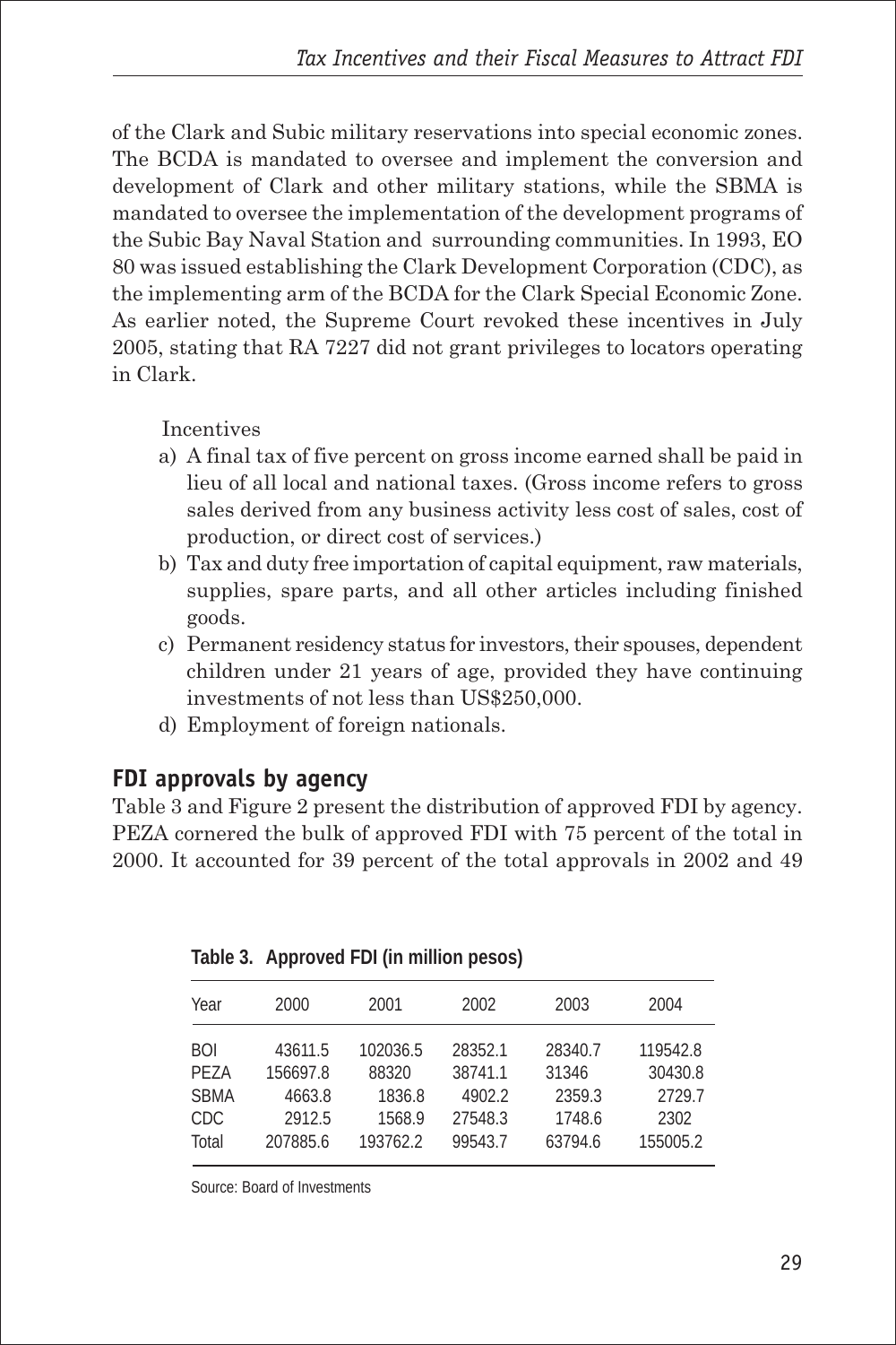of the Clark and Subic military reservations into special economic zones. The BCDA is mandated to oversee and implement the conversion and development of Clark and other military stations, while the SBMA is mandated to oversee the implementation of the development programs of the Subic Bay Naval Station and surrounding communities. In 1993, EO 80 was issued establishing the Clark Development Corporation (CDC), as the implementing arm of the BCDA for the Clark Special Economic Zone. As earlier noted, the Supreme Court revoked these incentives in July 2005, stating that RA 7227 did not grant privileges to locators operating in Clark.

Incentives

a) A final tax of five percent on gross income earned shall be paid in lieu of all local and national taxes. (Gross income refers to gross sales derived from any business activity less cost of sales, cost of production, or direct cost of services.)
b) Tax and duty free importation of capital equipment, raw materials, supplies, spare parts, and all other articles including finished goods.
c) Permanent residency status for investors, their spouses, dependent children under 21 years of age, provided they have continuing investments of not less than US$250,000.
d) Employment of foreign nationals.

## FDI approvals by agency

Table 3 and Figure 2 present the distribution of approved FDI by agency. PEZA cornered the bulk of approved FDI with 75 percent of the total in 2000. It accounted for 39 percent of the total approvals in 2002 and 49

**Table 3. Approved FDI (in million pesos)**

| Year | 2000 | 2001 | 2002 | 2003 | 2004 |
|---|---|---|---|---|---|
| BOI | 43611.5 | 102036.5 | 28352.1 | 28340.7 | 119542.8 |
| PEZA | 156697.8 | 88320 | 38741.1 | 31346 | 30430.8 |
| SBMA | 4663.8 | 1836.8 | 4902.2 | 2359.3 | 2729.7 |
| CDC | 2912.5 | 1568.9 | 27548.3 | 1748.6 | 2302 |
| Total | 207885.6 | 193762.2 | 99543.7 | 63794.6 | 155005.2 |

Source: Board of Investments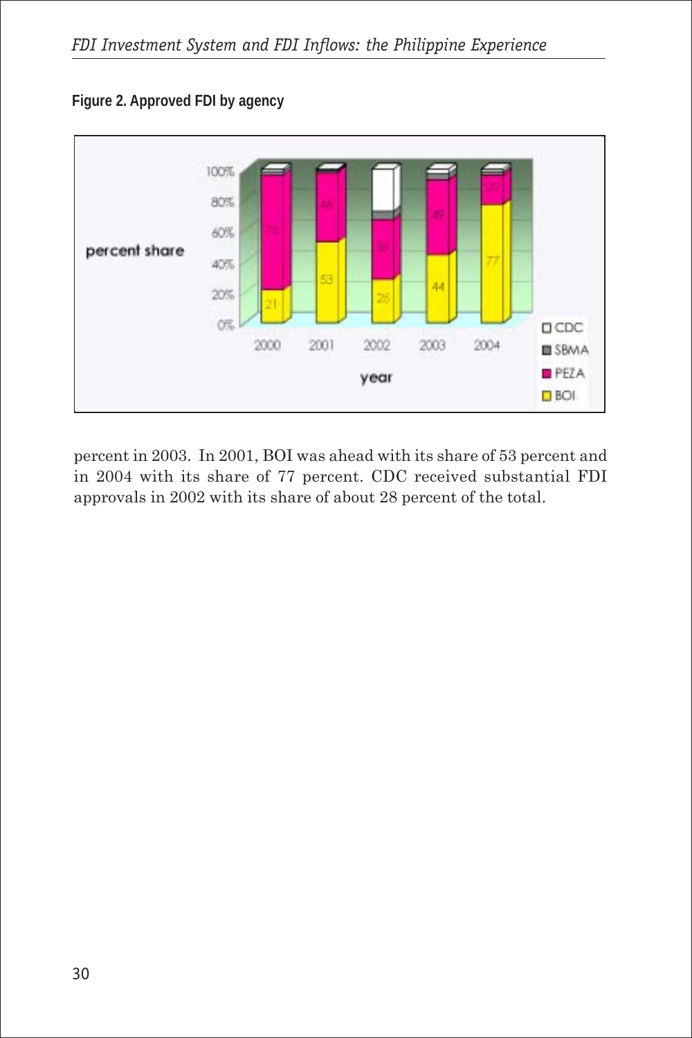**Figure 2. Approved FDI by agency**

percent in 2003. In 2001, BOI was ahead with its share of 53 percent and in 2004 with its share of 77 percent. CDC received substantial FDI approvals in 2002 with its share of about 28 percent of the total.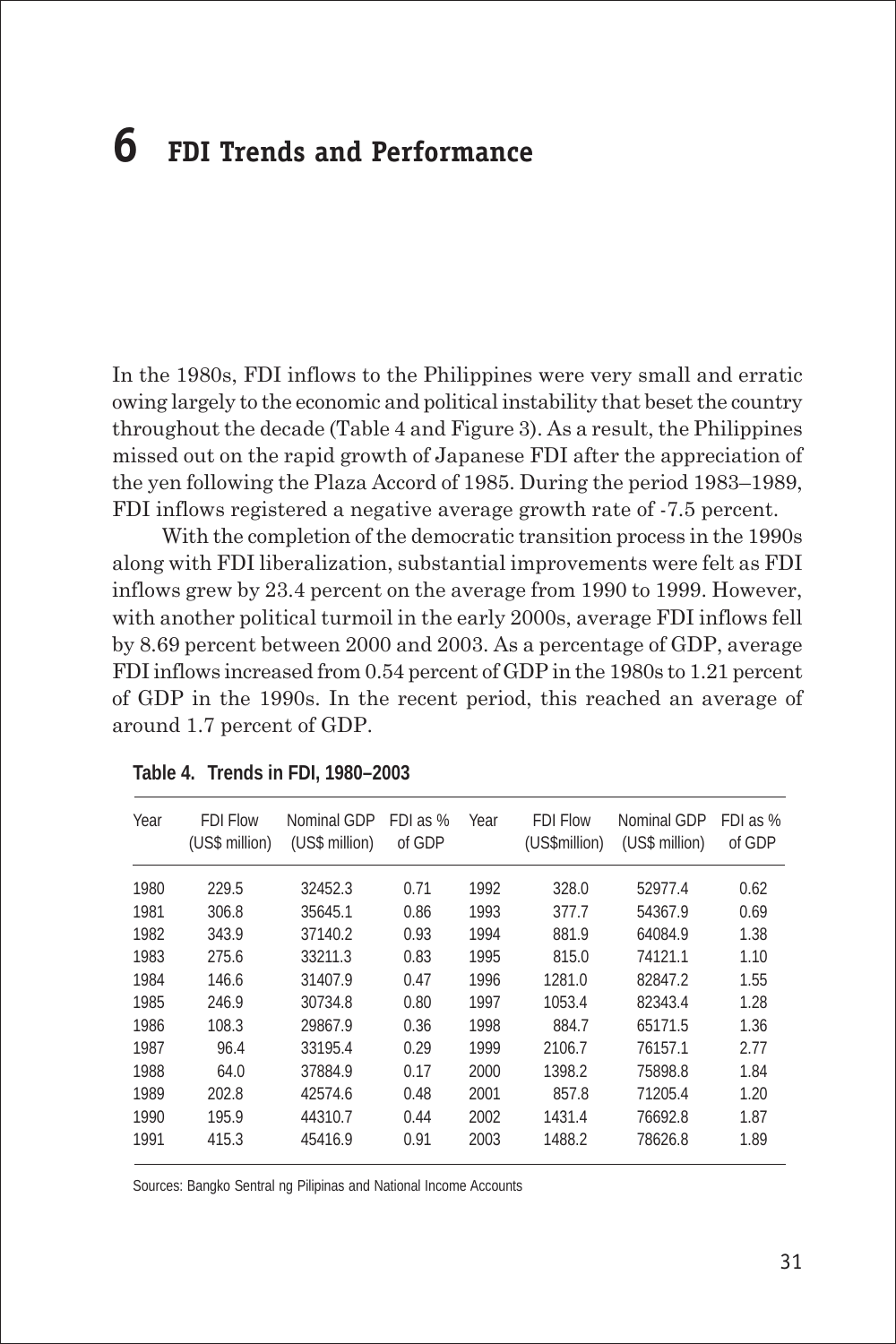# 6 FDI Trends and Performance

In the 1980s, FDI inflows to the Philippines were very small and erratic owing largely to the economic and political instability that beset the country throughout the decade (Table 4 and Figure 3). As a result, the Philippines missed out on the rapid growth of Japanese FDI after the appreciation of the yen following the Plaza Accord of 1985. During the period 1983–1989, FDI inflows registered a negative average growth rate of -7.5 percent.

With the completion of the democratic transition process in the 1990s along with FDI liberalization, substantial improvements were felt as FDI inflows grew by 23.4 percent on the average from 1990 to 1999. However, with another political turmoil in the early 2000s, average FDI inflows fell by 8.69 percent between 2000 and 2003. As a percentage of GDP, average FDI inflows increased from 0.54 percent of GDP in the 1980s to 1.21 percent of GDP in the 1990s. In the recent period, this reached an average of around 1.7 percent of GDP.

**Table 4. Trends in FDI, 1980–2003**

| Year | FDI Flow (US$ million) | Nominal GDP (US$ million) | FDI as % of GDP | Year | FDI Flow (US$million) | Nominal GDP (US$ million) | FDI as % of GDP |
|---|---|---|---|---|---|---|---|
| 1980 | 229.5 | 32452.3 | 0.71 | 1992 | 328.0 | 52977.4 | 0.62 |
| 1981 | 306.8 | 35645.1 | 0.86 | 1993 | 377.7 | 54367.9 | 0.69 |
| 1982 | 343.9 | 37140.2 | 0.93 | 1994 | 881.9 | 64084.9 | 1.38 |
| 1983 | 275.6 | 33211.3 | 0.83 | 1995 | 815.0 | 74121.1 | 1.10 |
| 1984 | 146.6 | 31407.9 | 0.47 | 1996 | 1281.0 | 82847.2 | 1.55 |
| 1985 | 246.9 | 30734.8 | 0.80 | 1997 | 1053.4 | 82343.4 | 1.28 |
| 1986 | 108.3 | 29867.9 | 0.36 | 1998 | 884.7 | 65171.5 | 1.36 |
| 1987 | 96.4 | 33195.4 | 0.29 | 1999 | 2106.7 | 76157.1 | 2.77 |
| 1988 | 64.0 | 37884.9 | 0.17 | 2000 | 1398.2 | 75898.8 | 1.84 |
| 1989 | 202.8 | 42574.6 | 0.48 | 2001 | 857.8 | 71205.4 | 1.20 |
| 1990 | 195.9 | 44310.7 | 0.44 | 2002 | 1431.4 | 76692.8 | 1.87 |
| 1991 | 415.3 | 45416.9 | 0.91 | 2003 | 1488.2 | 78626.8 | 1.89 |

Sources: Bangko Sentral ng Pilipinas and National Income Accounts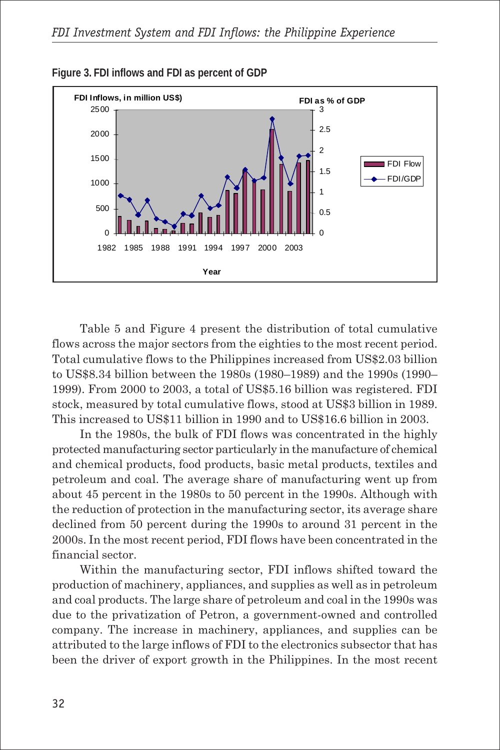**Figure 3. FDI inflows and FDI as percent of GDP**

Table 5 and Figure 4 present the distribution of total cumulative flows across the major sectors from the eighties to the most recent period. Total cumulative flows to the Philippines increased from US$2.03 billion to US$8.34 billion between the 1980s (1980–1989) and the 1990s (1990–1999). From 2000 to 2003, a total of US$5.16 billion was registered. FDI stock, measured by total cumulative flows, stood at US$3 billion in 1989. This increased to US$11 billion in 1990 and to US$16.6 billion in 2003.

In the 1980s, the bulk of FDI flows was concentrated in the highly protected manufacturing sector particularly in the manufacture of chemical and chemical products, food products, basic metal products, textiles and petroleum and coal. The average share of manufacturing went up from about 45 percent in the 1980s to 50 percent in the 1990s. Although with the reduction of protection in the manufacturing sector, its average share declined from 50 percent during the 1990s to around 31 percent in the 2000s. In the most recent period, FDI flows have been concentrated in the financial sector.

Within the manufacturing sector, FDI inflows shifted toward the production of machinery, appliances, and supplies as well as in petroleum and coal products. The large share of petroleum and coal in the 1990s was due to the privatization of Petron, a government-owned and controlled company. The increase in machinery, appliances, and supplies can be attributed to the large inflows of FDI to the electronics subsector that has been the driver of export growth in the Philippines. In the most recent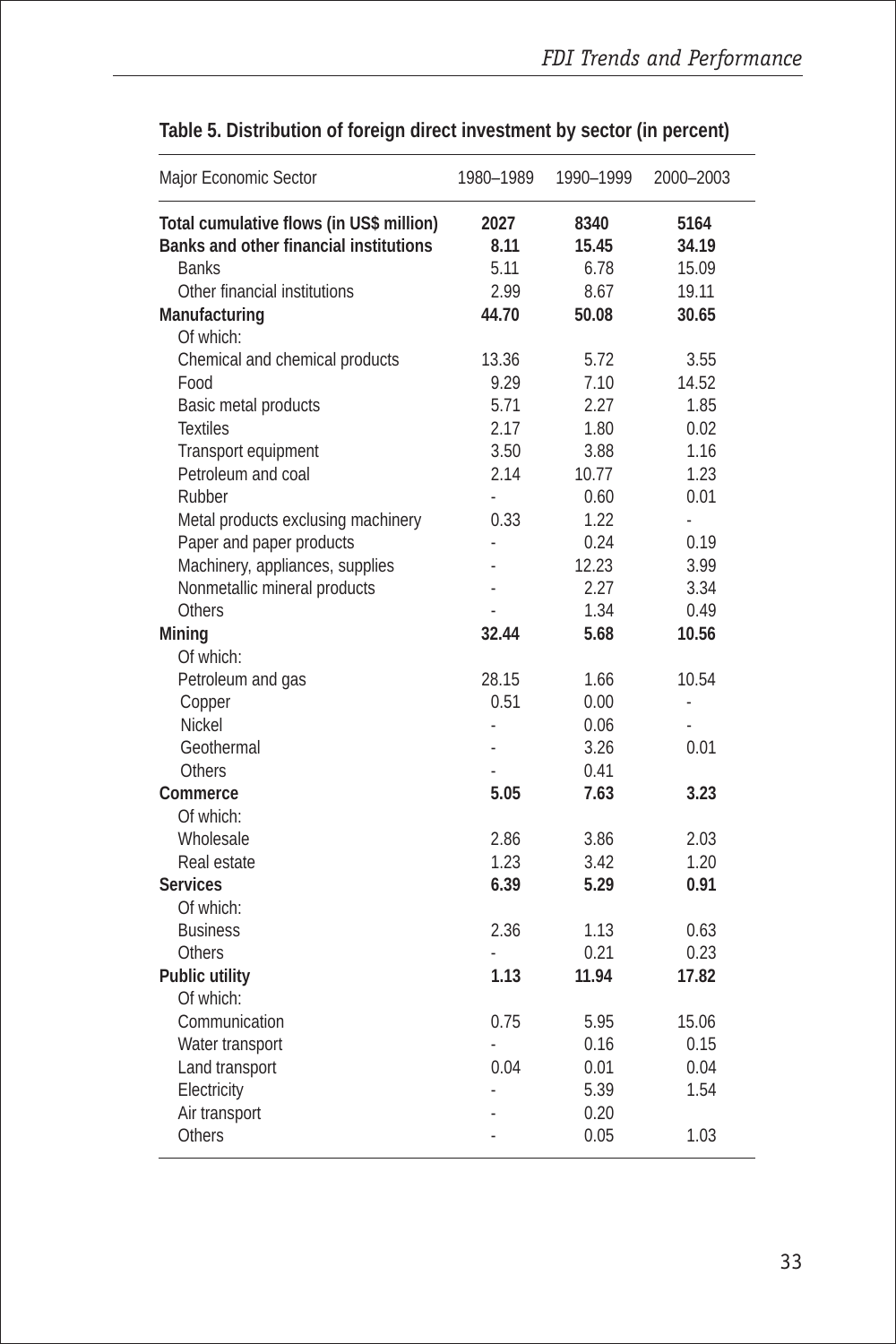**Table 5. Distribution of foreign direct investment by sector (in percent)**

| Major Economic Sector | 1980–1989 | 1990–1999 | 2000–2003 |
|---|---|---|---|
| **Total cumulative flows (in US$ million)** | **2027** | **8340** | **5164** |
| **Banks and other financial institutions** | **8.11** | **15.45** | **34.19** |
| Banks | 5.11 | 6.78 | 15.09 |
| Other financial institutions | 2.99 | 8.67 | 19.11 |
| **Manufacturing** | **44.70** | **50.08** | **30.65** |
| Of which: | | | |
| Chemical and chemical products | 13.36 | 5.72 | 3.55 |
| Food | 9.29 | 7.10 | 14.52 |
| Basic metal products | 5.71 | 2.27 | 1.85 |
| Textiles | 2.17 | 1.80 | 0.02 |
| Transport equipment | 3.50 | 3.88 | 1.16 |
| Petroleum and coal | 2.14 | 10.77 | 1.23 |
| Rubber | - | 0.60 | 0.01 |
| Metal products exclusing machinery | 0.33 | 1.22 | - |
| Paper and paper products | - | 0.24 | 0.19 |
| Machinery, appliances, supplies | - | 12.23 | 3.99 |
| Nonmetallic mineral products | - | 2.27 | 3.34 |
| Others | - | 1.34 | 0.49 |
| **Mining** | **32.44** | **5.68** | **10.56** |
| Of which: | | | |
| Petroleum and gas | 28.15 | 1.66 | 10.54 |
| Copper | 0.51 | 0.00 | - |
| Nickel | - | 0.06 | - |
| Geothermal | - | 3.26 | 0.01 |
| Others | - | 0.41 | |
| **Commerce** | **5.05** | **7.63** | **3.23** |
| Of which: | | | |
| Wholesale | 2.86 | 3.86 | 2.03 |
| Real estate | 1.23 | 3.42 | 1.20 |
| **Services** | **6.39** | **5.29** | **0.91** |
| Of which: | | | |
| Business | 2.36 | 1.13 | 0.63 |
| Others | - | 0.21 | 0.23 |
| **Public utility** | **1.13** | **11.94** | **17.82** |
| Of which: | | | |
| Communication | 0.75 | 5.95 | 15.06 |
| Water transport | - | 0.16 | 0.15 |
| Land transport | 0.04 | 0.01 | 0.04 |
| Electricity | - | 5.39 | 1.54 |
| Air transport | - | 0.20 | |
| Others | - | 0.05 | 1.03 |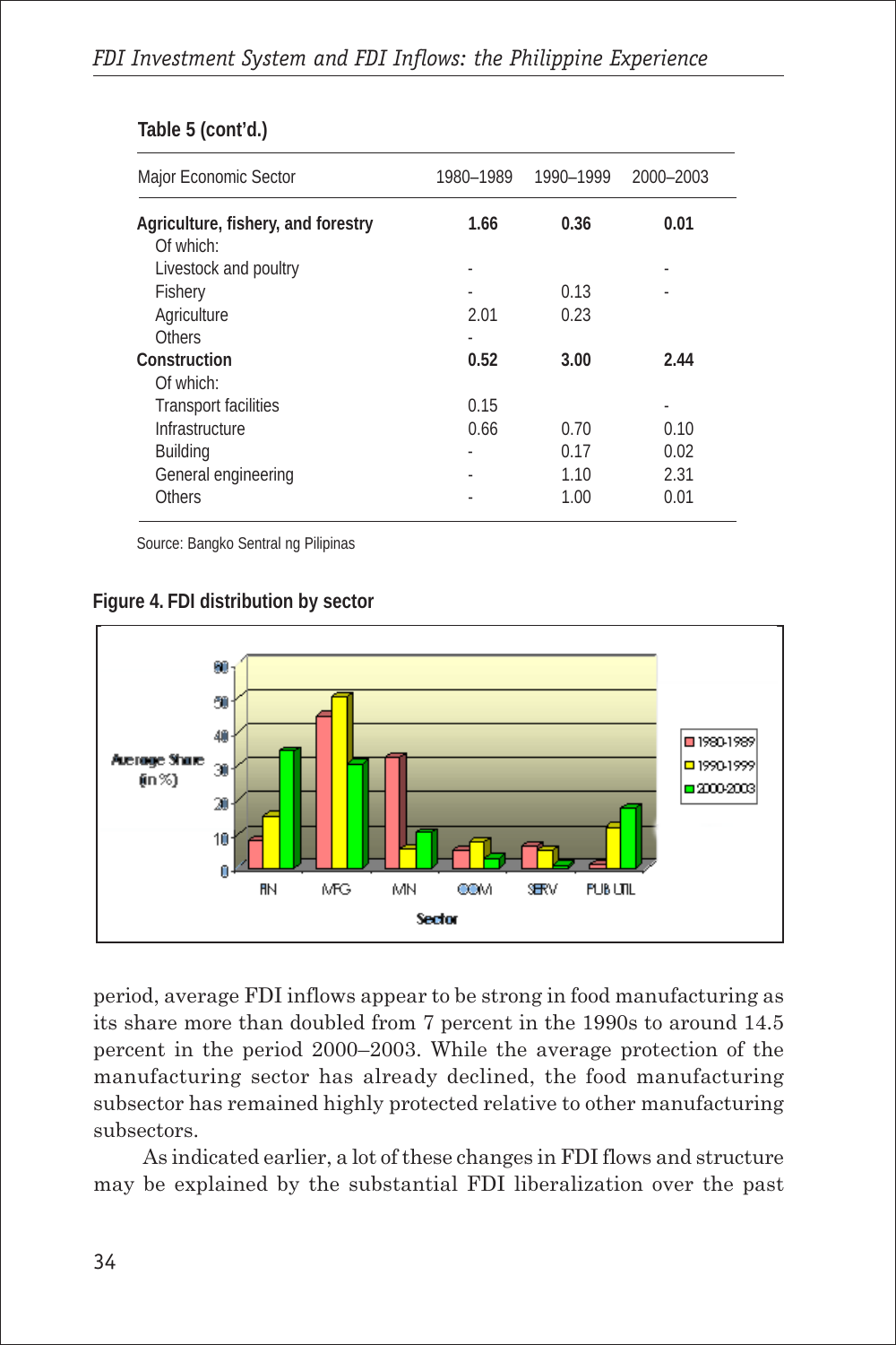**Table 5 (cont'd.)**

| Major Economic Sector | 1980–1989 | 1990–1999 | 2000–2003 |
|---|---|---|---|
| **Agriculture, fishery, and forestry** | **1.66** | **0.36** | **0.01** |
| Of which: | | | |
| Livestock and poultry | - | | - |
| Fishery | - | 0.13 | - |
| Agriculture | 2.01 | 0.23 | |
| Others | - | | |
| **Construction** | **0.52** | **3.00** | **2.44** |
| Of which: | | | |
| Transport facilities | 0.15 | | - |
| Infrastructure | 0.66 | 0.70 | 0.10 |
| Building | - | 0.17 | 0.02 |
| General engineering | - | 1.10 | 2.31 |
| Others | - | 1.00 | 0.01 |

Source: Bangko Sentral ng Pilipinas

**Figure 4. FDI distribution by sector**

period, average FDI inflows appear to be strong in food manufacturing as its share more than doubled from 7 percent in the 1990s to around 14.5 percent in the period 2000–2003. While the average protection of the manufacturing sector has already declined, the food manufacturing subsector has remained highly protected relative to other manufacturing subsectors.

As indicated earlier, a lot of these changes in FDI flows and structure may be explained by the substantial FDI liberalization over the past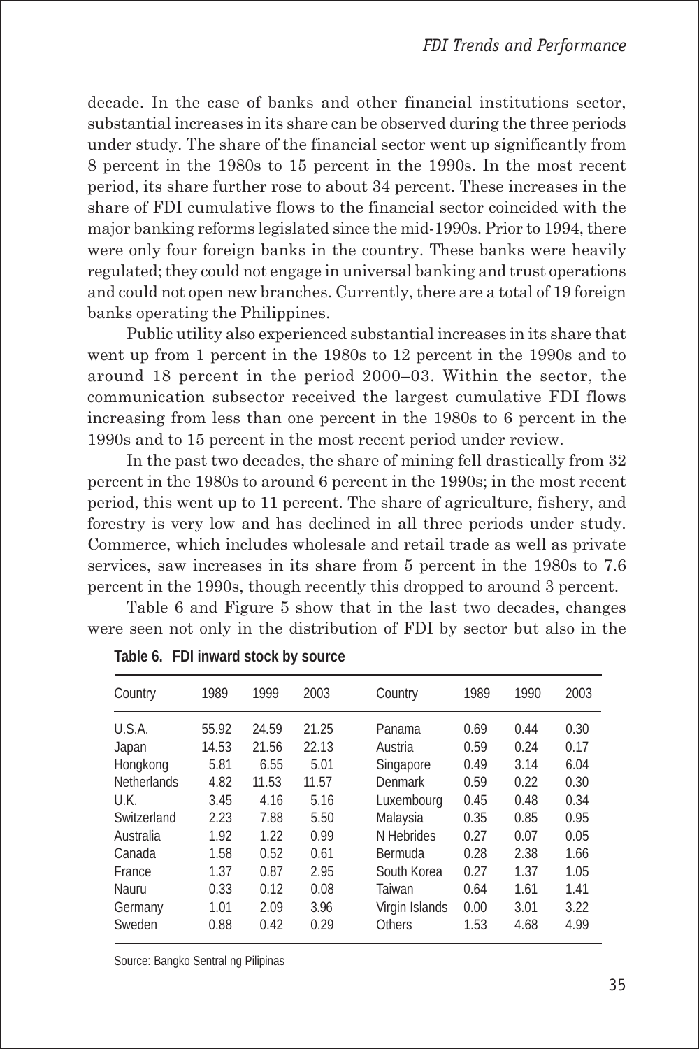decade. In the case of banks and other financial institutions sector, substantial increases in its share can be observed during the three periods under study. The share of the financial sector went up significantly from 8 percent in the 1980s to 15 percent in the 1990s. In the most recent period, its share further rose to about 34 percent. These increases in the share of FDI cumulative flows to the financial sector coincided with the major banking reforms legislated since the mid-1990s. Prior to 1994, there were only four foreign banks in the country. These banks were heavily regulated; they could not engage in universal banking and trust operations and could not open new branches. Currently, there are a total of 19 foreign banks operating the Philippines.

Public utility also experienced substantial increases in its share that went up from 1 percent in the 1980s to 12 percent in the 1990s and to around 18 percent in the period 2000–03. Within the sector, the communication subsector received the largest cumulative FDI flows increasing from less than one percent in the 1980s to 6 percent in the 1990s and to 15 percent in the most recent period under review.

In the past two decades, the share of mining fell drastically from 32 percent in the 1980s to around 6 percent in the 1990s; in the most recent period, this went up to 11 percent. The share of agriculture, fishery, and forestry is very low and has declined in all three periods under study. Commerce, which includes wholesale and retail trade as well as private services, saw increases in its share from 5 percent in the 1980s to 7.6 percent in the 1990s, though recently this dropped to around 3 percent.

Table 6 and Figure 5 show that in the last two decades, changes were seen not only in the distribution of FDI by sector but also in the

**Table 6. FDI inward stock by source**

| Country | 1989 | 1999 | 2003 | Country | 1989 | 1990 | 2003 |
|---|---|---|---|---|---|---|---|
| U.S.A. | 55.92 | 24.59 | 21.25 | Panama | 0.69 | 0.44 | 0.30 |
| Japan | 14.53 | 21.56 | 22.13 | Austria | 0.59 | 0.24 | 0.17 |
| Hongkong | 5.81 | 6.55 | 5.01 | Singapore | 0.49 | 3.14 | 6.04 |
| Netherlands | 4.82 | 11.53 | 11.57 | Denmark | 0.59 | 0.22 | 0.30 |
| U.K. | 3.45 | 4.16 | 5.16 | Luxembourg | 0.45 | 0.48 | 0.34 |
| Switzerland | 2.23 | 7.88 | 5.50 | Malaysia | 0.35 | 0.85 | 0.95 |
| Australia | 1.92 | 1.22 | 0.99 | N Hebrides | 0.27 | 0.07 | 0.05 |
| Canada | 1.58 | 0.52 | 0.61 | Bermuda | 0.28 | 2.38 | 1.66 |
| France | 1.37 | 0.87 | 2.95 | South Korea | 0.27 | 1.37 | 1.05 |
| Nauru | 0.33 | 0.12 | 0.08 | Taiwan | 0.64 | 1.61 | 1.41 |
| Germany | 1.01 | 2.09 | 3.96 | Virgin Islands | 0.00 | 3.01 | 3.22 |
| Sweden | 0.88 | 0.42 | 0.29 | Others | 1.53 | 4.68 | 4.99 |

Source: Bangko Sentral ng Pilipinas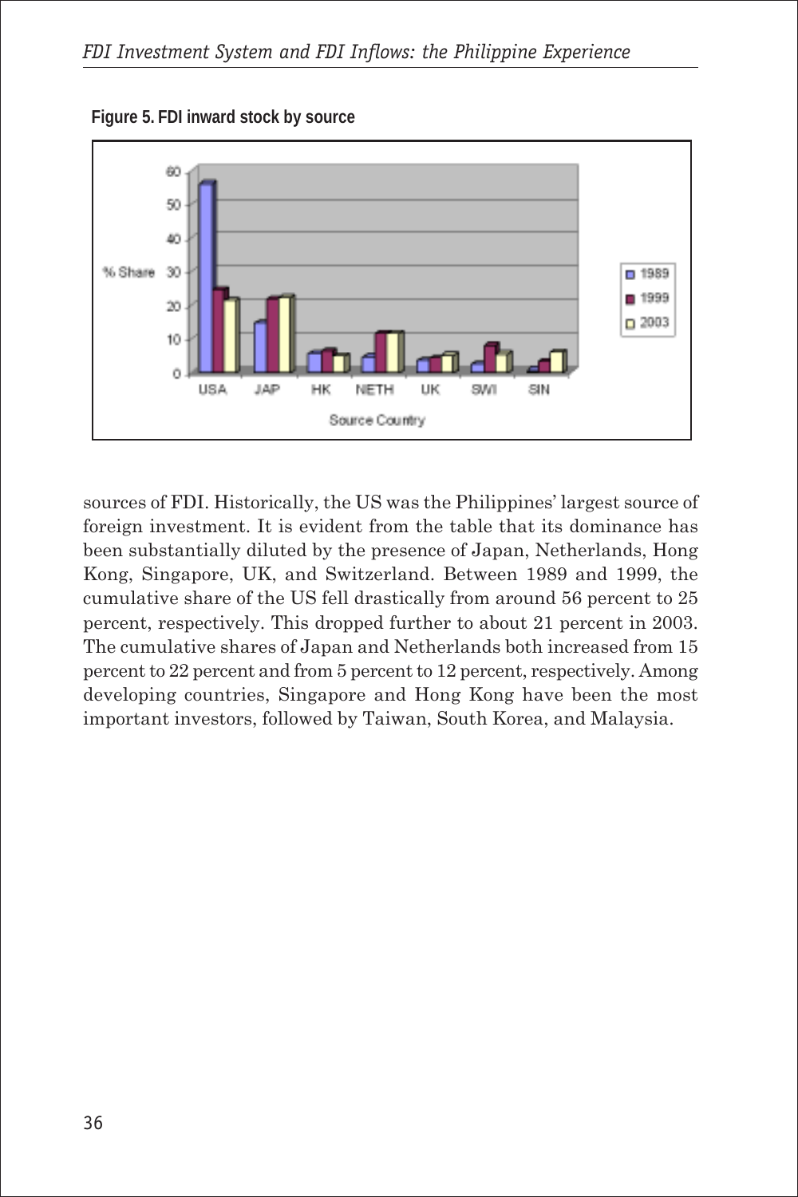**Figure 5. FDI inward stock by source**

sources of FDI. Historically, the US was the Philippines' largest source of foreign investment. It is evident from the table that its dominance has been substantially diluted by the presence of Japan, Netherlands, Hong Kong, Singapore, UK, and Switzerland. Between 1989 and 1999, the cumulative share of the US fell drastically from around 56 percent to 25 percent, respectively. This dropped further to about 21 percent in 2003. The cumulative shares of Japan and Netherlands both increased from 15 percent to 22 percent and from 5 percent to 12 percent, respectively. Among developing countries, Singapore and Hong Kong have been the most important investors, followed by Taiwan, South Korea, and Malaysia.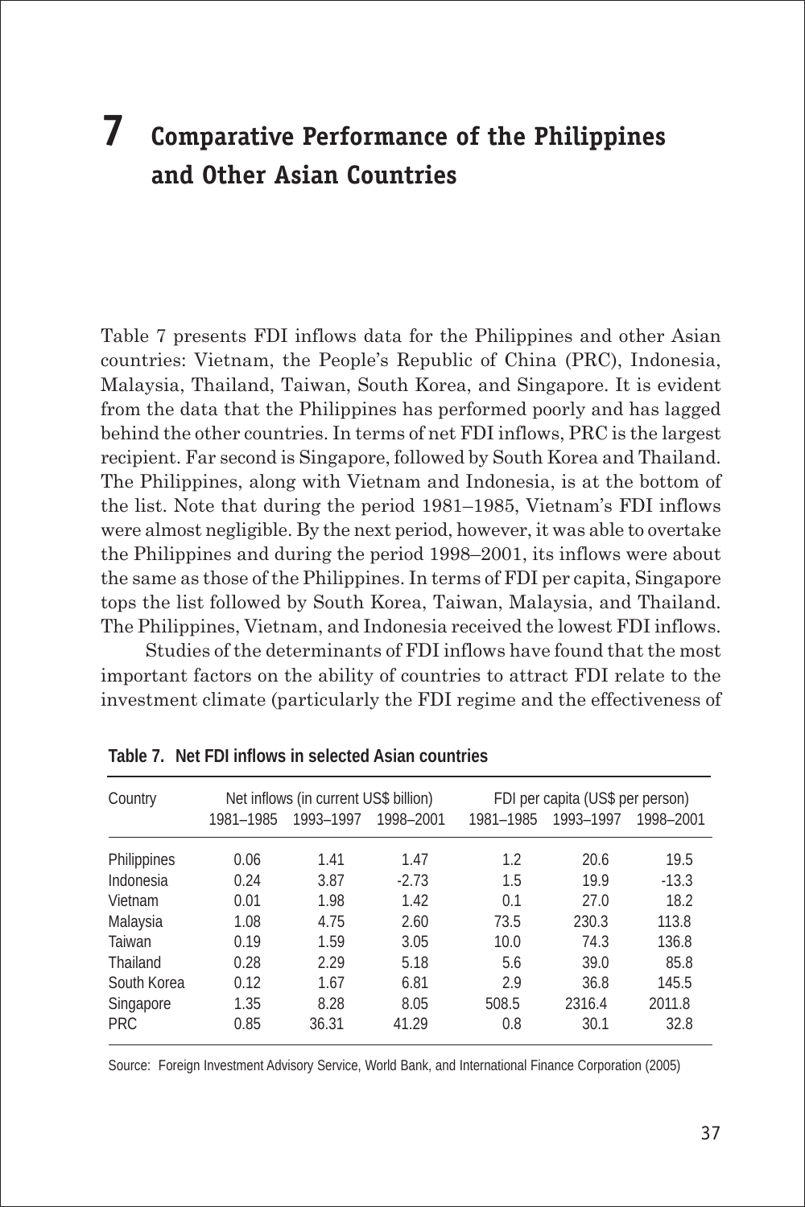# 7 Comparative Performance of the Philippines and Other Asian Countries

Table 7 presents FDI inflows data for the Philippines and other Asian countries: Vietnam, the People's Republic of China (PRC), Indonesia, Malaysia, Thailand, Taiwan, South Korea, and Singapore. It is evident from the data that the Philippines has performed poorly and has lagged behind the other countries. In terms of net FDI inflows, PRC is the largest recipient. Far second is Singapore, followed by South Korea and Thailand. The Philippines, along with Vietnam and Indonesia, is at the bottom of the list. Note that during the period 1981–1985, Vietnam's FDI inflows were almost negligible. By the next period, however, it was able to overtake the Philippines and during the period 1998–2001, its inflows were about the same as those of the Philippines. In terms of FDI per capita, Singapore tops the list followed by South Korea, Taiwan, Malaysia, and Thailand. The Philippines, Vietnam, and Indonesia received the lowest FDI inflows.

Studies of the determinants of FDI inflows have found that the most important factors on the ability of countries to attract FDI relate to the investment climate (particularly the FDI regime and the effectiveness of

**Table 7. Net FDI inflows in selected Asian countries**

| Country | Net inflows (in current US$ billion) | | | FDI per capita (US$ per person) | | |
|---|---|---|---|---|---|---|
| | 1981–1985 | 1993–1997 | 1998–2001 | 1981–1985 | 1993–1997 | 1998–2001 |
| Philippines | 0.06 | 1.41 | 1.47 | 1.2 | 20.6 | 19.5 |
| Indonesia | 0.24 | 3.87 | -2.73 | 1.5 | 19.9 | -13.3 |
| Vietnam | 0.01 | 1.98 | 1.42 | 0.1 | 27.0 | 18.2 |
| Malaysia | 1.08 | 4.75 | 2.60 | 73.5 | 230.3 | 113.8 |
| Taiwan | 0.19 | 1.59 | 3.05 | 10.0 | 74.3 | 136.8 |
| Thailand | 0.28 | 2.29 | 5.18 | 5.6 | 39.0 | 85.8 |
| South Korea | 0.12 | 1.67 | 6.81 | 2.9 | 36.8 | 145.5 |
| Singapore | 1.35 | 8.28 | 8.05 | 508.5 | 2316.4 | 2011.8 |
| PRC | 0.85 | 36.31 | 41.29 | 0.8 | 30.1 | 32.8 |

Source: Foreign Investment Advisory Service, World Bank, and International Finance Corporation (2005)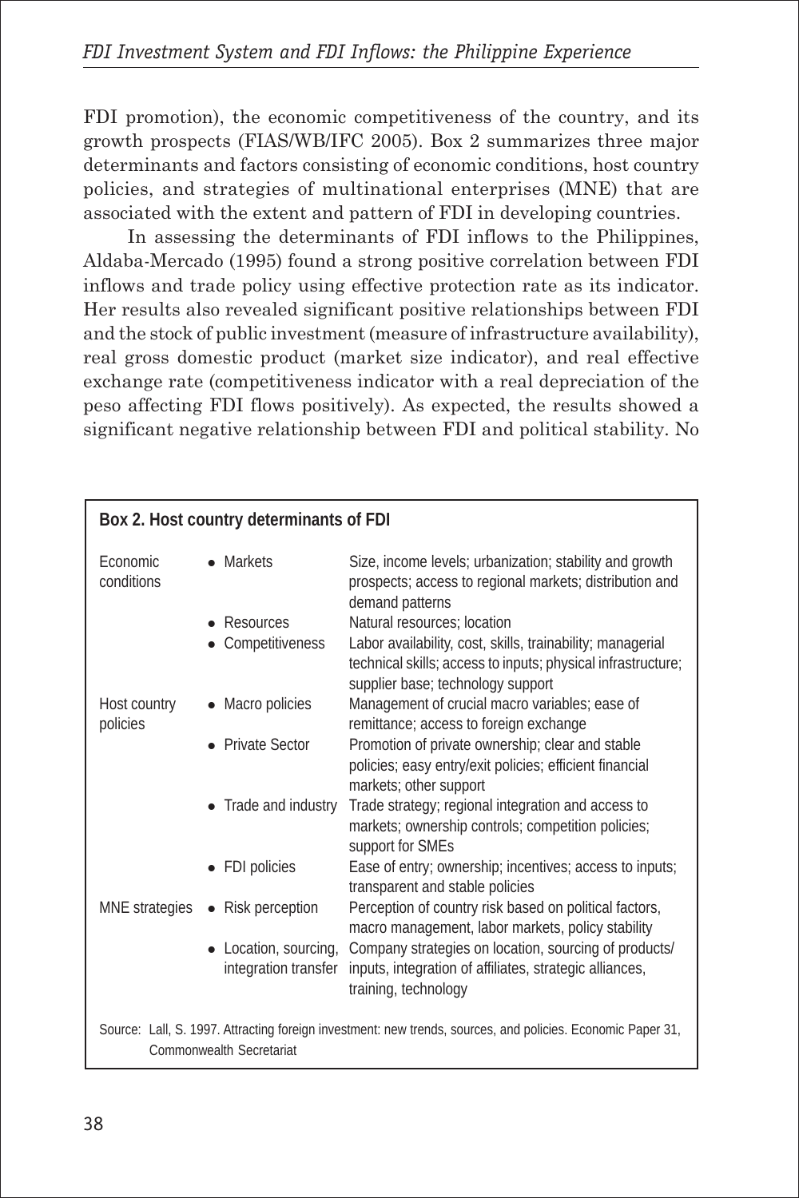FDI promotion), the economic competitiveness of the country, and its growth prospects (FIAS/WB/IFC 2005). Box 2 summarizes three major determinants and factors consisting of economic conditions, host country policies, and strategies of multinational enterprises (MNE) that are associated with the extent and pattern of FDI in developing countries.

In assessing the determinants of FDI inflows to the Philippines, Aldaba-Mercado (1995) found a strong positive correlation between FDI inflows and trade policy using effective protection rate as its indicator. Her results also revealed significant positive relationships between FDI and the stock of public investment (measure of infrastructure availability), real gross domestic product (market size indicator), and real effective exchange rate (competitiveness indicator with a real depreciation of the peso affecting FDI flows positively). As expected, the results showed a significant negative relationship between FDI and political stability. No

**Box 2. Host country determinants of FDI**

| | | |
|---|---|---|
| Economic conditions | • Markets | Size, income levels; urbanization; stability and growth prospects; access to regional markets; distribution and demand patterns |
| | • Resources | Natural resources; location |
| | • Competitiveness | Labor availability, cost, skills, trainability; managerial technical skills; access to inputs; physical infrastructure; supplier base; technology support |
| Host country policies | • Macro policies | Management of crucial macro variables; ease of remittance; access to foreign exchange |
| | • Private Sector | Promotion of private ownership; clear and stable policies; easy entry/exit policies; efficient financial markets; other support |
| | • Trade and industry | Trade strategy; regional integration and access to markets; ownership controls; competition policies; support for SMEs |
| | • FDI policies | Ease of entry; ownership; incentives; access to inputs; transparent and stable policies |
| MNE strategies | • Risk perception | Perception of country risk based on political factors, macro management, labor markets, policy stability |
| | • Location, sourcing, integration transfer | Company strategies on location, sourcing of products/ inputs, integration of affiliates, strategic alliances, training, technology |

Source: Lall, S. 1997. Attracting foreign investment: new trends, sources, and policies. Economic Paper 31, Commonwealth Secretariat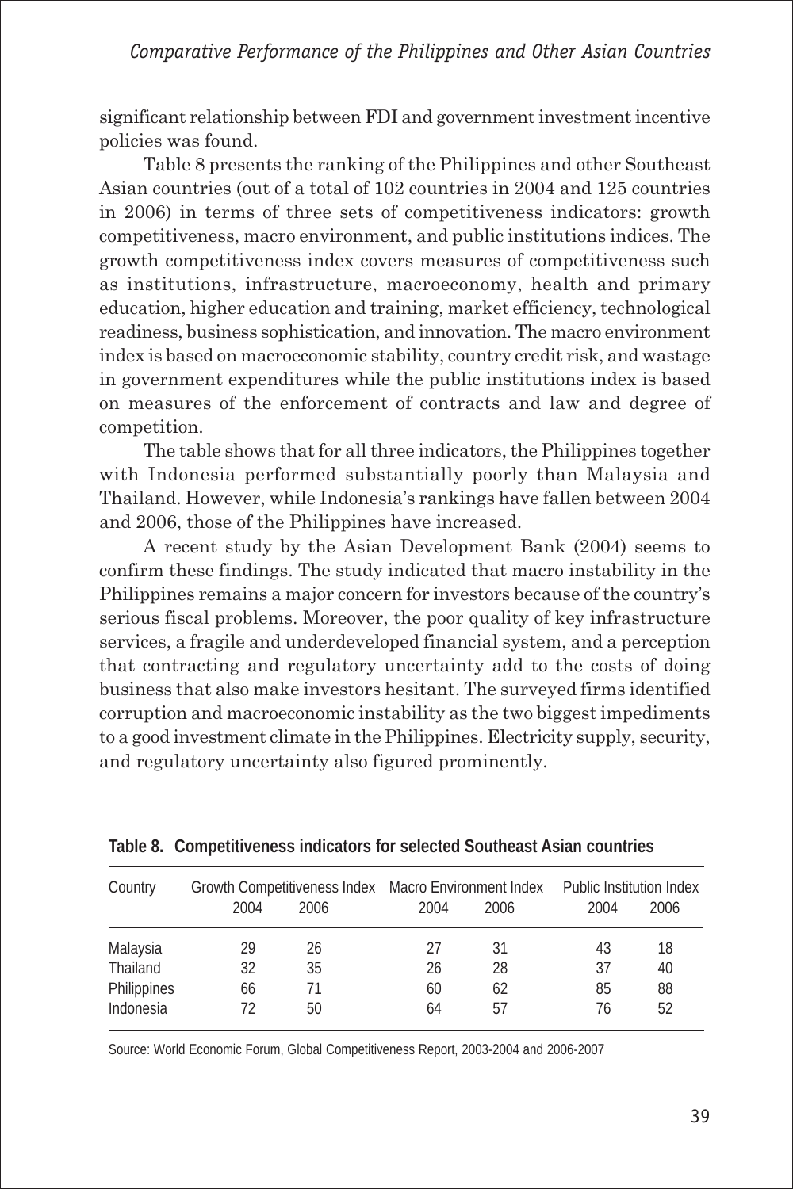significant relationship between FDI and government investment incentive policies was found.

Table 8 presents the ranking of the Philippines and other Southeast Asian countries (out of a total of 102 countries in 2004 and 125 countries in 2006) in terms of three sets of competitiveness indicators: growth competitiveness, macro environment, and public institutions indices. The growth competitiveness index covers measures of competitiveness such as institutions, infrastructure, macroeconomy, health and primary education, higher education and training, market efficiency, technological readiness, business sophistication, and innovation. The macro environment index is based on macroeconomic stability, country credit risk, and wastage in government expenditures while the public institutions index is based on measures of the enforcement of contracts and law and degree of competition.

The table shows that for all three indicators, the Philippines together with Indonesia performed substantially poorly than Malaysia and Thailand. However, while Indonesia's rankings have fallen between 2004 and 2006, those of the Philippines have increased.

A recent study by the Asian Development Bank (2004) seems to confirm these findings. The study indicated that macro instability in the Philippines remains a major concern for investors because of the country's serious fiscal problems. Moreover, the poor quality of key infrastructure services, a fragile and underdeveloped financial system, and a perception that contracting and regulatory uncertainty add to the costs of doing business that also make investors hesitant. The surveyed firms identified corruption and macroeconomic instability as the two biggest impediments to a good investment climate in the Philippines. Electricity supply, security, and regulatory uncertainty also figured prominently.

**Table 8. Competitiveness indicators for selected Southeast Asian countries**

| Country | Growth Competitiveness Index | | Macro Environment Index | | Public Institution Index | |
|---|---|---|---|---|---|---|
| | 2004 | 2006 | 2004 | 2006 | 2004 | 2006 |
| Malaysia | 29 | 26 | 27 | 31 | 43 | 18 |
| Thailand | 32 | 35 | 26 | 28 | 37 | 40 |
| Philippines | 66 | 71 | 60 | 62 | 85 | 88 |
| Indonesia | 72 | 50 | 64 | 57 | 76 | 52 |

Source: World Economic Forum, Global Competitiveness Report, 2003-2004 and 2006-2007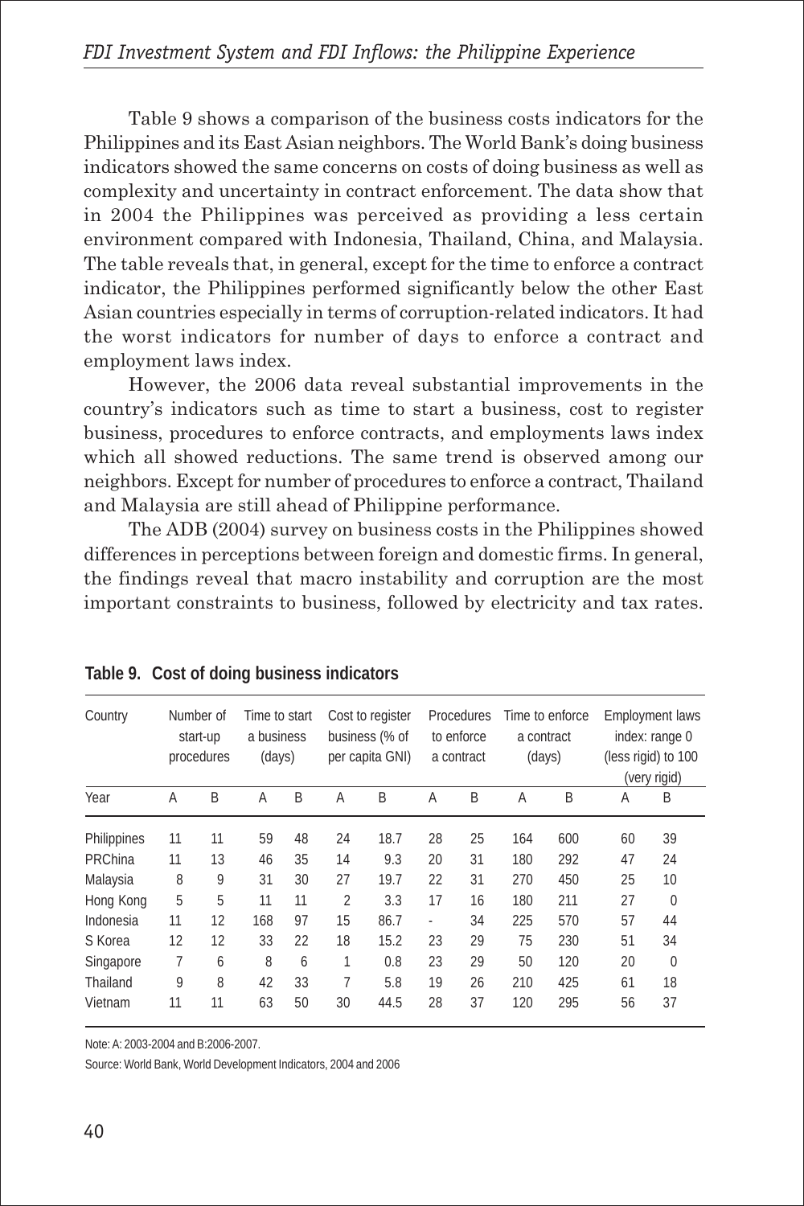Table 9 shows a comparison of the business costs indicators for the Philippines and its East Asian neighbors. The World Bank's doing business indicators showed the same concerns on costs of doing business as well as complexity and uncertainty in contract enforcement. The data show that in 2004 the Philippines was perceived as providing a less certain environment compared with Indonesia, Thailand, China, and Malaysia. The table reveals that, in general, except for the time to enforce a contract indicator, the Philippines performed significantly below the other East Asian countries especially in terms of corruption-related indicators. It had the worst indicators for number of days to enforce a contract and employment laws index.

However, the 2006 data reveal substantial improvements in the country's indicators such as time to start a business, cost to register business, procedures to enforce contracts, and employments laws index which all showed reductions. The same trend is observed among our neighbors. Except for number of procedures to enforce a contract, Thailand and Malaysia are still ahead of Philippine performance.

The ADB (2004) survey on business costs in the Philippines showed differences in perceptions between foreign and domestic firms. In general, the findings reveal that macro instability and corruption are the most important constraints to business, followed by electricity and tax rates.

**Table 9. Cost of doing business indicators**

| Country | Number of start-up procedures | | Time to start a business (days) | | Cost to register business (% of per capita GNI) | | Procedures to enforce a contract | | Time to enforce a contract (days) | | Employment laws index: range 0 (less rigid) to 100 (very rigid) | |
|---|---|---|---|---|---|---|---|---|---|---|---|---|
| Year | A | B | A | B | A | B | A | B | A | B | A | B |
| Philippines | 11 | 11 | 59 | 48 | 24 | 18.7 | 28 | 25 | 164 | 600 | 60 | 39 |
| PRChina | 11 | 13 | 46 | 35 | 14 | 9.3 | 20 | 31 | 180 | 292 | 47 | 24 |
| Malaysia | 8 | 9 | 31 | 30 | 27 | 19.7 | 22 | 31 | 270 | 450 | 25 | 10 |
| Hong Kong | 5 | 5 | 11 | 11 | 2 | 3.3 | 17 | 16 | 180 | 211 | 27 | 0 |
| Indonesia | 11 | 12 | 168 | 97 | 15 | 86.7 | - | 34 | 225 | 570 | 57 | 44 |
| S Korea | 12 | 12 | 33 | 22 | 18 | 15.2 | 23 | 29 | 75 | 230 | 51 | 34 |
| Singapore | 7 | 6 | 8 | 6 | 1 | 0.8 | 23 | 29 | 50 | 120 | 20 | 0 |
| Thailand | 9 | 8 | 42 | 33 | 7 | 5.8 | 19 | 26 | 210 | 425 | 61 | 18 |
| Vietnam | 11 | 11 | 63 | 50 | 30 | 44.5 | 28 | 37 | 120 | 295 | 56 | 37 |

Note: A: 2003-2004 and B:2006-2007.

Source: World Bank, World Development Indicators, 2004 and 2006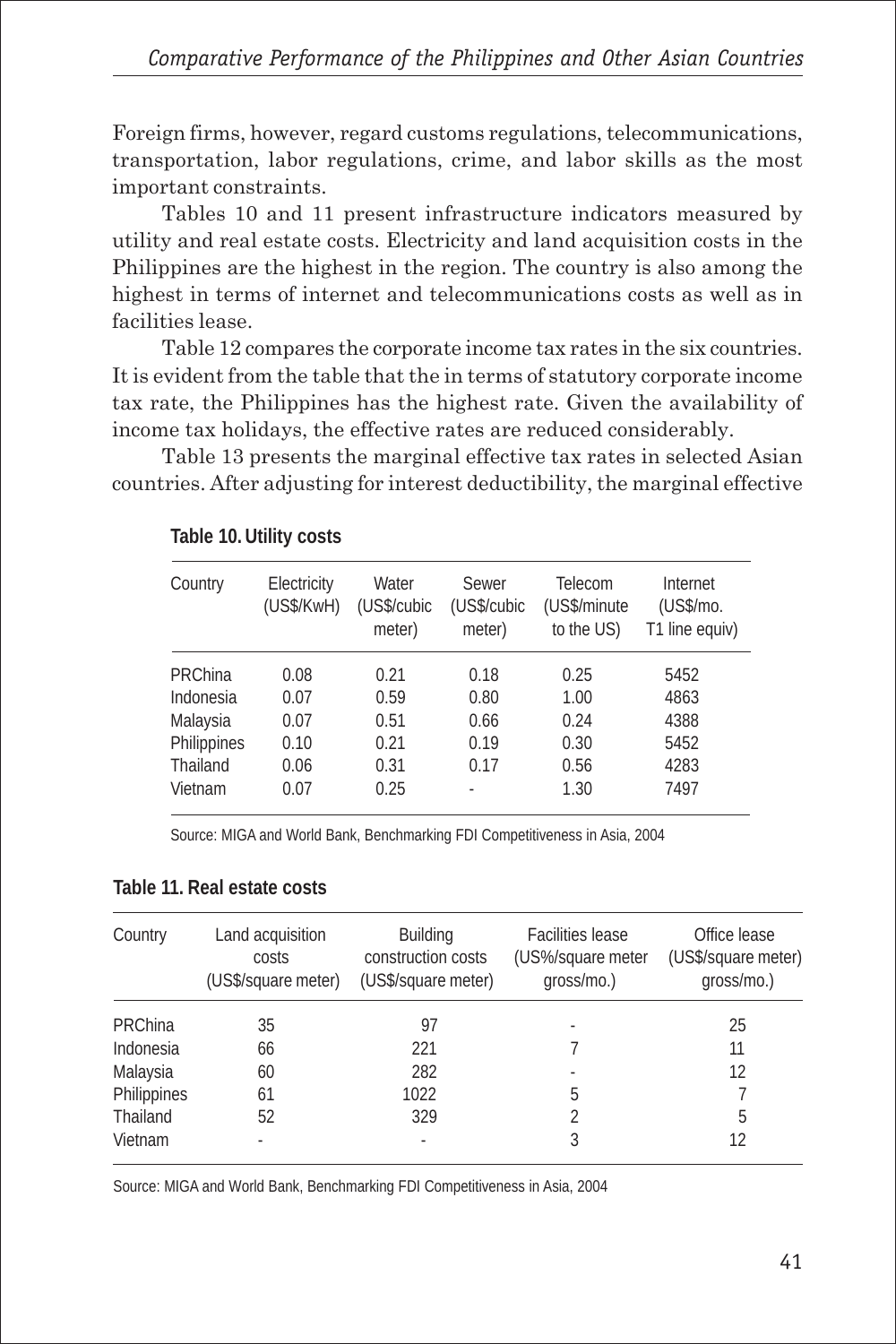Foreign firms, however, regard customs regulations, telecommunications, transportation, labor regulations, crime, and labor skills as the most important constraints.

Tables 10 and 11 present infrastructure indicators measured by utility and real estate costs. Electricity and land acquisition costs in the Philippines are the highest in the region. The country is also among the highest in terms of internet and telecommunications costs as well as in facilities lease.

Table 12 compares the corporate income tax rates in the six countries. It is evident from the table that the in terms of statutory corporate income tax rate, the Philippines has the highest rate. Given the availability of income tax holidays, the effective rates are reduced considerably.

Table 13 presents the marginal effective tax rates in selected Asian countries. After adjusting for interest deductibility, the marginal effective

**Table 10. Utility costs**

| Country | Electricity (US$/KwH) | Water (US$/cubic meter) | Sewer (US$/cubic meter) | Telecom (US$/minute to the US) | Internet (US$/mo. T1 line equiv) |
|---|---|---|---|---|---|
| PRChina | 0.08 | 0.21 | 0.18 | 0.25 | 5452 |
| Indonesia | 0.07 | 0.59 | 0.80 | 1.00 | 4863 |
| Malaysia | 0.07 | 0.51 | 0.66 | 0.24 | 4388 |
| Philippines | 0.10 | 0.21 | 0.19 | 0.30 | 5452 |
| Thailand | 0.06 | 0.31 | 0.17 | 0.56 | 4283 |
| Vietnam | 0.07 | 0.25 | - | 1.30 | 7497 |

Source: MIGA and World Bank, Benchmarking FDI Competitiveness in Asia, 2004

**Table 11. Real estate costs**

| Country | Land acquisition costs (US$/square meter) | Building construction costs (US$/square meter) | Facilities lease (US%/square meter gross/mo.) | Office lease (US$/square meter) gross/mo.) |
|---|---|---|---|---|
| PRChina | 35 | 97 | - | 25 |
| Indonesia | 66 | 221 | 7 | 11 |
| Malaysia | 60 | 282 | - | 12 |
| Philippines | 61 | 1022 | 5 | 7 |
| Thailand | 52 | 329 | 2 | 5 |
| Vietnam | - | - | 3 | 12 |

Source: MIGA and World Bank, Benchmarking FDI Competitiveness in Asia, 2004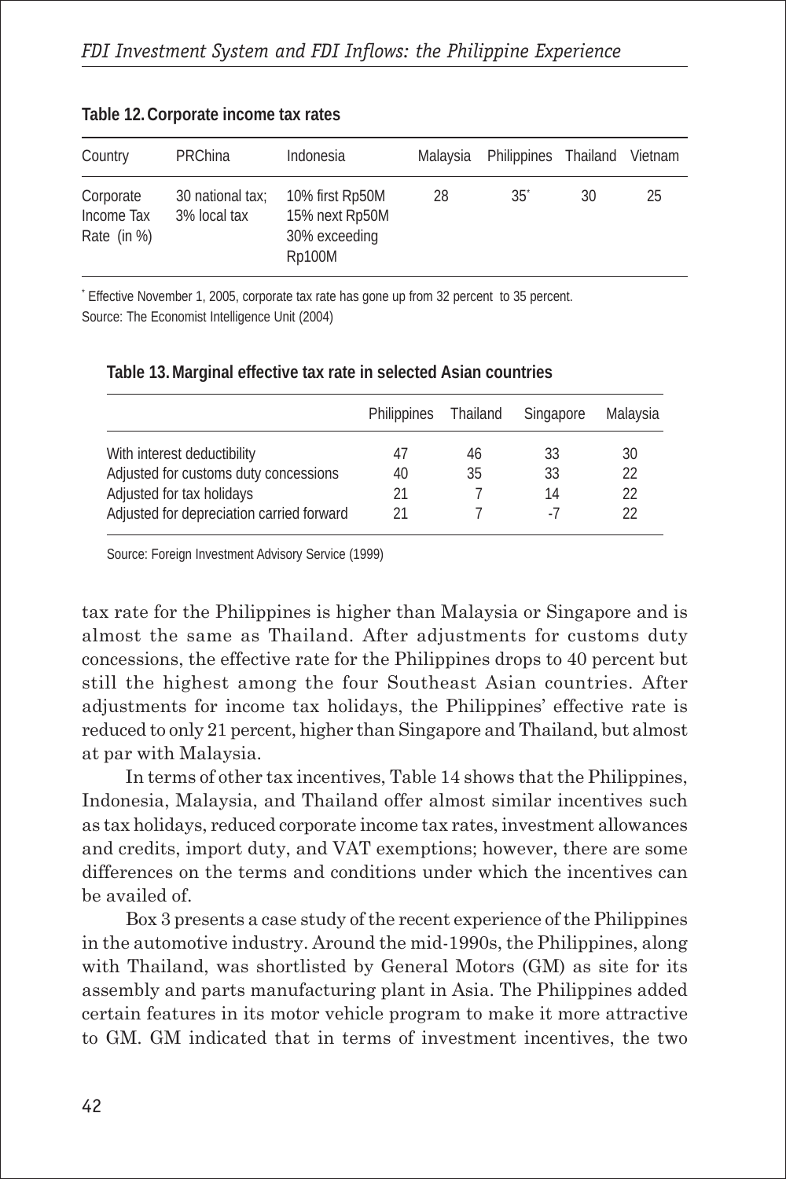**Table 12. Corporate income tax rates**

| Country | PRChina | Indonesia | Malaysia | Philippines | Thailand | Vietnam |
|---|---|---|---|---|---|---|
| Corporate Income Tax Rate (in %) | 30 national tax; 3% local tax | 10% first Rp50M 15% next Rp50M 30% exceeding Rp100M | 28 | 35* | 30 | 25 |

* Effective November 1, 2005, corporate tax rate has gone up from 32 percent to 35 percent.

Source: The Economist Intelligence Unit (2004)

**Table 13. Marginal effective tax rate in selected Asian countries**

| | Philippines | Thailand | Singapore | Malaysia |
|---|---|---|---|---|
| With interest deductibility | 47 | 46 | 33 | 30 |
| Adjusted for customs duty concessions | 40 | 35 | 33 | 22 |
| Adjusted for tax holidays | 21 | 7 | 14 | 22 |
| Adjusted for depreciation carried forward | 21 | 7 | -7 | 22 |

Source: Foreign Investment Advisory Service (1999)

tax rate for the Philippines is higher than Malaysia or Singapore and is almost the same as Thailand. After adjustments for customs duty concessions, the effective rate for the Philippines drops to 40 percent but still the highest among the four Southeast Asian countries. After adjustments for income tax holidays, the Philippines' effective rate is reduced to only 21 percent, higher than Singapore and Thailand, but almost at par with Malaysia.

In terms of other tax incentives, Table 14 shows that the Philippines, Indonesia, Malaysia, and Thailand offer almost similar incentives such as tax holidays, reduced corporate income tax rates, investment allowances and credits, import duty, and VAT exemptions; however, there are some differences on the terms and conditions under which the incentives can be availed of.

Box 3 presents a case study of the recent experience of the Philippines in the automotive industry. Around the mid-1990s, the Philippines, along with Thailand, was shortlisted by General Motors (GM) as site for its assembly and parts manufacturing plant in Asia. The Philippines added certain features in its motor vehicle program to make it more attractive to GM. GM indicated that in terms of investment incentives, the two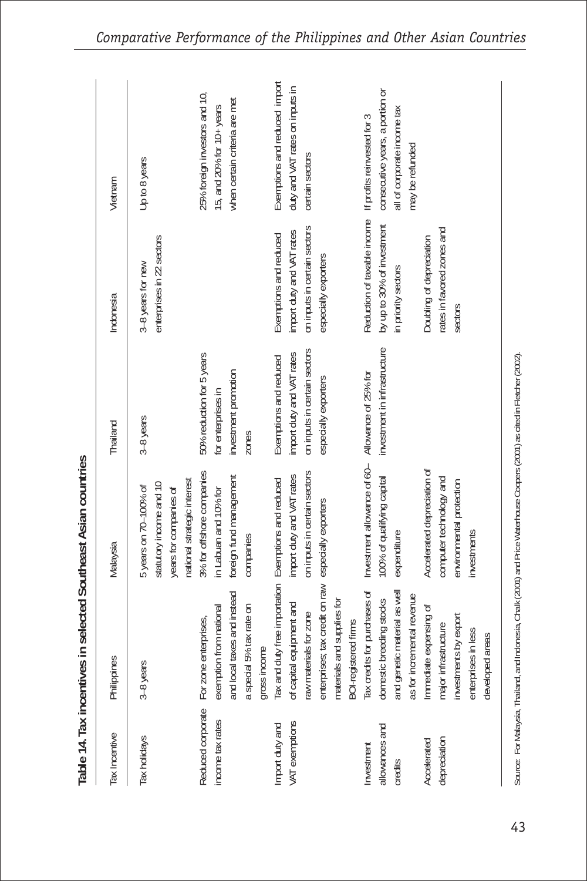**Table 14. Tax incentives in selected Southeast Asian countries**

| Tax Incentive | Philippines | Malaysia | Thailand | Indonesia | Vietnam |
|---|---|---|---|---|---|
| Tax holidays | 3–8 years | 5 years on 70–100% of statutory income and 10 years for companies of national strategic interest | 3–8 years | 3–8 years for new enterprises in 22 sectors | Up to 8 years |
| Reduced corporate income tax rates | For zone enterprises, exemption from national and local taxes and instead a special 5% tax rate on gross income | 3% for offshore companies in Labuan and 10% for foreign fund management companies | 50% reduction for 5 years for enterprises in investment promotion zones | | 25% foreign investors and 10, 15, and 20% for 10+ years when certain criteria are met |
| Import duty and VAT exemptions | Tax and duty free importation of capital equipment and raw materials for zone enterprises; tax credit on raw materials and supplies for BOI-registered firms | Exemptions and reduced import duty and VAT rates on inputs in certain sectors especially exporters | Exemptions and reduced import duty and VAT rates on inputs in certain sectors especially exporters | Exemptions and reduced import duty and VAT rates on inputs in certain sectors especially exporters | Exemptions and reduced import duty and VAT rates on inputs in certain sectors |
| Investment allowances and credits | Tax credits for purchases of domestic breeding stocks and genetic material as well as for incremental revenue | Investment allowance of 60–100% of qualifying capital expenditure | Allowance of 25% for investment in infrastructure | Reduction of taxable income by up to 30% of investment in priority sectors | If profits reinvested for 3 consecutive years, a portion or all of corporate income tax may be refunded |
| Accelerated depreciation | Immediate expensing of major infrastructure investments by export enterprises in less developed areas | Accelerated depreciation of computer technology and environmental protection investments | | Doubling of depreciation rates in favored zones and sectors | |

Source: For Malaysia, Thailand, and Indonesia, Chalk (2001) and Price Waterhouse Coopers (2001) as cited in Fletcher (2002).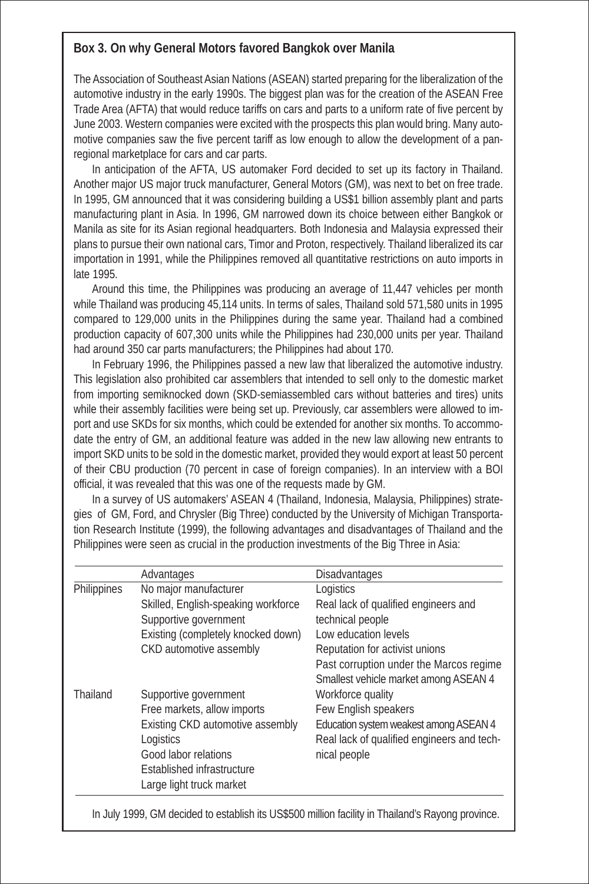**Box 3. On why General Motors favored Bangkok over Manila**

The Association of Southeast Asian Nations (ASEAN) started preparing for the liberalization of the automotive industry in the early 1990s. The biggest plan was for the creation of the ASEAN Free Trade Area (AFTA) that would reduce tariffs on cars and parts to a uniform rate of five percent by June 2003. Western companies were excited with the prospects this plan would bring. Many automotive companies saw the five percent tariff as low enough to allow the development of a pan-regional marketplace for cars and car parts.

In anticipation of the AFTA, US automaker Ford decided to set up its factory in Thailand. Another major US major truck manufacturer, General Motors (GM), was next to bet on free trade. In 1995, GM announced that it was considering building a US$1 billion assembly plant and parts manufacturing plant in Asia. In 1996, GM narrowed down its choice between either Bangkok or Manila as site for its Asian regional headquarters. Both Indonesia and Malaysia expressed their plans to pursue their own national cars, Timor and Proton, respectively. Thailand liberalized its car importation in 1991, while the Philippines removed all quantitative restrictions on auto imports in late 1995.

Around this time, the Philippines was producing an average of 11,447 vehicles per month while Thailand was producing 45,114 units. In terms of sales, Thailand sold 571,580 units in 1995 compared to 129,000 units in the Philippines during the same year. Thailand had a combined production capacity of 607,300 units while the Philippines had 230,000 units per year. Thailand had around 350 car parts manufacturers; the Philippines had about 170.

In February 1996, the Philippines passed a new law that liberalized the automotive industry. This legislation also prohibited car assemblers that intended to sell only to the domestic market from importing semiknocked down (SKD-semiassembled cars without batteries and tires) units while their assembly facilities were being set up. Previously, car assemblers were allowed to import and use SKDs for six months, which could be extended for another six months. To accommodate the entry of GM, an additional feature was added in the new law allowing new entrants to import SKD units to be sold in the domestic market, provided they would export at least 50 percent of their CBU production (70 percent in case of foreign companies). In an interview with a BOI official, it was revealed that this was one of the requests made by GM.

In a survey of US automakers' ASEAN 4 (Thailand, Indonesia, Malaysia, Philippines) strategies of GM, Ford, and Chrysler (Big Three) conducted by the University of Michigan Transportation Research Institute (1999), the following advantages and disadvantages of Thailand and the Philippines were seen as crucial in the production investments of the Big Three in Asia:

| | Advantages | Disadvantages |
|---|---|---|
| Philippines | No major manufacturer<br>Skilled, English-speaking workforce<br>Supportive government<br>Existing (completely knocked down) CKD automotive assembly | Logistics<br>Real lack of qualified engineers and technical people<br>Low education levels<br>Reputation for activist unions<br>Past corruption under the Marcos regime<br>Smallest vehicle market among ASEAN 4 |
| Thailand | Supportive government<br>Free markets, allow imports<br>Existing CKD automotive assembly<br>Logistics<br>Good labor relations<br>Established infrastructure<br>Large light truck market | Workforce quality<br>Few English speakers<br>Education system weakest among ASEAN 4<br>Real lack of qualified engineers and technical people |

In July 1999, GM decided to establish its US$500 million facility in Thailand's Rayong province.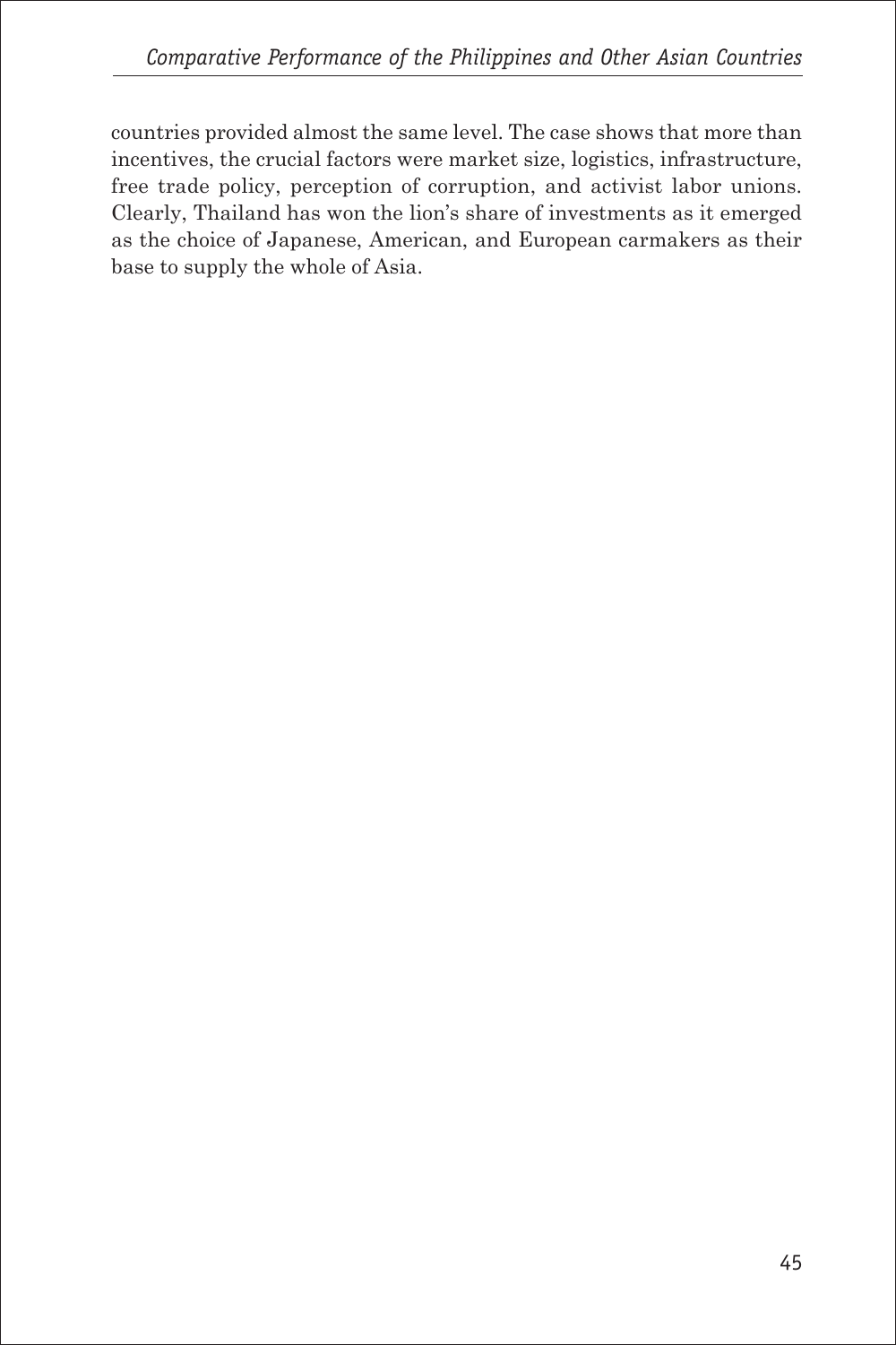countries provided almost the same level. The case shows that more than incentives, the crucial factors were market size, logistics, infrastructure, free trade policy, perception of corruption, and activist labor unions. Clearly, Thailand has won the lion's share of investments as it emerged as the choice of Japanese, American, and European carmakers as their base to supply the whole of Asia.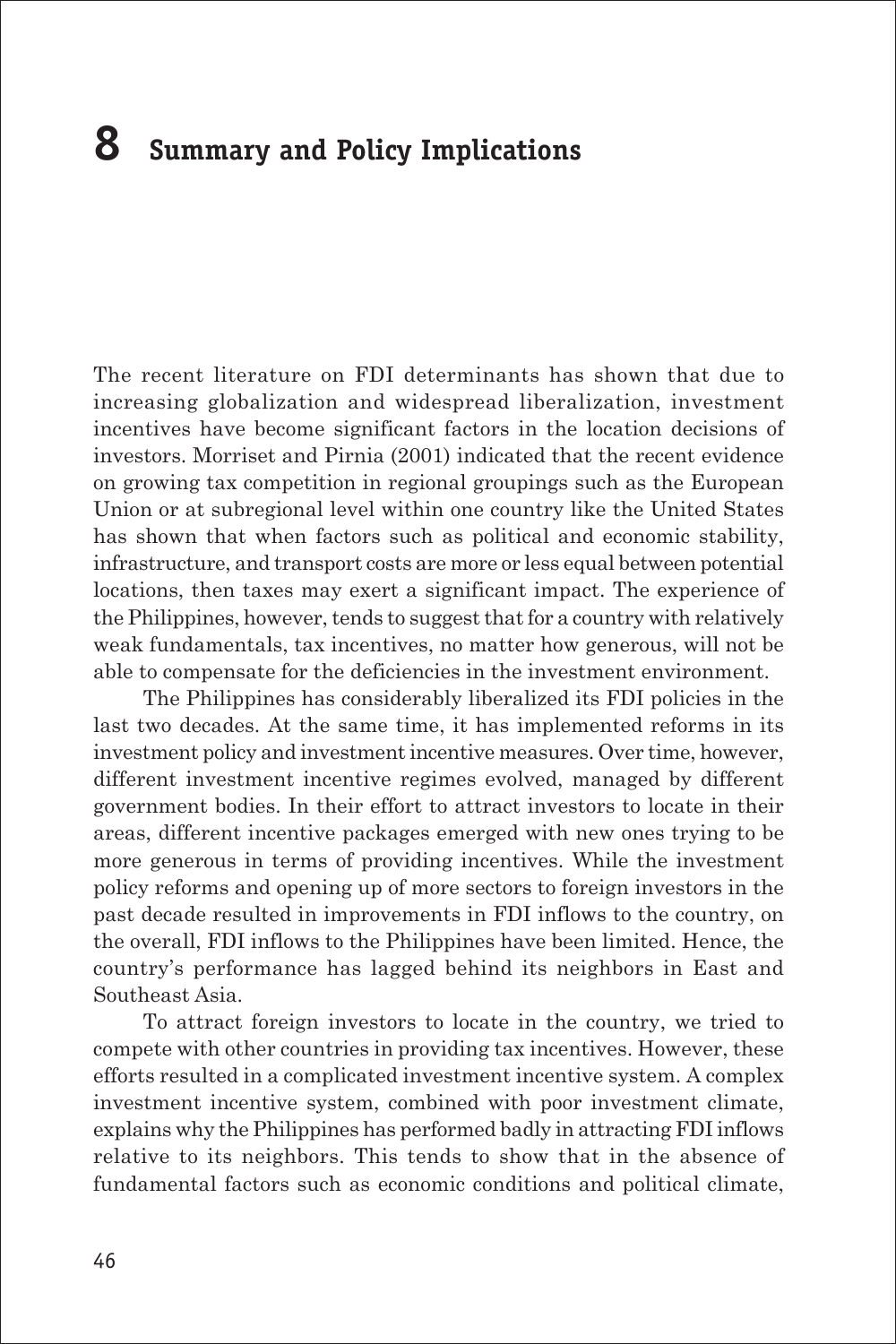# 8 Summary and Policy Implications

The recent literature on FDI determinants has shown that due to increasing globalization and widespread liberalization, investment incentives have become significant factors in the location decisions of investors. Morriset and Pirnia (2001) indicated that the recent evidence on growing tax competition in regional groupings such as the European Union or at subregional level within one country like the United States has shown that when factors such as political and economic stability, infrastructure, and transport costs are more or less equal between potential locations, then taxes may exert a significant impact. The experience of the Philippines, however, tends to suggest that for a country with relatively weak fundamentals, tax incentives, no matter how generous, will not be able to compensate for the deficiencies in the investment environment.

The Philippines has considerably liberalized its FDI policies in the last two decades. At the same time, it has implemented reforms in its investment policy and investment incentive measures. Over time, however, different investment incentive regimes evolved, managed by different government bodies. In their effort to attract investors to locate in their areas, different incentive packages emerged with new ones trying to be more generous in terms of providing incentives. While the investment policy reforms and opening up of more sectors to foreign investors in the past decade resulted in improvements in FDI inflows to the country, on the overall, FDI inflows to the Philippines have been limited. Hence, the country's performance has lagged behind its neighbors in East and Southeast Asia.

To attract foreign investors to locate in the country, we tried to compete with other countries in providing tax incentives. However, these efforts resulted in a complicated investment incentive system. A complex investment incentive system, combined with poor investment climate, explains why the Philippines has performed badly in attracting FDI inflows relative to its neighbors. This tends to show that in the absence of fundamental factors such as economic conditions and political climate,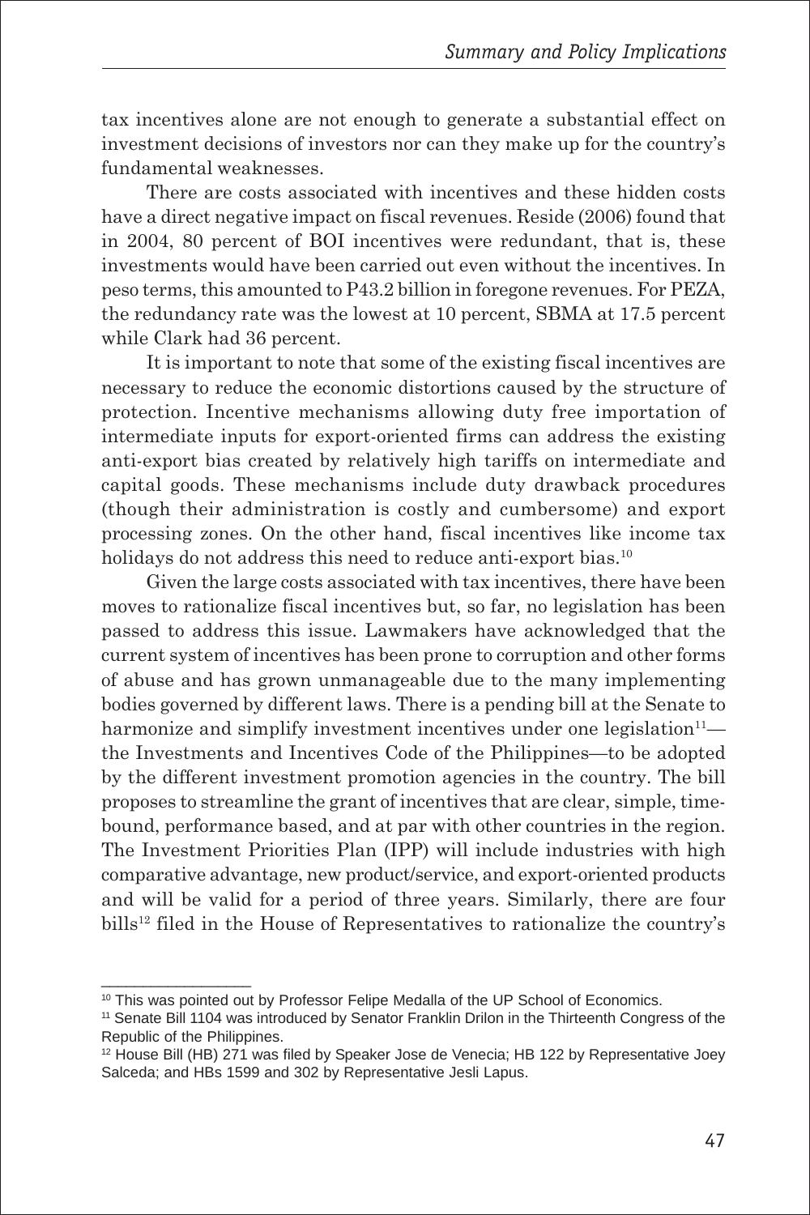tax incentives alone are not enough to generate a substantial effect on investment decisions of investors nor can they make up for the country's fundamental weaknesses.

There are costs associated with incentives and these hidden costs have a direct negative impact on fiscal revenues. Reside (2006) found that in 2004, 80 percent of BOI incentives were redundant, that is, these investments would have been carried out even without the incentives. In peso terms, this amounted to P43.2 billion in foregone revenues. For PEZA, the redundancy rate was the lowest at 10 percent, SBMA at 17.5 percent while Clark had 36 percent.

It is important to note that some of the existing fiscal incentives are necessary to reduce the economic distortions caused by the structure of protection. Incentive mechanisms allowing duty free importation of intermediate inputs for export-oriented firms can address the existing anti-export bias created by relatively high tariffs on intermediate and capital goods. These mechanisms include duty drawback procedures (though their administration is costly and cumbersome) and export processing zones. On the other hand, fiscal incentives like income tax holidays do not address this need to reduce anti-export bias.[10]

Given the large costs associated with tax incentives, there have been moves to rationalize fiscal incentives but, so far, no legislation has been passed to address this issue. Lawmakers have acknowledged that the current system of incentives has been prone to corruption and other forms of abuse and has grown unmanageable due to the many implementing bodies governed by different laws. There is a pending bill at the Senate to harmonize and simplify investment incentives under one legislation[11]—the Investments and Incentives Code of the Philippines—to be adopted by the different investment promotion agencies in the country. The bill proposes to streamline the grant of incentives that are clear, simple, time-bound, performance based, and at par with other countries in the region. The Investment Priorities Plan (IPP) will include industries with high comparative advantage, new product/service, and export-oriented products and will be valid for a period of three years. Similarly, there are four bills[12] filed in the House of Representatives to rationalize the country's

---

[10] This was pointed out by Professor Felipe Medalla of the UP School of Economics.

[11] Senate Bill 1104 was introduced by Senator Franklin Drilon in the Thirteenth Congress of the Republic of the Philippines.

[12] House Bill (HB) 271 was filed by Speaker Jose de Venecia; HB 122 by Representative Joey Salceda; and HBs 1599 and 302 by Representative Jesli Lapus.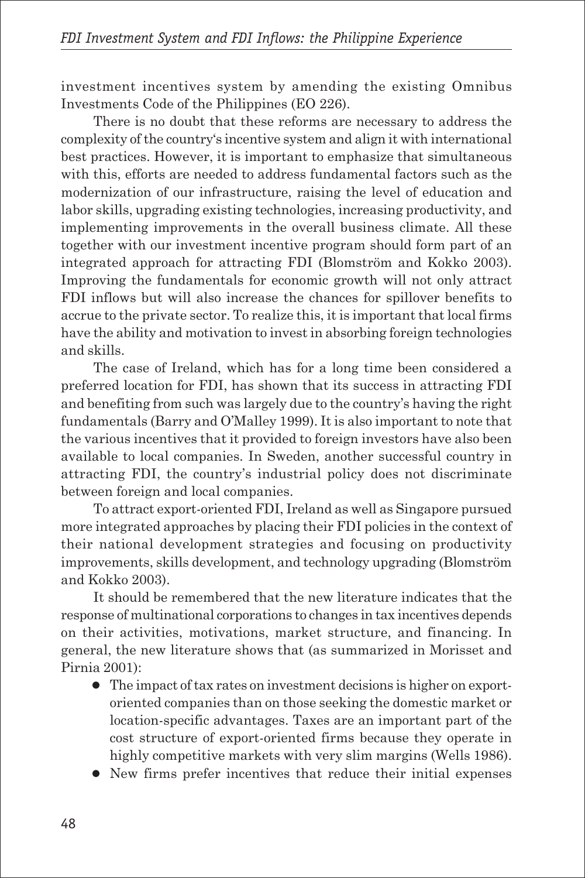investment incentives system by amending the existing Omnibus Investments Code of the Philippines (EO 226).

There is no doubt that these reforms are necessary to address the complexity of the country's incentive system and align it with international best practices. However, it is important to emphasize that simultaneous with this, efforts are needed to address fundamental factors such as the modernization of our infrastructure, raising the level of education and labor skills, upgrading existing technologies, increasing productivity, and implementing improvements in the overall business climate. All these together with our investment incentive program should form part of an integrated approach for attracting FDI (Blomström and Kokko 2003). Improving the fundamentals for economic growth will not only attract FDI inflows but will also increase the chances for spillover benefits to accrue to the private sector. To realize this, it is important that local firms have the ability and motivation to invest in absorbing foreign technologies and skills.

The case of Ireland, which has for a long time been considered a preferred location for FDI, has shown that its success in attracting FDI and benefiting from such was largely due to the country's having the right fundamentals (Barry and O'Malley 1999). It is also important to note that the various incentives that it provided to foreign investors have also been available to local companies. In Sweden, another successful country in attracting FDI, the country's industrial policy does not discriminate between foreign and local companies.

To attract export-oriented FDI, Ireland as well as Singapore pursued more integrated approaches by placing their FDI policies in the context of their national development strategies and focusing on productivity improvements, skills development, and technology upgrading (Blomström and Kokko 2003).

It should be remembered that the new literature indicates that the response of multinational corporations to changes in tax incentives depends on their activities, motivations, market structure, and financing. In general, the new literature shows that (as summarized in Morisset and Pirnia 2001):

- The impact of tax rates on investment decisions is higher on export-oriented companies than on those seeking the domestic market or location-specific advantages. Taxes are an important part of the cost structure of export-oriented firms because they operate in highly competitive markets with very slim margins (Wells 1986).
- New firms prefer incentives that reduce their initial expenses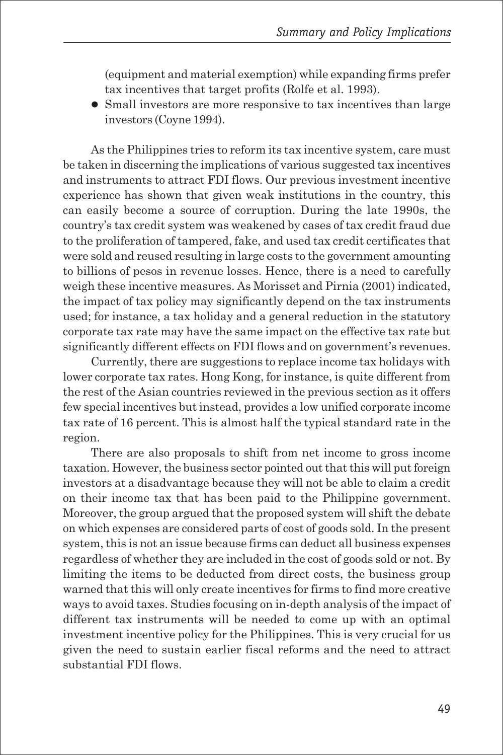(equipment and material exemption) while expanding firms prefer tax incentives that target profits (Rolfe et al. 1993).

- Small investors are more responsive to tax incentives than large investors (Coyne 1994).

As the Philippines tries to reform its tax incentive system, care must be taken in discerning the implications of various suggested tax incentives and instruments to attract FDI flows. Our previous investment incentive experience has shown that given weak institutions in the country, this can easily become a source of corruption. During the late 1990s, the country's tax credit system was weakened by cases of tax credit fraud due to the proliferation of tampered, fake, and used tax credit certificates that were sold and reused resulting in large costs to the government amounting to billions of pesos in revenue losses. Hence, there is a need to carefully weigh these incentive measures. As Morisset and Pirnia (2001) indicated, the impact of tax policy may significantly depend on the tax instruments used; for instance, a tax holiday and a general reduction in the statutory corporate tax rate may have the same impact on the effective tax rate but significantly different effects on FDI flows and on government's revenues.

Currently, there are suggestions to replace income tax holidays with lower corporate tax rates. Hong Kong, for instance, is quite different from the rest of the Asian countries reviewed in the previous section as it offers few special incentives but instead, provides a low unified corporate income tax rate of 16 percent. This is almost half the typical standard rate in the region.

There are also proposals to shift from net income to gross income taxation. However, the business sector pointed out that this will put foreign investors at a disadvantage because they will not be able to claim a credit on their income tax that has been paid to the Philippine government. Moreover, the group argued that the proposed system will shift the debate on which expenses are considered parts of cost of goods sold. In the present system, this is not an issue because firms can deduct all business expenses regardless of whether they are included in the cost of goods sold or not. By limiting the items to be deducted from direct costs, the business group warned that this will only create incentives for firms to find more creative ways to avoid taxes. Studies focusing on in-depth analysis of the impact of different tax instruments will be needed to come up with an optimal investment incentive policy for the Philippines. This is very crucial for us given the need to sustain earlier fiscal reforms and the need to attract substantial FDI flows.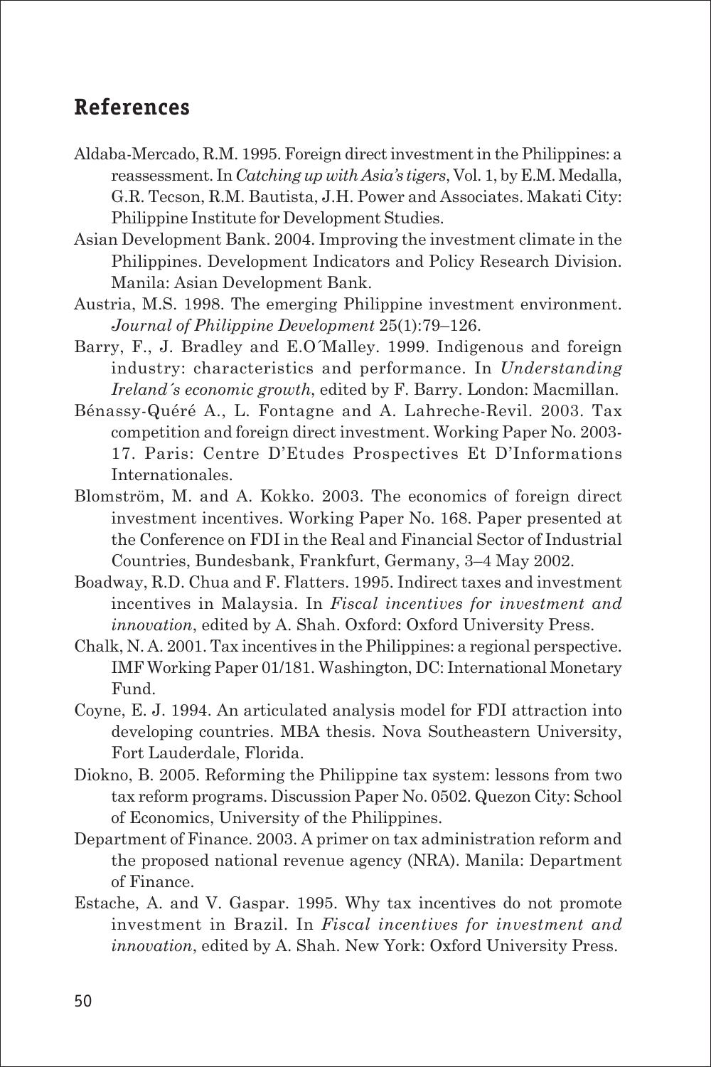## References

Aldaba-Mercado, R.M. 1995. Foreign direct investment in the Philippines: a reassessment. In *Catching up with Asia's tigers*, Vol. 1, by E.M. Medalla, G.R. Tecson, R.M. Bautista, J.H. Power and Associates. Makati City: Philippine Institute for Development Studies.

Asian Development Bank. 2004. Improving the investment climate in the Philippines. Development Indicators and Policy Research Division. Manila: Asian Development Bank.

Austria, M.S. 1998. The emerging Philippine investment environment. *Journal of Philippine Development* 25(1):79–126.

Barry, F., J. Bradley and E.O´Malley. 1999. Indigenous and foreign industry: characteristics and performance. In *Understanding Ireland´s economic growth*, edited by F. Barry. London: Macmillan.

Bénassy-Quéré A., L. Fontagne and A. Lahreche-Revil. 2003. Tax competition and foreign direct investment. Working Paper No. 2003-17. Paris: Centre D'Etudes Prospectives Et D'Informations Internationales.

Blomström, M. and A. Kokko. 2003. The economics of foreign direct investment incentives. Working Paper No. 168. Paper presented at the Conference on FDI in the Real and Financial Sector of Industrial Countries, Bundesbank, Frankfurt, Germany, 3–4 May 2002.

Boadway, R.D. Chua and F. Flatters. 1995. Indirect taxes and investment incentives in Malaysia. In *Fiscal incentives for investment and innovation*, edited by A. Shah. Oxford: Oxford University Press.

Chalk, N. A. 2001. Tax incentives in the Philippines: a regional perspective. IMF Working Paper 01/181. Washington, DC: International Monetary Fund.

Coyne, E. J. 1994. An articulated analysis model for FDI attraction into developing countries. MBA thesis. Nova Southeastern University, Fort Lauderdale, Florida.

Diokno, B. 2005. Reforming the Philippine tax system: lessons from two tax reform programs. Discussion Paper No. 0502. Quezon City: School of Economics, University of the Philippines.

Department of Finance. 2003. A primer on tax administration reform and the proposed national revenue agency (NRA). Manila: Department of Finance.

Estache, A. and V. Gaspar. 1995. Why tax incentives do not promote investment in Brazil. In *Fiscal incentives for investment and innovation*, edited by A. Shah. New York: Oxford University Press.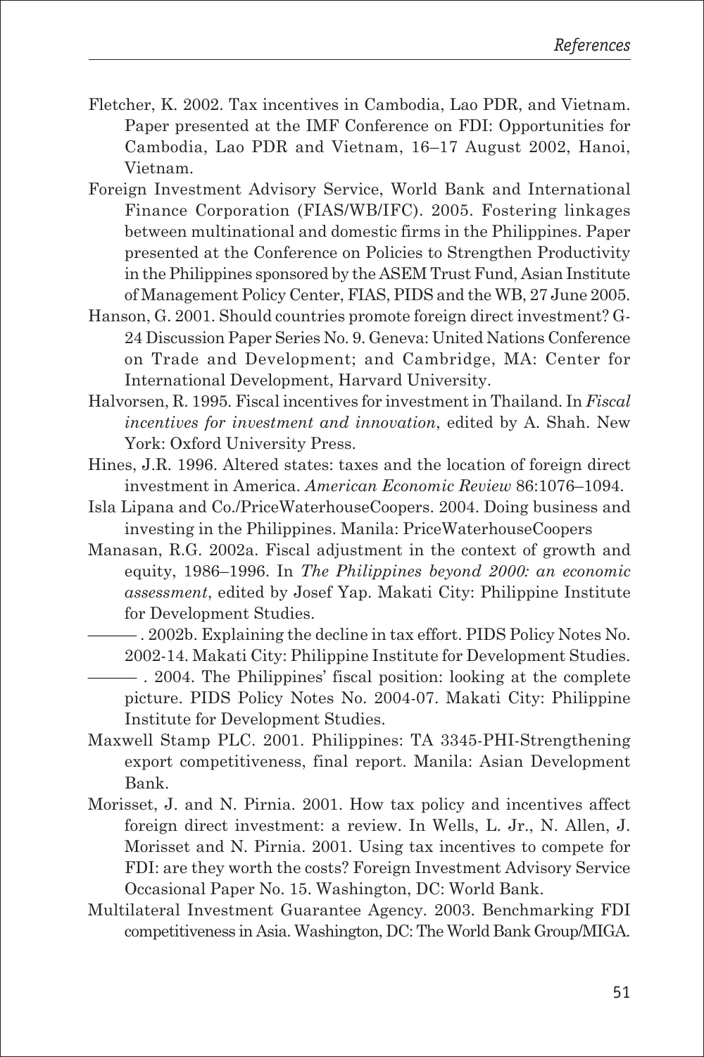Fletcher, K. 2002. Tax incentives in Cambodia, Lao PDR, and Vietnam. Paper presented at the IMF Conference on FDI: Opportunities for Cambodia, Lao PDR and Vietnam, 16–17 August 2002, Hanoi, Vietnam.

Foreign Investment Advisory Service, World Bank and International Finance Corporation (FIAS/WB/IFC). 2005. Fostering linkages between multinational and domestic firms in the Philippines. Paper presented at the Conference on Policies to Strengthen Productivity in the Philippines sponsored by the ASEM Trust Fund, Asian Institute of Management Policy Center, FIAS, PIDS and the WB, 27 June 2005.

Hanson, G. 2001. Should countries promote foreign direct investment? G-24 Discussion Paper Series No. 9. Geneva: United Nations Conference on Trade and Development; and Cambridge, MA: Center for International Development, Harvard University.

Halvorsen, R. 1995. Fiscal incentives for investment in Thailand. In *Fiscal incentives for investment and innovation*, edited by A. Shah. New York: Oxford University Press.

Hines, J.R. 1996. Altered states: taxes and the location of foreign direct investment in America. *American Economic Review* 86:1076–1094.

Isla Lipana and Co./PriceWaterhouseCoopers. 2004. Doing business and investing in the Philippines. Manila: PriceWaterhouseCoopers

Manasan, R.G. 2002a. Fiscal adjustment in the context of growth and equity, 1986–1996. In *The Philippines beyond 2000: an economic assessment*, edited by Josef Yap. Makati City: Philippine Institute for Development Studies.

———. 2002b. Explaining the decline in tax effort. PIDS Policy Notes No. 2002-14. Makati City: Philippine Institute for Development Studies.

———. 2004. The Philippines' fiscal position: looking at the complete picture. PIDS Policy Notes No. 2004-07. Makati City: Philippine Institute for Development Studies.

Maxwell Stamp PLC. 2001. Philippines: TA 3345-PHI-Strengthening export competitiveness, final report. Manila: Asian Development Bank.

Morisset, J. and N. Pirnia. 2001. How tax policy and incentives affect foreign direct investment: a review. In Wells, L. Jr., N. Allen, J. Morisset and N. Pirnia. 2001. Using tax incentives to compete for FDI: are they worth the costs? Foreign Investment Advisory Service Occasional Paper No. 15. Washington, DC: World Bank.

Multilateral Investment Guarantee Agency. 2003. Benchmarking FDI competitiveness in Asia. Washington, DC: The World Bank Group/MIGA.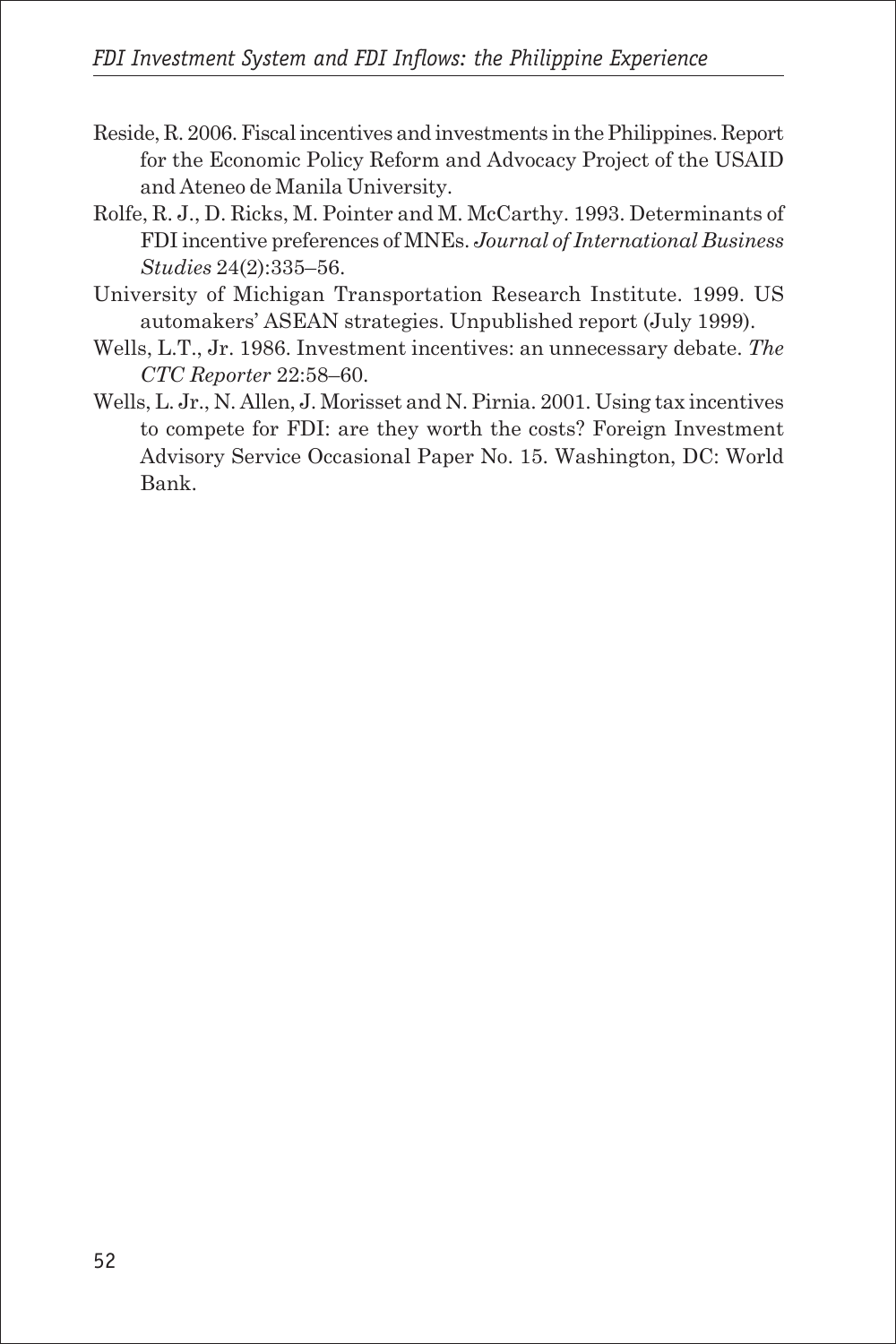Reside, R. 2006. Fiscal incentives and investments in the Philippines. Report for the Economic Policy Reform and Advocacy Project of the USAID and Ateneo de Manila University.

Rolfe, R. J., D. Ricks, M. Pointer and M. McCarthy. 1993. Determinants of FDI incentive preferences of MNEs. *Journal of International Business Studies* 24(2):335–56.

University of Michigan Transportation Research Institute. 1999. US automakers' ASEAN strategies. Unpublished report (July 1999).

Wells, L.T., Jr. 1986. Investment incentives: an unnecessary debate. *The CTC Reporter* 22:58–60.

Wells, L. Jr., N. Allen, J. Morisset and N. Pirnia. 2001. Using tax incentives to compete for FDI: are they worth the costs? Foreign Investment Advisory Service Occasional Paper No. 15. Washington, DC: World Bank.